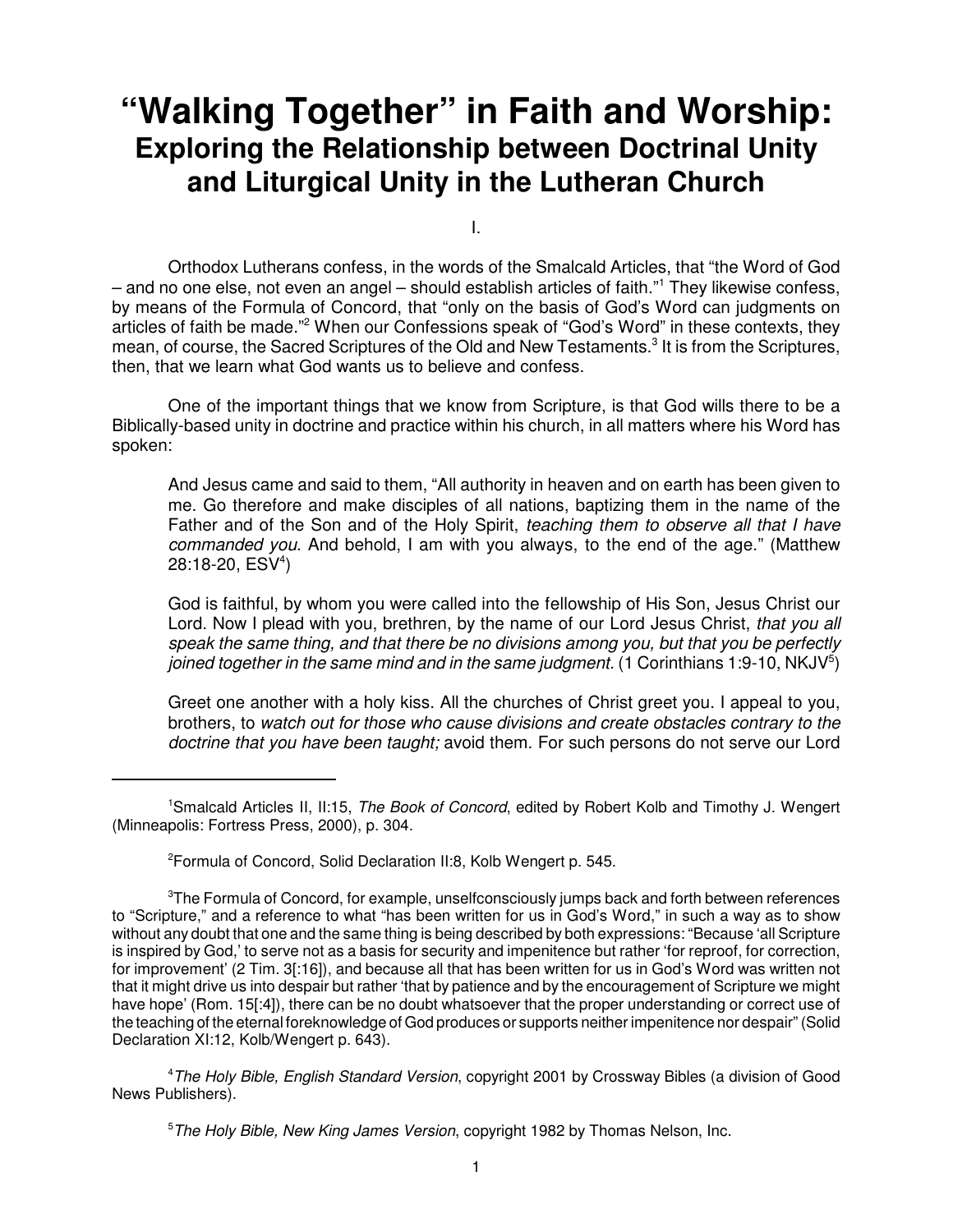# "Walking Together" in Faith and Worship:
## Exploring the Relationship between Doctrinal Unity and Liturgical Unity in the Lutheran Church

I.

Orthodox Lutherans confess, in the words of the Smalcald Articles, that "the Word of God – and no one else, not even an angel – should establish articles of faith."[1] They likewise confess, by means of the Formula of Concord, that "only on the basis of God's Word can judgments on articles of faith be made."[2] When our Confessions speak of "God's Word" in these contexts, they mean, of course, the Sacred Scriptures of the Old and New Testaments.[3] It is from the Scriptures, then, that we learn what God wants us to believe and confess.

One of the important things that we know from Scripture, is that God wills there to be a Biblically-based unity in doctrine and practice within his church, in all matters where his Word has spoken:

> And Jesus came and said to them, "All authority in heaven and on earth has been given to me. Go therefore and make disciples of all nations, baptizing them in the name of the Father and of the Son and of the Holy Spirit, *teaching them to observe all that I have commanded you*. And behold, I am with you always, to the end of the age." (Matthew 28:18-20, ESV[4])

> God is faithful, by whom you were called into the fellowship of His Son, Jesus Christ our Lord. Now I plead with you, brethren, by the name of our Lord Jesus Christ, *that you all speak the same thing, and that there be no divisions among you, but that you be perfectly joined together in the same mind and in the same judgment.* (1 Corinthians 1:9-10, NKJV[5])

> Greet one another with a holy kiss. All the churches of Christ greet you. I appeal to you, brothers, to *watch out for those who cause divisions and create obstacles contrary to the doctrine that you have been taught;* avoid them. For such persons do not serve our Lord

---

[1]Smalcald Articles II, II:15, *The Book of Concord*, edited by Robert Kolb and Timothy J. Wengert (Minneapolis: Fortress Press, 2000), p. 304.

[2]Formula of Concord, Solid Declaration II:8, Kolb Wengert p. 545.

[3]The Formula of Concord, for example, unselfconsciously jumps back and forth between references to "Scripture," and a reference to what "has been written for us in God's Word," in such a way as to show without any doubt that one and the same thing is being described by both expressions: "Because 'all Scripture is inspired by God,' to serve not as a basis for security and impenitence but rather 'for reproof, for correction, for improvement' (2 Tim. 3[:16]), and because all that has been written for us in God's Word was written not that it might drive us into despair but rather 'that by patience and by the encouragement of Scripture we might have hope' (Rom. 15[:4]), there can be no doubt whatsoever that the proper understanding or correct use of the teaching of the eternal foreknowledge of God produces or supports neither impenitence nor despair" (Solid Declaration XI:12, Kolb/Wengert p. 643).

[4]*The Holy Bible, English Standard Version*, copyright 2001 by Crossway Bibles (a division of Good News Publishers).

[5]*The Holy Bible, New King James Version*, copyright 1982 by Thomas Nelson, Inc.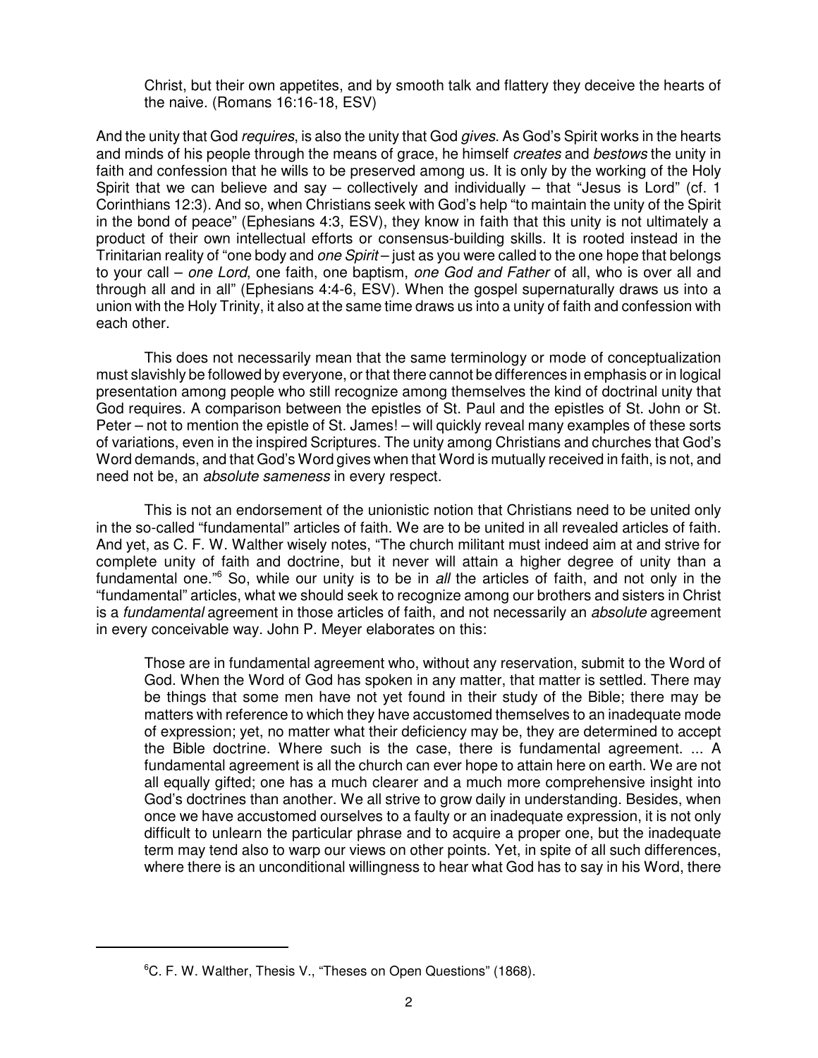> Christ, but their own appetites, and by smooth talk and flattery they deceive the hearts of the naive. (Romans 16:16-18, ESV)

And the unity that God *requires*, is also the unity that God *gives*. As God's Spirit works in the hearts and minds of his people through the means of grace, he himself *creates* and *bestows* the unity in faith and confession that he wills to be preserved among us. It is only by the working of the Holy Spirit that we can believe and say – collectively and individually – that "Jesus is Lord" (cf. 1 Corinthians 12:3). And so, when Christians seek with God's help "to maintain the unity of the Spirit in the bond of peace" (Ephesians 4:3, ESV), they know in faith that this unity is not ultimately a product of their own intellectual efforts or consensus-building skills. It is rooted instead in the Trinitarian reality of "one body and *one Spirit* – just as you were called to the one hope that belongs to your call – *one Lord*, one faith, one baptism, *one God and Father* of all, who is over all and through all and in all" (Ephesians 4:4-6, ESV). When the gospel supernaturally draws us into a union with the Holy Trinity, it also at the same time draws us into a unity of faith and confession with each other.

This does not necessarily mean that the same terminology or mode of conceptualization must slavishly be followed by everyone, or that there cannot be differences in emphasis or in logical presentation among people who still recognize among themselves the kind of doctrinal unity that God requires. A comparison between the epistles of St. Paul and the epistles of St. John or St. Peter – not to mention the epistle of St. James! – will quickly reveal many examples of these sorts of variations, even in the inspired Scriptures. The unity among Christians and churches that God's Word demands, and that God's Word gives when that Word is mutually received in faith, is not, and need not be, an *absolute sameness* in every respect.

This is not an endorsement of the unionistic notion that Christians need to be united only in the so-called "fundamental" articles of faith. We are to be united in all revealed articles of faith. And yet, as C. F. W. Walther wisely notes, "The church militant must indeed aim at and strive for complete unity of faith and doctrine, but it never will attain a higher degree of unity than a fundamental one."[6] So, while our unity is to be in *all* the articles of faith, and not only in the "fundamental" articles, what we should seek to recognize among our brothers and sisters in Christ is a *fundamental* agreement in those articles of faith, and not necessarily an *absolute* agreement in every conceivable way. John P. Meyer elaborates on this:

> Those are in fundamental agreement who, without any reservation, submit to the Word of God. When the Word of God has spoken in any matter, that matter is settled. There may be things that some men have not yet found in their study of the Bible; there may be matters with reference to which they have accustomed themselves to an inadequate mode of expression; yet, no matter what their deficiency may be, they are determined to accept the Bible doctrine. Where such is the case, there is fundamental agreement. ... A fundamental agreement is all the church can ever hope to attain here on earth. We are not all equally gifted; one has a much clearer and a much more comprehensive insight into God's doctrines than another. We all strive to grow daily in understanding. Besides, when once we have accustomed ourselves to a faulty or an inadequate expression, it is not only difficult to unlearn the particular phrase and to acquire a proper one, but the inadequate term may tend also to warp our views on other points. Yet, in spite of all such differences, where there is an unconditional willingness to hear what God has to say in his Word, there

---

[6] C. F. W. Walther, Thesis V., "Theses on Open Questions" (1868).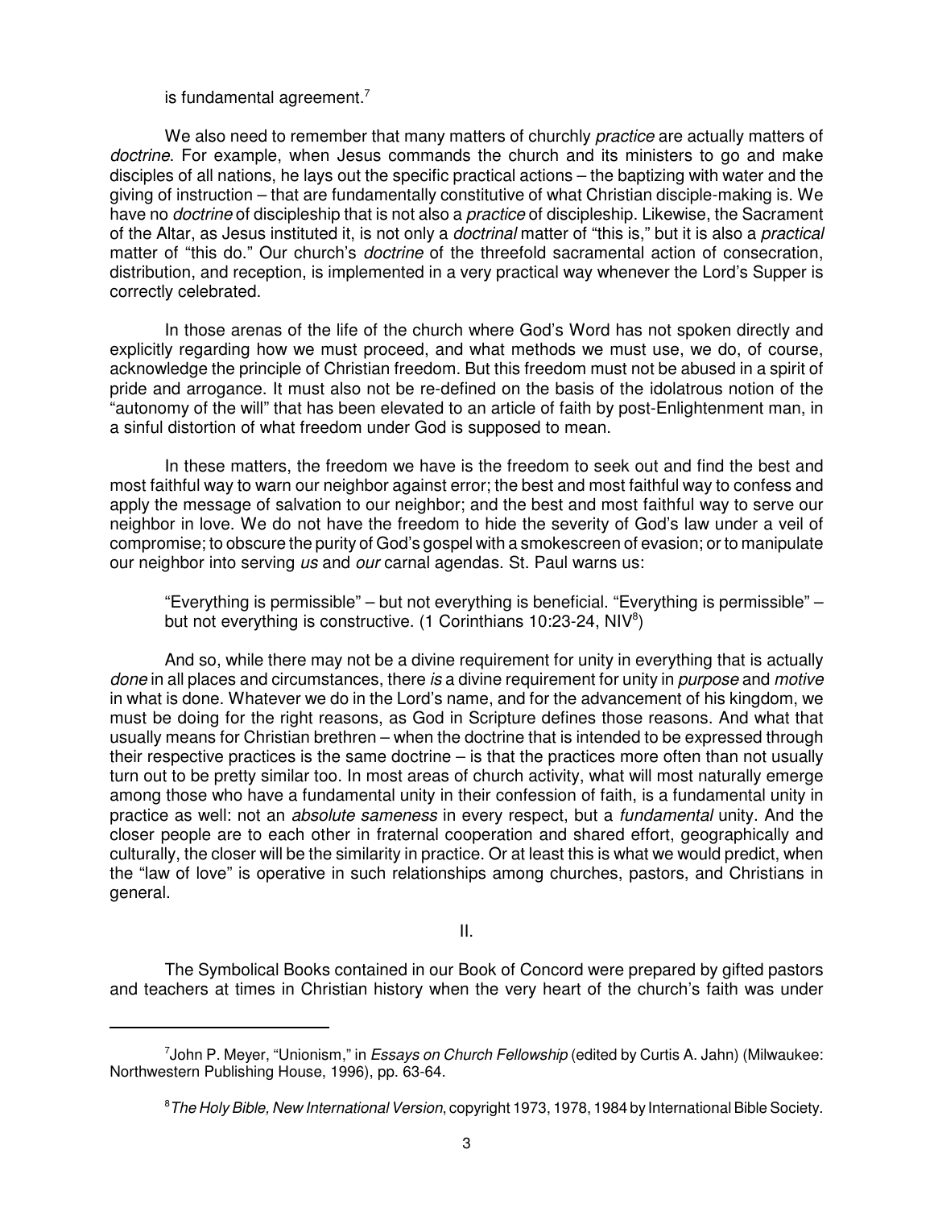is fundamental agreement.[7]

We also need to remember that many matters of churchly *practice* are actually matters of *doctrine*. For example, when Jesus commands the church and its ministers to go and make disciples of all nations, he lays out the specific practical actions – the baptizing with water and the giving of instruction – that are fundamentally constitutive of what Christian disciple-making is. We have no *doctrine* of discipleship that is not also a *practice* of discipleship. Likewise, the Sacrament of the Altar, as Jesus instituted it, is not only a *doctrinal* matter of "this is," but it is also a *practical* matter of "this do." Our church's *doctrine* of the threefold sacramental action of consecration, distribution, and reception, is implemented in a very practical way whenever the Lord's Supper is correctly celebrated.

In those arenas of the life of the church where God's Word has not spoken directly and explicitly regarding how we must proceed, and what methods we must use, we do, of course, acknowledge the principle of Christian freedom. But this freedom must not be abused in a spirit of pride and arrogance. It must also not be re-defined on the basis of the idolatrous notion of the "autonomy of the will" that has been elevated to an article of faith by post-Enlightenment man, in a sinful distortion of what freedom under God is supposed to mean.

In these matters, the freedom we have is the freedom to seek out and find the best and most faithful way to warn our neighbor against error; the best and most faithful way to confess and apply the message of salvation to our neighbor; and the best and most faithful way to serve our neighbor in love. We do not have the freedom to hide the severity of God's law under a veil of compromise; to obscure the purity of God's gospel with a smokescreen of evasion; or to manipulate our neighbor into serving *us* and *our* carnal agendas. St. Paul warns us:

> "Everything is permissible" – but not everything is beneficial. "Everything is permissible" – but not everything is constructive. (1 Corinthians 10:23-24, NIV[8])

And so, while there may not be a divine requirement for unity in everything that is actually *done* in all places and circumstances, there *is* a divine requirement for unity in *purpose* and *motive* in what is done. Whatever we do in the Lord's name, and for the advancement of his kingdom, we must be doing for the right reasons, as God in Scripture defines those reasons. And what that usually means for Christian brethren – when the doctrine that is intended to be expressed through their respective practices is the same doctrine – is that the practices more often than not usually turn out to be pretty similar too. In most areas of church activity, what will most naturally emerge among those who have a fundamental unity in their confession of faith, is a fundamental unity in practice as well: not an *absolute sameness* in every respect, but a *fundamental* unity. And the closer people are to each other in fraternal cooperation and shared effort, geographically and culturally, the closer will be the similarity in practice. Or at least this is what we would predict, when the "law of love" is operative in such relationships among churches, pastors, and Christians in general.

## II.

The Symbolical Books contained in our Book of Concord were prepared by gifted pastors and teachers at times in Christian history when the very heart of the church's faith was under

---

[7] John P. Meyer, "Unionism," in *Essays on Church Fellowship* (edited by Curtis A. Jahn) (Milwaukee: Northwestern Publishing House, 1996), pp. 63-64.

[8] *The Holy Bible, New International Version*, copyright 1973, 1978, 1984 by International Bible Society.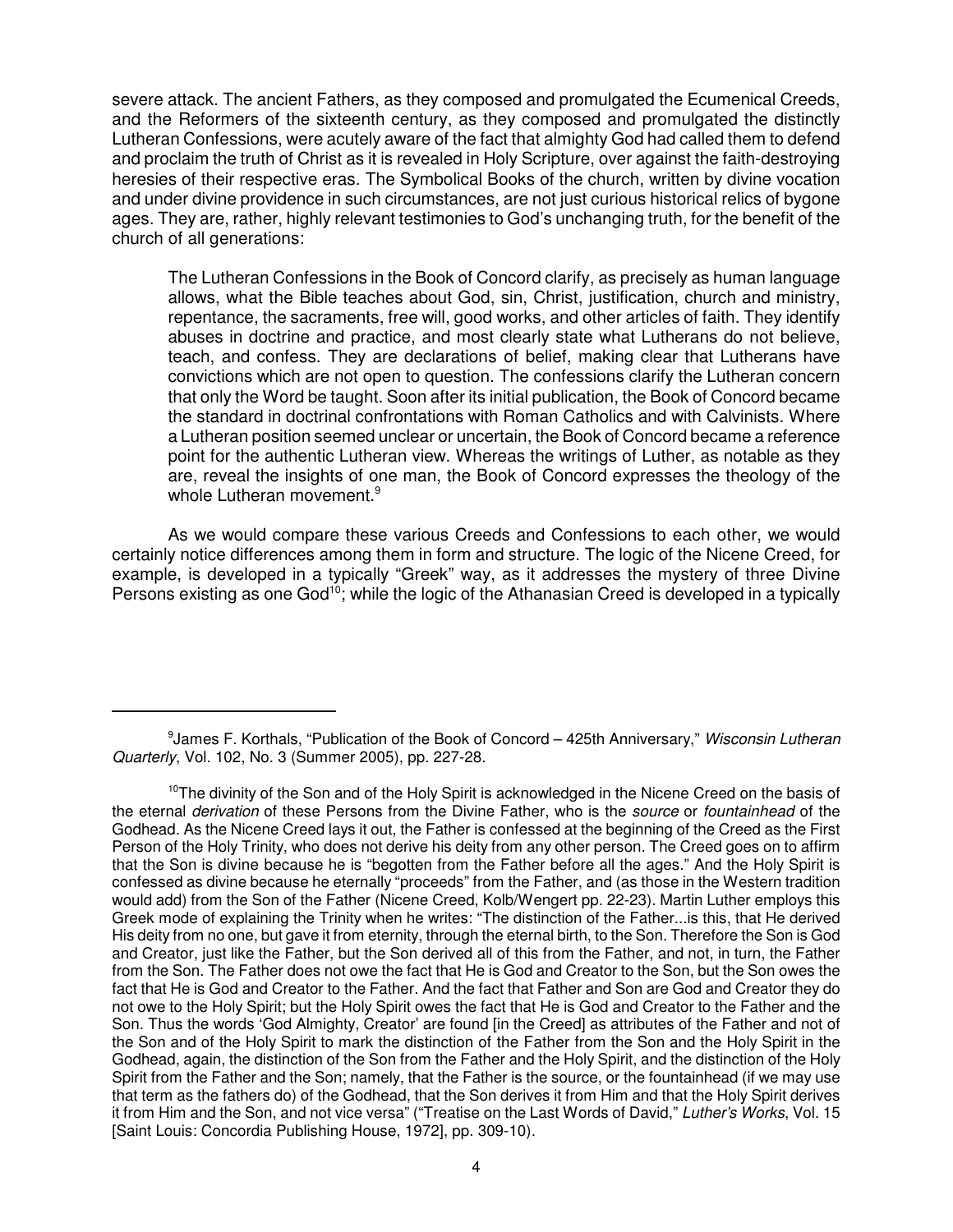severe attack. The ancient Fathers, as they composed and promulgated the Ecumenical Creeds, and the Reformers of the sixteenth century, as they composed and promulgated the distinctly Lutheran Confessions, were acutely aware of the fact that almighty God had called them to defend and proclaim the truth of Christ as it is revealed in Holy Scripture, over against the faith-destroying heresies of their respective eras. The Symbolical Books of the church, written by divine vocation and under divine providence in such circumstances, are not just curious historical relics of bygone ages. They are, rather, highly relevant testimonies to God's unchanging truth, for the benefit of the church of all generations:

> The Lutheran Confessions in the Book of Concord clarify, as precisely as human language allows, what the Bible teaches about God, sin, Christ, justification, church and ministry, repentance, the sacraments, free will, good works, and other articles of faith. They identify abuses in doctrine and practice, and most clearly state what Lutherans do not believe, teach, and confess. They are declarations of belief, making clear that Lutherans have convictions which are not open to question. The confessions clarify the Lutheran concern that only the Word be taught. Soon after its initial publication, the Book of Concord became the standard in doctrinal confrontations with Roman Catholics and with Calvinists. Where a Lutheran position seemed unclear or uncertain, the Book of Concord became a reference point for the authentic Lutheran view. Whereas the writings of Luther, as notable as they are, reveal the insights of one man, the Book of Concord expresses the theology of the whole Lutheran movement.[9]

As we would compare these various Creeds and Confessions to each other, we would certainly notice differences among them in form and structure. The logic of the Nicene Creed, for example, is developed in a typically "Greek" way, as it addresses the mystery of three Divine Persons existing as one God[10]; while the logic of the Athanasian Creed is developed in a typically

---

[9]James F. Korthals, "Publication of the Book of Concord – 425th Anniversary," *Wisconsin Lutheran Quarterly*, Vol. 102, No. 3 (Summer 2005), pp. 227-28.

[10]The divinity of the Son and of the Holy Spirit is acknowledged in the Nicene Creed on the basis of the eternal *derivation* of these Persons from the Divine Father, who is the *source* or *fountainhead* of the Godhead. As the Nicene Creed lays it out, the Father is confessed at the beginning of the Creed as the First Person of the Holy Trinity, who does not derive his deity from any other person. The Creed goes on to affirm that the Son is divine because he is "begotten from the Father before all the ages." And the Holy Spirit is confessed as divine because he eternally "proceeds" from the Father, and (as those in the Western tradition would add) from the Son of the Father (Nicene Creed, Kolb/Wengert pp. 22-23). Martin Luther employs this Greek mode of explaining the Trinity when he writes: "The distinction of the Father...is this, that He derived His deity from no one, but gave it from eternity, through the eternal birth, to the Son. Therefore the Son is God and Creator, just like the Father, but the Son derived all of this from the Father, and not, in turn, the Father from the Son. The Father does not owe the fact that He is God and Creator to the Son, but the Son owes the fact that He is God and Creator to the Father. And the fact that Father and Son are God and Creator they do not owe to the Holy Spirit; but the Holy Spirit owes the fact that He is God and Creator to the Father and the Son. Thus the words 'God Almighty, Creator' are found [in the Creed] as attributes of the Father and not of the Son and of the Holy Spirit to mark the distinction of the Father from the Son and the Holy Spirit in the Godhead, again, the distinction of the Son from the Father and the Holy Spirit, and the distinction of the Holy Spirit from the Father and the Son; namely, that the Father is the source, or the fountainhead (if we may use that term as the fathers do) of the Godhead, that the Son derives it from Him and that the Holy Spirit derives it from Him and the Son, and not vice versa" ("Treatise on the Last Words of David," *Luther's Works*, Vol. 15 [Saint Louis: Concordia Publishing House, 1972], pp. 309-10).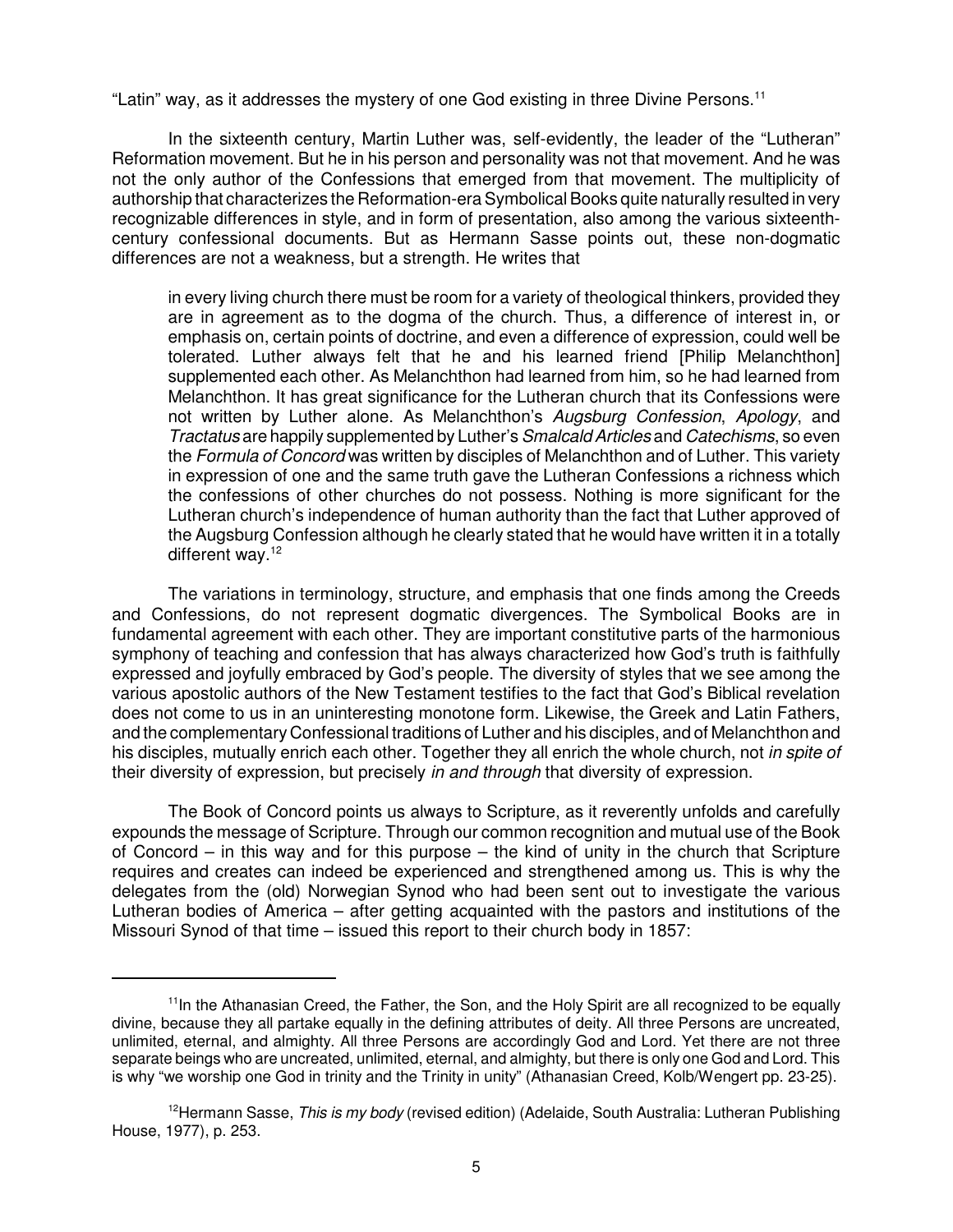"Latin" way, as it addresses the mystery of one God existing in three Divine Persons.[11]

In the sixteenth century, Martin Luther was, self-evidently, the leader of the "Lutheran" Reformation movement. But he in his person and personality was not that movement. And he was not the only author of the Confessions that emerged from that movement. The multiplicity of authorship that characterizes the Reformation-era Symbolical Books quite naturally resulted in very recognizable differences in style, and in form of presentation, also among the various sixteenth-century confessional documents. But as Hermann Sasse points out, these non-dogmatic differences are not a weakness, but a strength. He writes that

> in every living church there must be room for a variety of theological thinkers, provided they are in agreement as to the dogma of the church. Thus, a difference of interest in, or emphasis on, certain points of doctrine, and even a difference of expression, could well be tolerated. Luther always felt that he and his learned friend [Philip Melanchthon] supplemented each other. As Melanchthon had learned from him, so he had learned from Melanchthon. It has great significance for the Lutheran church that its Confessions were not written by Luther alone. As Melanchthon's *Augsburg Confession*, *Apology*, and *Tractatus* are happily supplemented by Luther's *Smalcald Articles* and *Catechisms*, so even the *Formula of Concord* was written by disciples of Melanchthon and of Luther. This variety in expression of one and the same truth gave the Lutheran Confessions a richness which the confessions of other churches do not possess. Nothing is more significant for the Lutheran church's independence of human authority than the fact that Luther approved of the Augsburg Confession although he clearly stated that he would have written it in a totally different way.[12]

The variations in terminology, structure, and emphasis that one finds among the Creeds and Confessions, do not represent dogmatic divergences. The Symbolical Books are in fundamental agreement with each other. They are important constitutive parts of the harmonious symphony of teaching and confession that has always characterized how God's truth is faithfully expressed and joyfully embraced by God's people. The diversity of styles that we see among the various apostolic authors of the New Testament testifies to the fact that God's Biblical revelation does not come to us in an uninteresting monotone form. Likewise, the Greek and Latin Fathers, and the complementary Confessional traditions of Luther and his disciples, and of Melanchthon and his disciples, mutually enrich each other. Together they all enrich the whole church, not *in spite of* their diversity of expression, but precisely *in and through* that diversity of expression.

The Book of Concord points us always to Scripture, as it reverently unfolds and carefully expounds the message of Scripture. Through our common recognition and mutual use of the Book of Concord – in this way and for this purpose – the kind of unity in the church that Scripture requires and creates can indeed be experienced and strengthened among us. This is why the delegates from the (old) Norwegian Synod who had been sent out to investigate the various Lutheran bodies of America – after getting acquainted with the pastors and institutions of the Missouri Synod of that time – issued this report to their church body in 1857:

---

[11] In the Athanasian Creed, the Father, the Son, and the Holy Spirit are all recognized to be equally divine, because they all partake equally in the defining attributes of deity. All three Persons are uncreated, unlimited, eternal, and almighty. All three Persons are accordingly God and Lord. Yet there are not three separate beings who are uncreated, unlimited, eternal, and almighty, but there is only one God and Lord. This is why "we worship one God in trinity and the Trinity in unity" (Athanasian Creed, Kolb/Wengert pp. 23-25).

[12] Hermann Sasse, *This is my body* (revised edition) (Adelaide, South Australia: Lutheran Publishing House, 1977), p. 253.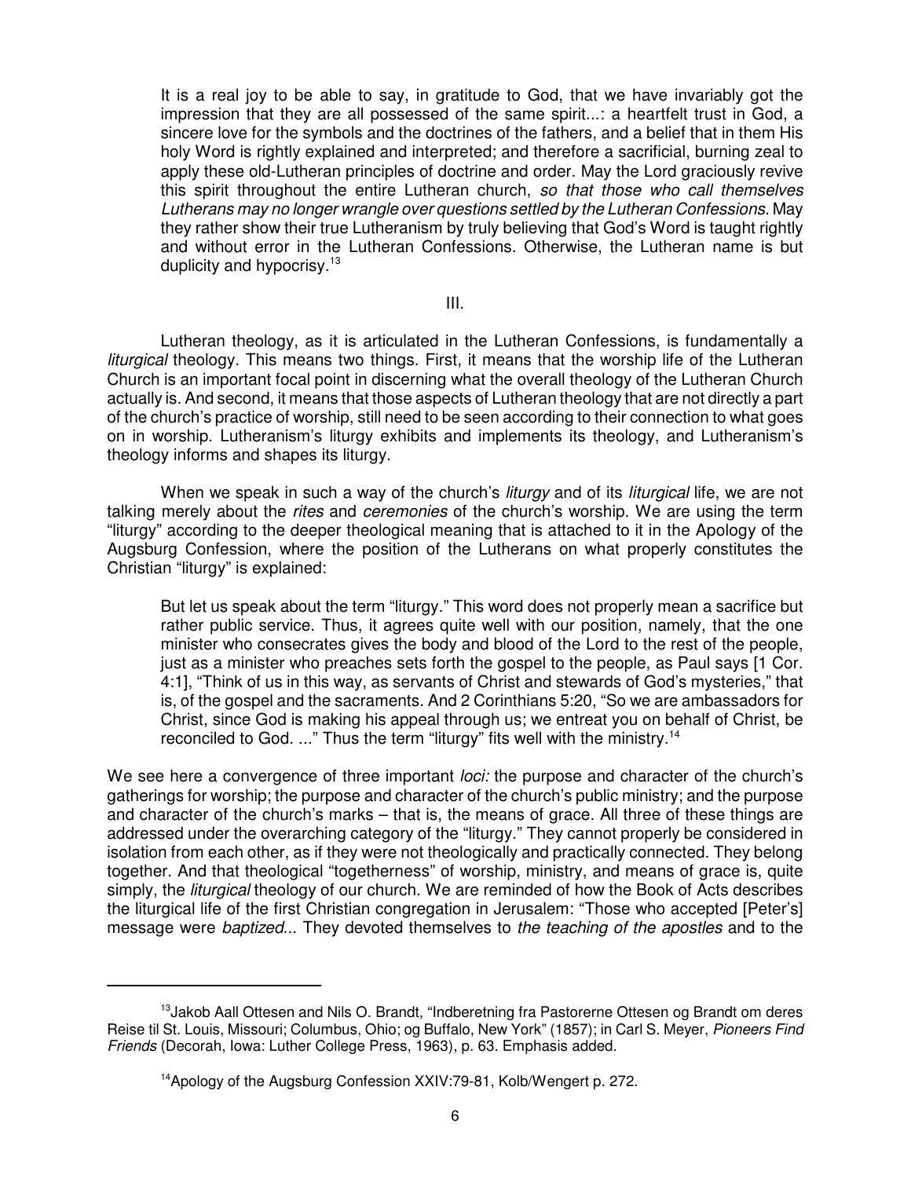> It is a real joy to be able to say, in gratitude to God, that we have invariably got the impression that they are all possessed of the same spirit...: a heartfelt trust in God, a sincere love for the symbols and the doctrines of the fathers, and a belief that in them His holy Word is rightly explained and interpreted; and therefore a sacrificial, burning zeal to apply these old-Lutheran principles of doctrine and order. May the Lord graciously revive this spirit throughout the entire Lutheran church, *so that those who call themselves Lutherans may no longer wrangle over questions settled by the Lutheran Confessions*. May they rather show their true Lutheranism by truly believing that God's Word is taught rightly and without error in the Lutheran Confessions. Otherwise, the Lutheran name is but duplicity and hypocrisy.[13]

## III.

Lutheran theology, as it is articulated in the Lutheran Confessions, is fundamentally a *liturgical* theology. This means two things. First, it means that the worship life of the Lutheran Church is an important focal point in discerning what the overall theology of the Lutheran Church actually is. And second, it means that those aspects of Lutheran theology that are not directly a part of the church's practice of worship, still need to be seen according to their connection to what goes on in worship. Lutheranism's liturgy exhibits and implements its theology, and Lutheranism's theology informs and shapes its liturgy.

When we speak in such a way of the church's *liturgy* and of its *liturgical* life, we are not talking merely about the *rites* and *ceremonies* of the church's worship. We are using the term "liturgy" according to the deeper theological meaning that is attached to it in the Apology of the Augsburg Confession, where the position of the Lutherans on what properly constitutes the Christian "liturgy" is explained:

> But let us speak about the term "liturgy." This word does not properly mean a sacrifice but rather public service. Thus, it agrees quite well with our position, namely, that the one minister who consecrates gives the body and blood of the Lord to the rest of the people, just as a minister who preaches sets forth the gospel to the people, as Paul says [1 Cor. 4:1], "Think of us in this way, as servants of Christ and stewards of God's mysteries," that is, of the gospel and the sacraments. And 2 Corinthians 5:20, "So we are ambassadors for Christ, since God is making his appeal through us; we entreat you on behalf of Christ, be reconciled to God. ..." Thus the term "liturgy" fits well with the ministry.[14]

We see here a convergence of three important *loci:* the purpose and character of the church's gatherings for worship; the purpose and character of the church's public ministry; and the purpose and character of the church's marks – that is, the means of grace. All three of these things are addressed under the overarching category of the "liturgy." They cannot properly be considered in isolation from each other, as if they were not theologically and practically connected. They belong together. And that theological "togetherness" of worship, ministry, and means of grace is, quite simply, the *liturgical* theology of our church. We are reminded of how the Book of Acts describes the liturgical life of the first Christian congregation in Jerusalem: "Those who accepted [Peter's] message were *baptized*... They devoted themselves to *the teaching of the apostles* and to the

---

[13] Jakob Aall Ottesen and Nils O. Brandt, "Indberetning fra Pastorerne Ottesen og Brandt om deres Reise til St. Louis, Missouri; Columbus, Ohio; og Buffalo, New York" (1857); in Carl S. Meyer, *Pioneers Find Friends* (Decorah, Iowa: Luther College Press, 1963), p. 63. Emphasis added.

[14] Apology of the Augsburg Confession XXIV:79-81, Kolb/Wengert p. 272.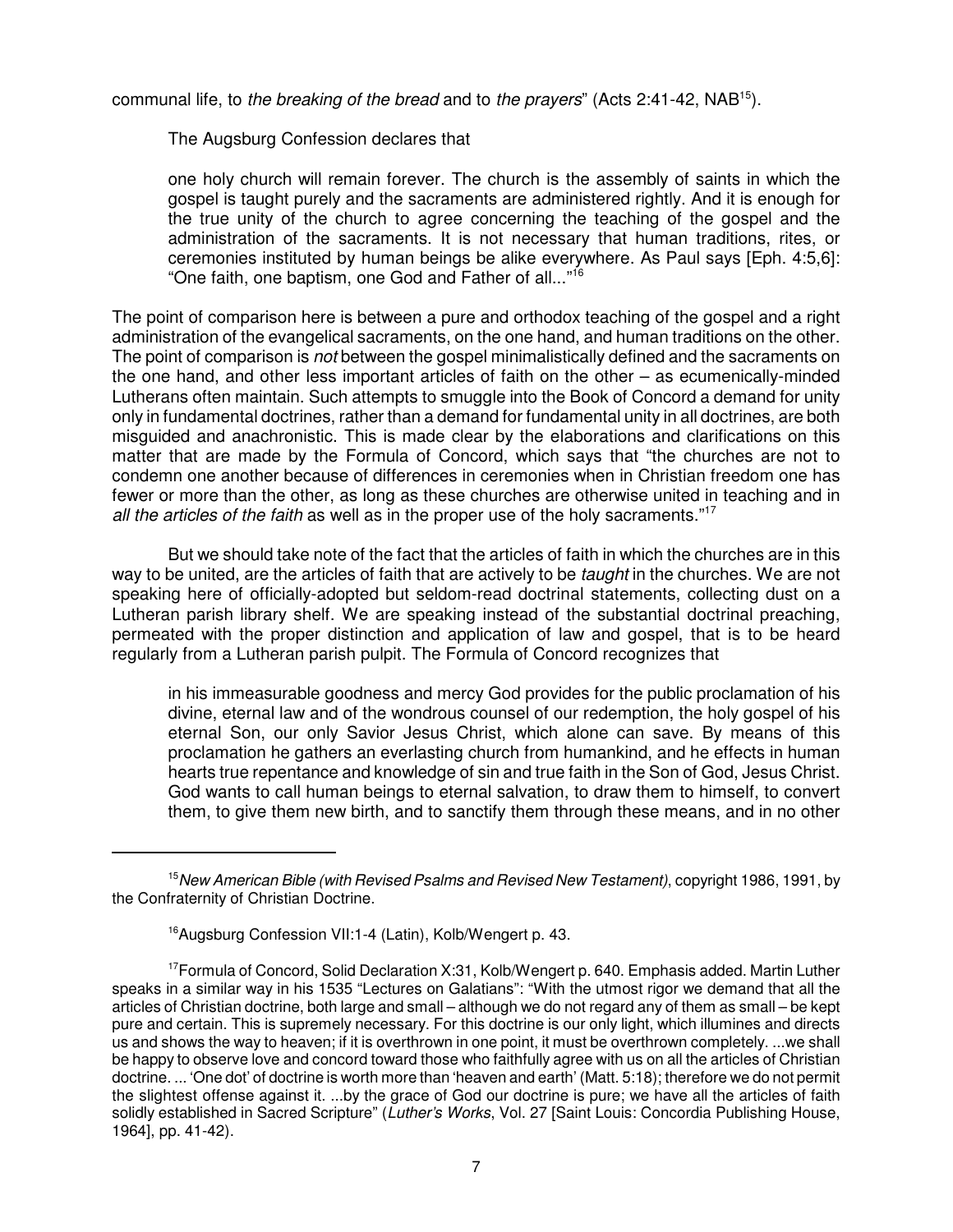communal life, to *the breaking of the bread* and to *the prayers*" (Acts 2:41-42, NAB[15]).

The Augsburg Confession declares that

> one holy church will remain forever. The church is the assembly of saints in which the gospel is taught purely and the sacraments are administered rightly. And it is enough for the true unity of the church to agree concerning the teaching of the gospel and the administration of the sacraments. It is not necessary that human traditions, rites, or ceremonies instituted by human beings be alike everywhere. As Paul says [Eph. 4:5,6]: "One faith, one baptism, one God and Father of all..."[16]

The point of comparison here is between a pure and orthodox teaching of the gospel and a right administration of the evangelical sacraments, on the one hand, and human traditions on the other. The point of comparison is *not* between the gospel minimalistically defined and the sacraments on the one hand, and other less important articles of faith on the other – as ecumenically-minded Lutherans often maintain. Such attempts to smuggle into the Book of Concord a demand for unity only in fundamental doctrines, rather than a demand for fundamental unity in all doctrines, are both misguided and anachronistic. This is made clear by the elaborations and clarifications on this matter that are made by the Formula of Concord, which says that "the churches are not to condemn one another because of differences in ceremonies when in Christian freedom one has fewer or more than the other, as long as these churches are otherwise united in teaching and in *all the articles of the faith* as well as in the proper use of the holy sacraments."[17]

But we should take note of the fact that the articles of faith in which the churches are in this way to be united, are the articles of faith that are actively to be *taught* in the churches. We are not speaking here of officially-adopted but seldom-read doctrinal statements, collecting dust on a Lutheran parish library shelf. We are speaking instead of the substantial doctrinal preaching, permeated with the proper distinction and application of law and gospel, that is to be heard regularly from a Lutheran parish pulpit. The Formula of Concord recognizes that

> in his immeasurable goodness and mercy God provides for the public proclamation of his divine, eternal law and of the wondrous counsel of our redemption, the holy gospel of his eternal Son, our only Savior Jesus Christ, which alone can save. By means of this proclamation he gathers an everlasting church from humankind, and he effects in human hearts true repentance and knowledge of sin and true faith in the Son of God, Jesus Christ. God wants to call human beings to eternal salvation, to draw them to himself, to convert them, to give them new birth, and to sanctify them through these means, and in no other

---

[15] *New American Bible (with Revised Psalms and Revised New Testament)*, copyright 1986, 1991, by the Confraternity of Christian Doctrine.

[16] Augsburg Confession VII:1-4 (Latin), Kolb/Wengert p. 43.

[17] Formula of Concord, Solid Declaration X:31, Kolb/Wengert p. 640. Emphasis added. Martin Luther speaks in a similar way in his 1535 "Lectures on Galatians": "With the utmost rigor we demand that all the articles of Christian doctrine, both large and small – although we do not regard any of them as small – be kept pure and certain. This is supremely necessary. For this doctrine is our only light, which illumines and directs us and shows the way to heaven; if it is overthrown in one point, it must be overthrown completely. ...we shall be happy to observe love and concord toward those who faithfully agree with us on all the articles of Christian doctrine. ... 'One dot' of doctrine is worth more than 'heaven and earth' (Matt. 5:18); therefore we do not permit the slightest offense against it. ...by the grace of God our doctrine is pure; we have all the articles of faith solidly established in Sacred Scripture" (*Luther's Works*, Vol. 27 [Saint Louis: Concordia Publishing House, 1964], pp. 41-42).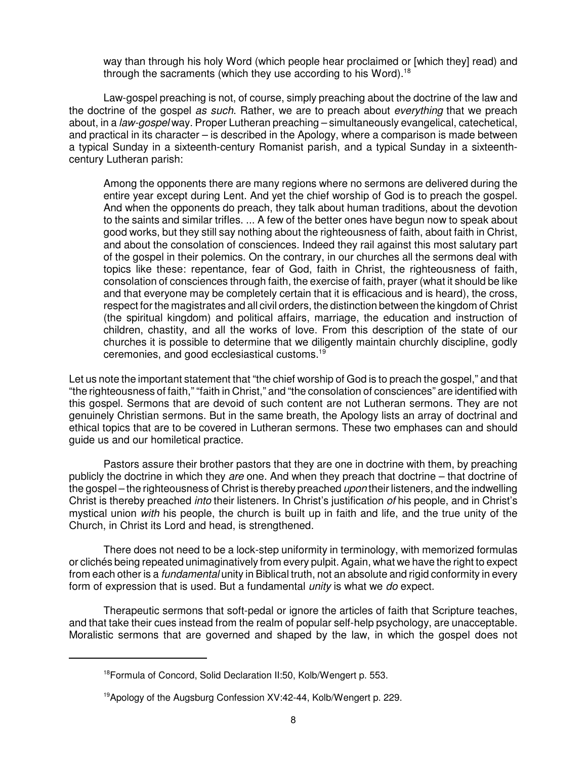> way than through his holy Word (which people hear proclaimed or [which they] read) and through the sacraments (which they use according to his Word).[18]

Law-gospel preaching is not, of course, simply preaching about the doctrine of the law and the doctrine of the gospel *as such*. Rather, we are to preach about *everything* that we preach about, in a *law-gospel* way. Proper Lutheran preaching – simultaneously evangelical, catechetical, and practical in its character – is described in the Apology, where a comparison is made between a typical Sunday in a sixteenth-century Romanist parish, and a typical Sunday in a sixteenth-century Lutheran parish:

> Among the opponents there are many regions where no sermons are delivered during the entire year except during Lent. And yet the chief worship of God is to preach the gospel. And when the opponents do preach, they talk about human traditions, about the devotion to the saints and similar trifles. ... A few of the better ones have begun now to speak about good works, but they still say nothing about the righteousness of faith, about faith in Christ, and about the consolation of consciences. Indeed they rail against this most salutary part of the gospel in their polemics. On the contrary, in our churches all the sermons deal with topics like these: repentance, fear of God, faith in Christ, the righteousness of faith, consolation of consciences through faith, the exercise of faith, prayer (what it should be like and that everyone may be completely certain that it is efficacious and is heard), the cross, respect for the magistrates and all civil orders, the distinction between the kingdom of Christ (the spiritual kingdom) and political affairs, marriage, the education and instruction of children, chastity, and all the works of love. From this description of the state of our churches it is possible to determine that we diligently maintain churchly discipline, godly ceremonies, and good ecclesiastical customs.[19]

Let us note the important statement that "the chief worship of God is to preach the gospel," and that "the righteousness of faith," "faith in Christ," and "the consolation of consciences" are identified with this gospel. Sermons that are devoid of such content are not Lutheran sermons. They are not genuinely Christian sermons. But in the same breath, the Apology lists an array of doctrinal and ethical topics that are to be covered in Lutheran sermons. These two emphases can and should guide us and our homiletical practice.

Pastors assure their brother pastors that they are one in doctrine with them, by preaching publicly the doctrine in which they *are* one. And when they preach that doctrine – that doctrine of the gospel – the righteousness of Christ is thereby preached *upon* their listeners, and the indwelling Christ is thereby preached *into* their listeners. In Christ's justification *of* his people, and in Christ's mystical union *with* his people, the church is built up in faith and life, and the true unity of the Church, in Christ its Lord and head, is strengthened.

There does not need to be a lock-step uniformity in terminology, with memorized formulas or clichés being repeated unimaginatively from every pulpit. Again, what we have the right to expect from each other is a *fundamental* unity in Biblical truth, not an absolute and rigid conformity in every form of expression that is used. But a fundamental *unity* is what we *do* expect.

Therapeutic sermons that soft-pedal or ignore the articles of faith that Scripture teaches, and that take their cues instead from the realm of popular self-help psychology, are unacceptable. Moralistic sermons that are governed and shaped by the law, in which the gospel does not

---

[18] Formula of Concord, Solid Declaration II:50, Kolb/Wengert p. 553.

[19] Apology of the Augsburg Confession XV:42-44, Kolb/Wengert p. 229.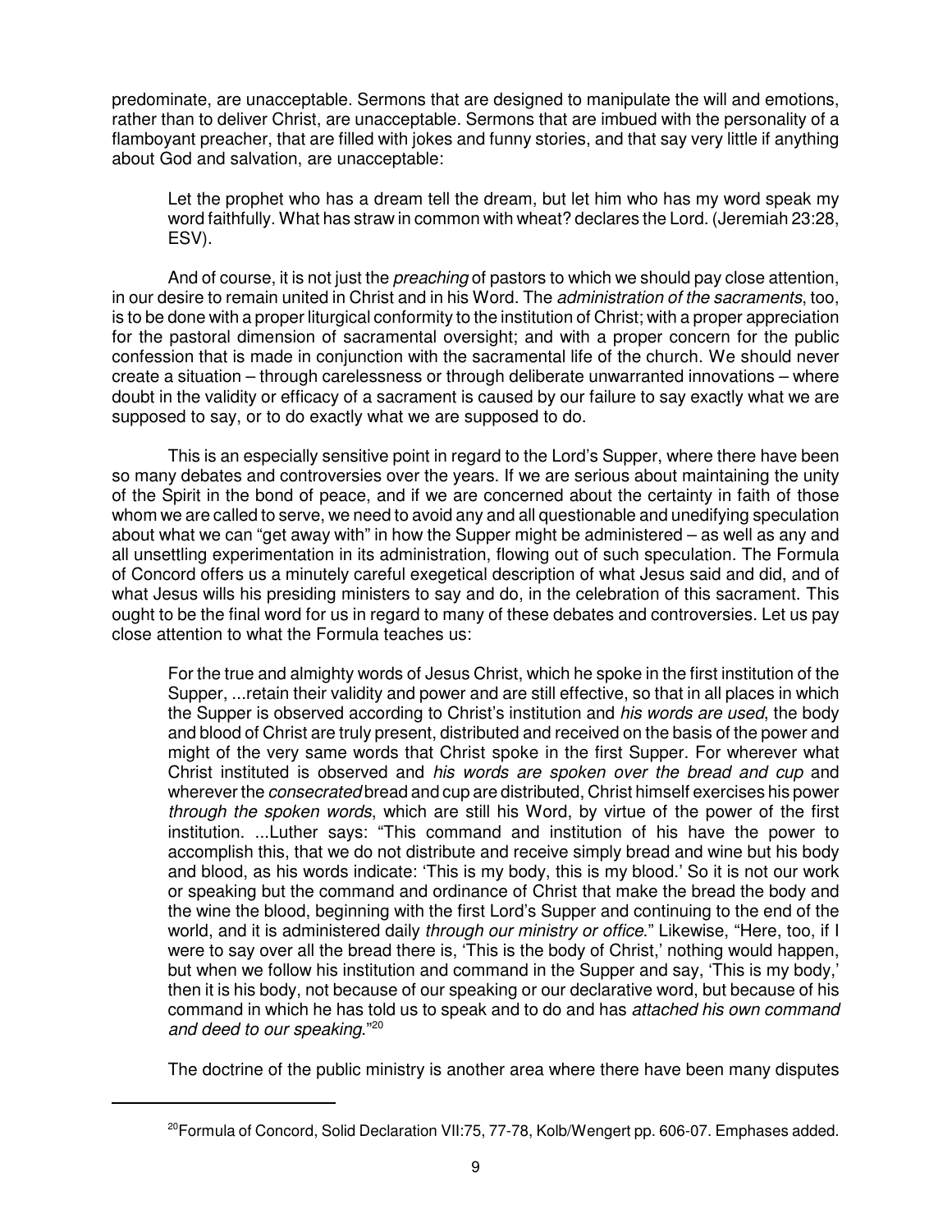predominate, are unacceptable. Sermons that are designed to manipulate the will and emotions, rather than to deliver Christ, are unacceptable. Sermons that are imbued with the personality of a flamboyant preacher, that are filled with jokes and funny stories, and that say very little if anything about God and salvation, are unacceptable:

> Let the prophet who has a dream tell the dream, but let him who has my word speak my word faithfully. What has straw in common with wheat? declares the Lord. (Jeremiah 23:28, ESV).

And of course, it is not just the *preaching* of pastors to which we should pay close attention, in our desire to remain united in Christ and in his Word. The *administration of the sacraments*, too, is to be done with a proper liturgical conformity to the institution of Christ; with a proper appreciation for the pastoral dimension of sacramental oversight; and with a proper concern for the public confession that is made in conjunction with the sacramental life of the church. We should never create a situation – through carelessness or through deliberate unwarranted innovations – where doubt in the validity or efficacy of a sacrament is caused by our failure to say exactly what we are supposed to say, or to do exactly what we are supposed to do.

This is an especially sensitive point in regard to the Lord's Supper, where there have been so many debates and controversies over the years. If we are serious about maintaining the unity of the Spirit in the bond of peace, and if we are concerned about the certainty in faith of those whom we are called to serve, we need to avoid any and all questionable and unedifying speculation about what we can "get away with" in how the Supper might be administered – as well as any and all unsettling experimentation in its administration, flowing out of such speculation. The Formula of Concord offers us a minutely careful exegetical description of what Jesus said and did, and of what Jesus wills his presiding ministers to say and do, in the celebration of this sacrament. This ought to be the final word for us in regard to many of these debates and controversies. Let us pay close attention to what the Formula teaches us:

> For the true and almighty words of Jesus Christ, which he spoke in the first institution of the Supper, ...retain their validity and power and are still effective, so that in all places in which the Supper is observed according to Christ's institution and *his words are used*, the body and blood of Christ are truly present, distributed and received on the basis of the power and might of the very same words that Christ spoke in the first Supper. For wherever what Christ instituted is observed and *his words are spoken over the bread and cup* and wherever the *consecrated* bread and cup are distributed, Christ himself exercises his power *through the spoken words*, which are still his Word, by virtue of the power of the first institution. ...Luther says: "This command and institution of his have the power to accomplish this, that we do not distribute and receive simply bread and wine but his body and blood, as his words indicate: 'This is my body, this is my blood.' So it is not our work or speaking but the command and ordinance of Christ that make the bread the body and the wine the blood, beginning with the first Lord's Supper and continuing to the end of the world, and it is administered daily *through our ministry or office*." Likewise, "Here, too, if I were to say over all the bread there is, 'This is the body of Christ,' nothing would happen, but when we follow his institution and command in the Supper and say, 'This is my body,' then it is his body, not because of our speaking or our declarative word, but because of his command in which he has told us to speak and to do and has *attached his own command and deed to our speaking*."[20]

The doctrine of the public ministry is another area where there have been many disputes

---

[20] Formula of Concord, Solid Declaration VII:75, 77-78, Kolb/Wengert pp. 606-07. Emphases added.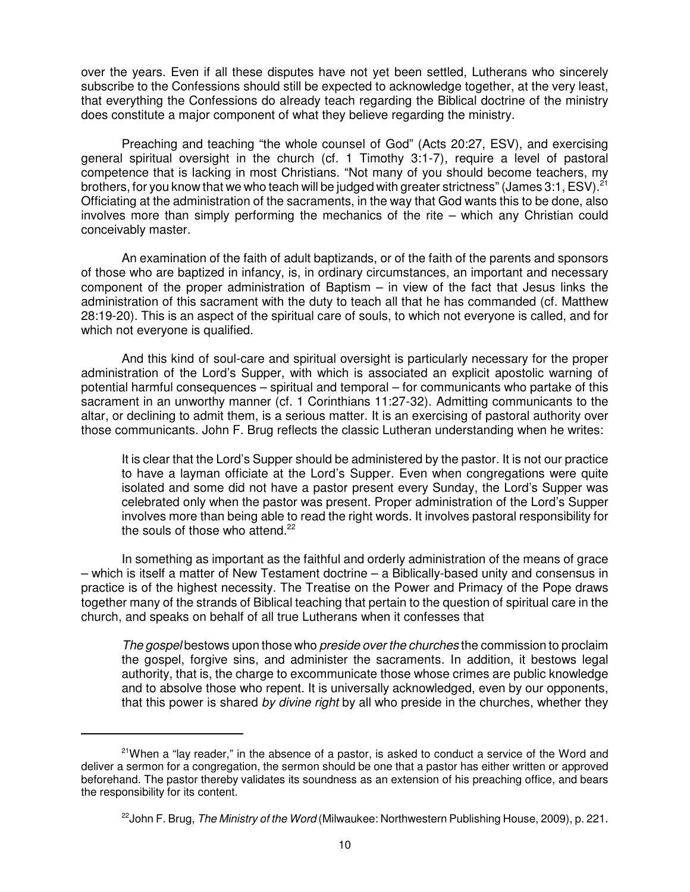over the years. Even if all these disputes have not yet been settled, Lutherans who sincerely subscribe to the Confessions should still be expected to acknowledge together, at the very least, that everything the Confessions do already teach regarding the Biblical doctrine of the ministry does constitute a major component of what they believe regarding the ministry.

Preaching and teaching "the whole counsel of God" (Acts 20:27, ESV), and exercising general spiritual oversight in the church (cf. 1 Timothy 3:1-7), require a level of pastoral competence that is lacking in most Christians. "Not many of you should become teachers, my brothers, for you know that we who teach will be judged with greater strictness" (James 3:1, ESV).[21] Officiating at the administration of the sacraments, in the way that God wants this to be done, also involves more than simply performing the mechanics of the rite – which any Christian could conceivably master.

An examination of the faith of adult baptizands, or of the faith of the parents and sponsors of those who are baptized in infancy, is, in ordinary circumstances, an important and necessary component of the proper administration of Baptism – in view of the fact that Jesus links the administration of this sacrament with the duty to teach all that he has commanded (cf. Matthew 28:19-20). This is an aspect of the spiritual care of souls, to which not everyone is called, and for which not everyone is qualified.

And this kind of soul-care and spiritual oversight is particularly necessary for the proper administration of the Lord's Supper, with which is associated an explicit apostolic warning of potential harmful consequences – spiritual and temporal – for communicants who partake of this sacrament in an unworthy manner (cf. 1 Corinthians 11:27-32). Admitting communicants to the altar, or declining to admit them, is a serious matter. It is an exercising of pastoral authority over those communicants. John F. Brug reflects the classic Lutheran understanding when he writes:

> It is clear that the Lord's Supper should be administered by the pastor. It is not our practice to have a layman officiate at the Lord's Supper. Even when congregations were quite isolated and some did not have a pastor present every Sunday, the Lord's Supper was celebrated only when the pastor was present. Proper administration of the Lord's Supper involves more than being able to read the right words. It involves pastoral responsibility for the souls of those who attend.[22]

In something as important as the faithful and orderly administration of the means of grace – which is itself a matter of New Testament doctrine – a Biblically-based unity and consensus in practice is of the highest necessity. The Treatise on the Power and Primacy of the Pope draws together many of the strands of Biblical teaching that pertain to the question of spiritual care in the church, and speaks on behalf of all true Lutherans when it confesses that

> *The gospel* bestows upon those who *preside over the churches* the commission to proclaim the gospel, forgive sins, and administer the sacraments. In addition, it bestows legal authority, that is, the charge to excommunicate those whose crimes are public knowledge and to absolve those who repent. It is universally acknowledged, even by our opponents, that this power is shared *by divine right* by all who preside in the churches, whether they

---

[21] When a "lay reader," in the absence of a pastor, is asked to conduct a service of the Word and deliver a sermon for a congregation, the sermon should be one that a pastor has either written or approved beforehand. The pastor thereby validates its soundness as an extension of his preaching office, and bears the responsibility for its content.

[22] John F. Brug, *The Ministry of the Word* (Milwaukee: Northwestern Publishing House, 2009), p. 221.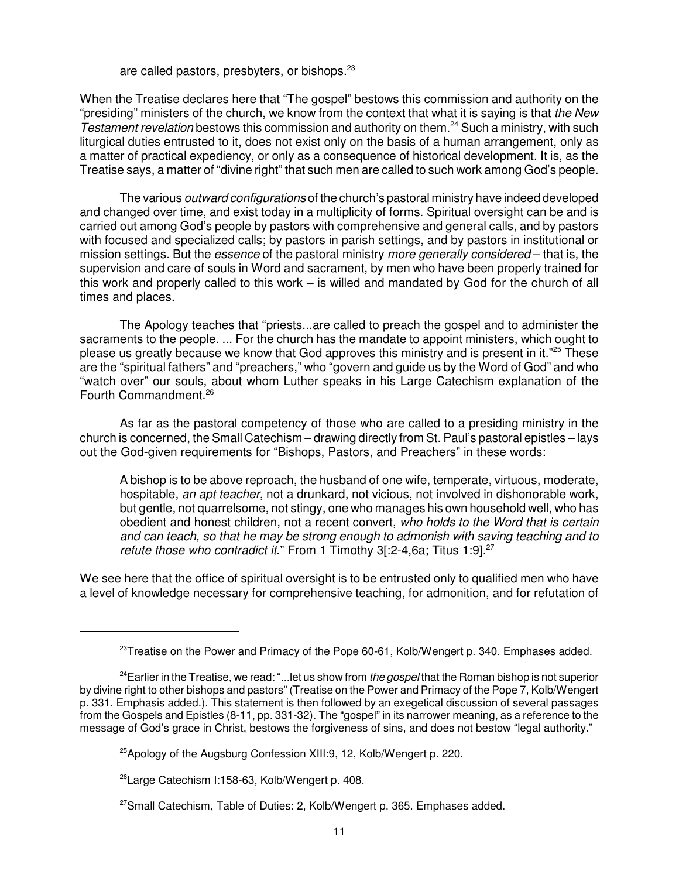are called pastors, presbyters, or bishops.[23]

When the Treatise declares here that "The gospel" bestows this commission and authority on the "presiding" ministers of the church, we know from the context that what it is saying is that *the New Testament revelation* bestows this commission and authority on them.[24] Such a ministry, with such liturgical duties entrusted to it, does not exist only on the basis of a human arrangement, only as a matter of practical expediency, or only as a consequence of historical development. It is, as the Treatise says, a matter of "divine right" that such men are called to such work among God's people.

The various *outward configurations* of the church's pastoral ministry have indeed developed and changed over time, and exist today in a multiplicity of forms. Spiritual oversight can be and is carried out among God's people by pastors with comprehensive and general calls, and by pastors with focused and specialized calls; by pastors in parish settings, and by pastors in institutional or mission settings. But the *essence* of the pastoral ministry *more generally considered* – that is, the supervision and care of souls in Word and sacrament, by men who have been properly trained for this work and properly called to this work – is willed and mandated by God for the church of all times and places.

The Apology teaches that "priests...are called to preach the gospel and to administer the sacraments to the people. ... For the church has the mandate to appoint ministers, which ought to please us greatly because we know that God approves this ministry and is present in it."[25] These are the "spiritual fathers" and "preachers," who "govern and guide us by the Word of God" and who "watch over" our souls, about whom Luther speaks in his Large Catechism explanation of the Fourth Commandment.[26]

As far as the pastoral competency of those who are called to a presiding ministry in the church is concerned, the Small Catechism – drawing directly from St. Paul's pastoral epistles – lays out the God-given requirements for "Bishops, Pastors, and Preachers" in these words:

> A bishop is to be above reproach, the husband of one wife, temperate, virtuous, moderate, hospitable, *an apt teacher*, not a drunkard, not vicious, not involved in dishonorable work, but gentle, not quarrelsome, not stingy, one who manages his own household well, who has obedient and honest children, not a recent convert, *who holds to the Word that is certain and can teach, so that he may be strong enough to admonish with saving teaching and to refute those who contradict it*." From 1 Timothy 3[:2-4,6a; Titus 1:9].[27]

We see here that the office of spiritual oversight is to be entrusted only to qualified men who have a level of knowledge necessary for comprehensive teaching, for admonition, and for refutation of

---

[23]Treatise on the Power and Primacy of the Pope 60-61, Kolb/Wengert p. 340. Emphases added.

[24]Earlier in the Treatise, we read: "...let us show from *the gospel* that the Roman bishop is not superior by divine right to other bishops and pastors" (Treatise on the Power and Primacy of the Pope 7, Kolb/Wengert p. 331. Emphasis added.). This statement is then followed by an exegetical discussion of several passages from the Gospels and Epistles (8-11, pp. 331-32). The "gospel" in its narrower meaning, as a reference to the message of God's grace in Christ, bestows the forgiveness of sins, and does not bestow "legal authority."

[25]Apology of the Augsburg Confession XIII:9, 12, Kolb/Wengert p. 220.

[26]Large Catechism I:158-63, Kolb/Wengert p. 408.

[27]Small Catechism, Table of Duties: 2, Kolb/Wengert p. 365. Emphases added.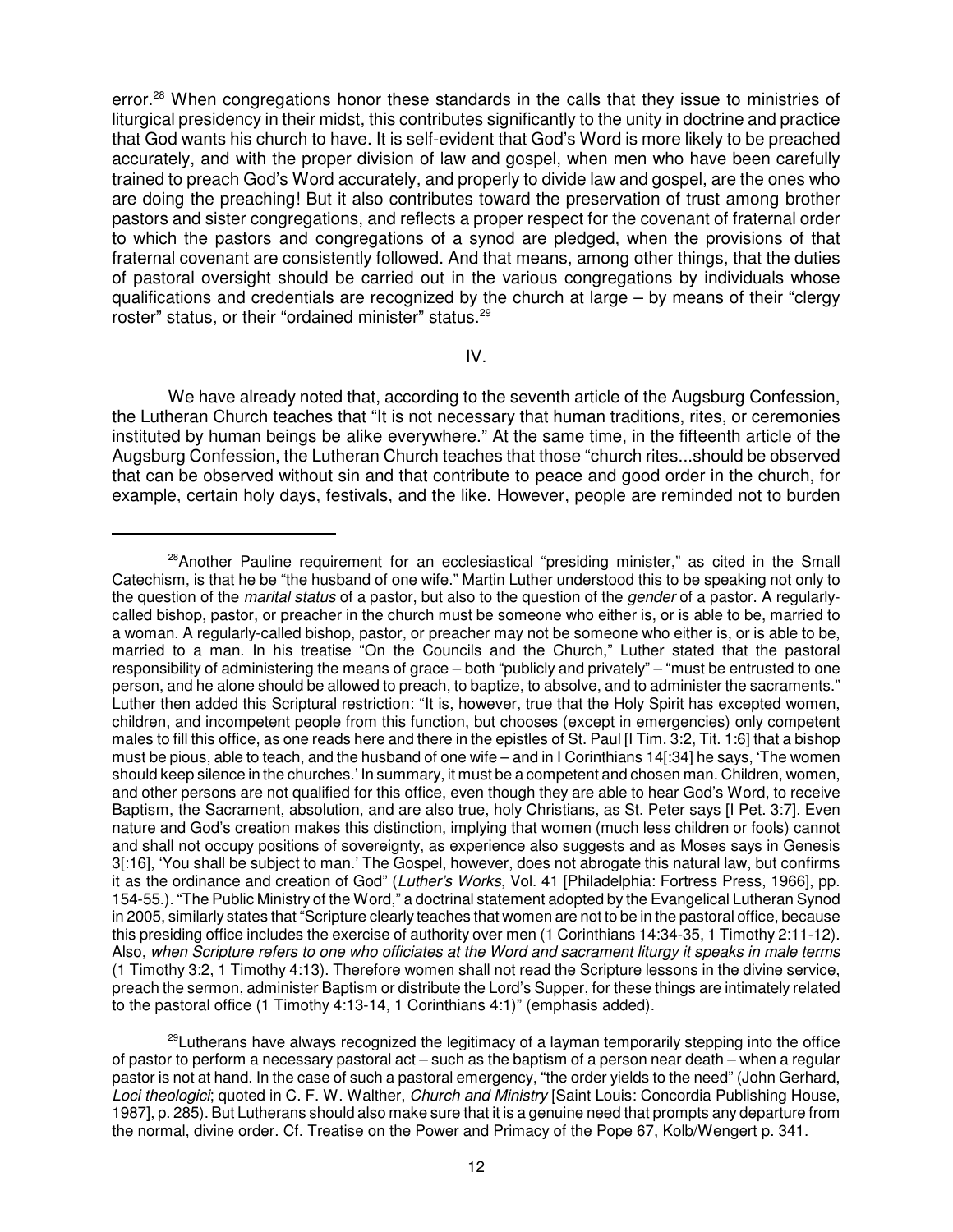error.[28] When congregations honor these standards in the calls that they issue to ministries of liturgical presidency in their midst, this contributes significantly to the unity in doctrine and practice that God wants his church to have. It is self-evident that God's Word is more likely to be preached accurately, and with the proper division of law and gospel, when men who have been carefully trained to preach God's Word accurately, and properly to divide law and gospel, are the ones who are doing the preaching! But it also contributes toward the preservation of trust among brother pastors and sister congregations, and reflects a proper respect for the covenant of fraternal order to which the pastors and congregations of a synod are pledged, when the provisions of that fraternal covenant are consistently followed. And that means, among other things, that the duties of pastoral oversight should be carried out in the various congregations by individuals whose qualifications and credentials are recognized by the church at large – by means of their "clergy roster" status, or their "ordained minister" status.[29]

## IV.

We have already noted that, according to the seventh article of the Augsburg Confession, the Lutheran Church teaches that "It is not necessary that human traditions, rites, or ceremonies instituted by human beings be alike everywhere." At the same time, in the fifteenth article of the Augsburg Confession, the Lutheran Church teaches that those "church rites...should be observed that can be observed without sin and that contribute to peace and good order in the church, for example, certain holy days, festivals, and the like. However, people are reminded not to burden

---

[28]Another Pauline requirement for an ecclesiastical "presiding minister," as cited in the Small Catechism, is that he be "the husband of one wife." Martin Luther understood this to be speaking not only to the question of the *marital status* of a pastor, but also to the question of the *gender* of a pastor. A regularly-called bishop, pastor, or preacher in the church must be someone who either is, or is able to be, married to a woman. A regularly-called bishop, pastor, or preacher may not be someone who either is, or is able to be, married to a man. In his treatise "On the Councils and the Church," Luther stated that the pastoral responsibility of administering the means of grace – both "publicly and privately" – "must be entrusted to one person, and he alone should be allowed to preach, to baptize, to absolve, and to administer the sacraments." Luther then added this Scriptural restriction: "It is, however, true that the Holy Spirit has excepted women, children, and incompetent people from this function, but chooses (except in emergencies) only competent males to fill this office, as one reads here and there in the epistles of St. Paul [I Tim. 3:2, Tit. 1:6] that a bishop must be pious, able to teach, and the husband of one wife – and in I Corinthians 14[:34] he says, 'The women should keep silence in the churches.' In summary, it must be a competent and chosen man. Children, women, and other persons are not qualified for this office, even though they are able to hear God's Word, to receive Baptism, the Sacrament, absolution, and are also true, holy Christians, as St. Peter says [I Pet. 3:7]. Even nature and God's creation makes this distinction, implying that women (much less children or fools) cannot and shall not occupy positions of sovereignty, as experience also suggests and as Moses says in Genesis 3[:16], 'You shall be subject to man.' The Gospel, however, does not abrogate this natural law, but confirms it as the ordinance and creation of God" (*Luther's Works*, Vol. 41 [Philadelphia: Fortress Press, 1966], pp. 154-55.). "The Public Ministry of the Word," a doctrinal statement adopted by the Evangelical Lutheran Synod in 2005, similarly states that "Scripture clearly teaches that women are not to be in the pastoral office, because this presiding office includes the exercise of authority over men (1 Corinthians 14:34-35, 1 Timothy 2:11-12). Also, *when Scripture refers to one who officiates at the Word and sacrament liturgy it speaks in male terms* (1 Timothy 3:2, 1 Timothy 4:13). Therefore women shall not read the Scripture lessons in the divine service, preach the sermon, administer Baptism or distribute the Lord's Supper, for these things are intimately related to the pastoral office (1 Timothy 4:13-14, 1 Corinthians 4:1)" (emphasis added).

[29]Lutherans have always recognized the legitimacy of a layman temporarily stepping into the office of pastor to perform a necessary pastoral act – such as the baptism of a person near death – when a regular pastor is not at hand. In the case of such a pastoral emergency, "the order yields to the need" (John Gerhard, *Loci theologici*; quoted in C. F. W. Walther, *Church and Ministry* [Saint Louis: Concordia Publishing House, 1987], p. 285). But Lutherans should also make sure that it is a genuine need that prompts any departure from the normal, divine order. Cf. Treatise on the Power and Primacy of the Pope 67, Kolb/Wengert p. 341.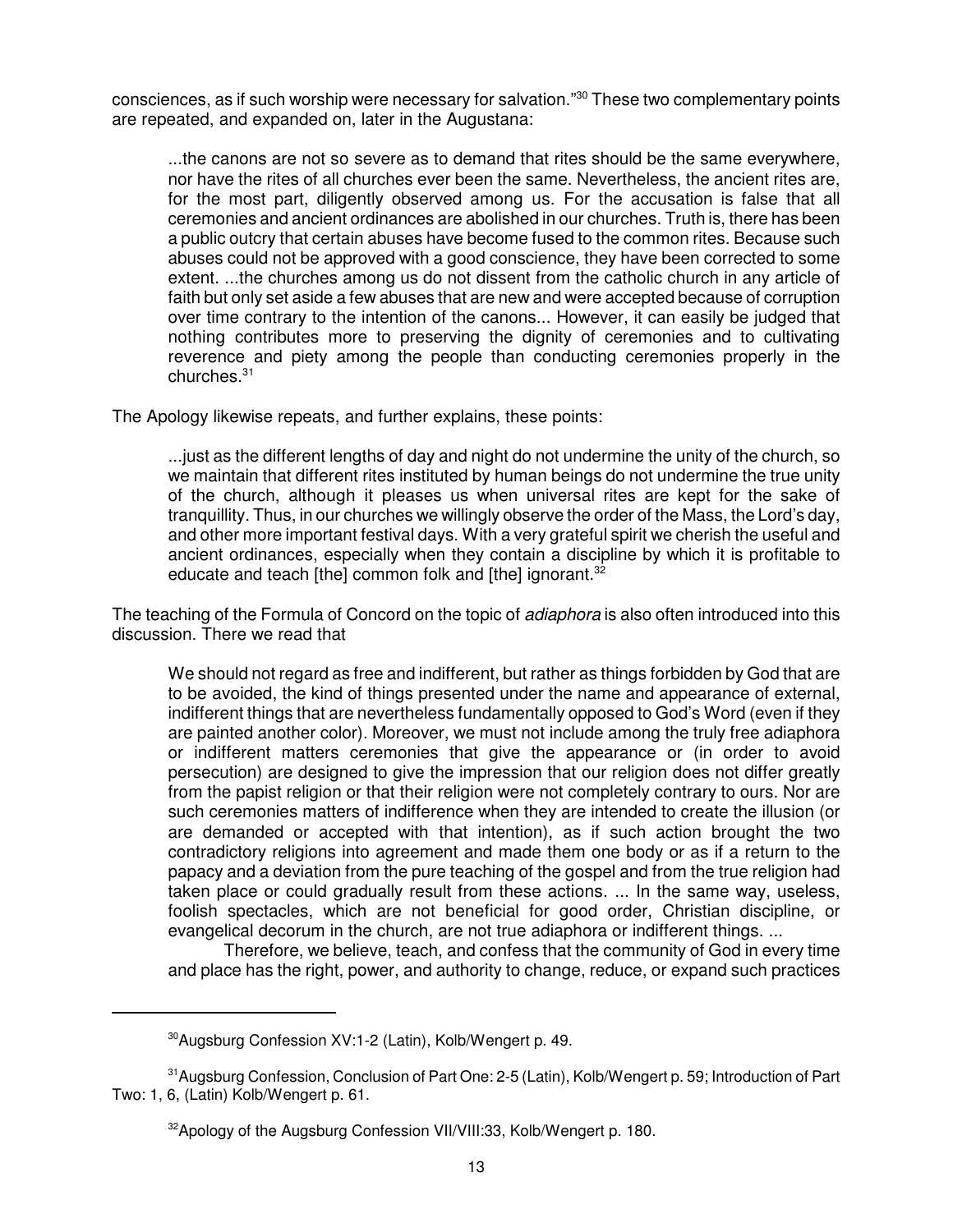consciences, as if such worship were necessary for salvation."[30] These two complementary points are repeated, and expanded on, later in the Augustana:

> ...the canons are not so severe as to demand that rites should be the same everywhere, nor have the rites of all churches ever been the same. Nevertheless, the ancient rites are, for the most part, diligently observed among us. For the accusation is false that all ceremonies and ancient ordinances are abolished in our churches. Truth is, there has been a public outcry that certain abuses have become fused to the common rites. Because such abuses could not be approved with a good conscience, they have been corrected to some extent. ...the churches among us do not dissent from the catholic church in any article of faith but only set aside a few abuses that are new and were accepted because of corruption over time contrary to the intention of the canons... However, it can easily be judged that nothing contributes more to preserving the dignity of ceremonies and to cultivating reverence and piety among the people than conducting ceremonies properly in the churches.[31]

The Apology likewise repeats, and further explains, these points:

> ...just as the different lengths of day and night do not undermine the unity of the church, so we maintain that different rites instituted by human beings do not undermine the true unity of the church, although it pleases us when universal rites are kept for the sake of tranquillity. Thus, in our churches we willingly observe the order of the Mass, the Lord's day, and other more important festival days. With a very grateful spirit we cherish the useful and ancient ordinances, especially when they contain a discipline by which it is profitable to educate and teach [the] common folk and [the] ignorant.[32]

The teaching of the Formula of Concord on the topic of *adiaphora* is also often introduced into this discussion. There we read that

> We should not regard as free and indifferent, but rather as things forbidden by God that are to be avoided, the kind of things presented under the name and appearance of external, indifferent things that are nevertheless fundamentally opposed to God's Word (even if they are painted another color). Moreover, we must not include among the truly free adiaphora or indifferent matters ceremonies that give the appearance or (in order to avoid persecution) are designed to give the impression that our religion does not differ greatly from the papist religion or that their religion were not completely contrary to ours. Nor are such ceremonies matters of indifference when they are intended to create the illusion (or are demanded or accepted with that intention), as if such action brought the two contradictory religions into agreement and made them one body or as if a return to the papacy and a deviation from the pure teaching of the gospel and from the true religion had taken place or could gradually result from these actions. ... In the same way, useless, foolish spectacles, which are not beneficial for good order, Christian discipline, or evangelical decorum in the church, are not true adiaphora or indifferent things. ...
>
> Therefore, we believe, teach, and confess that the community of God in every time and place has the right, power, and authority to change, reduce, or expand such practices

---

[30] Augsburg Confession XV:1-2 (Latin), Kolb/Wengert p. 49.

[31] Augsburg Confession, Conclusion of Part One: 2-5 (Latin), Kolb/Wengert p. 59; Introduction of Part Two: 1, 6, (Latin) Kolb/Wengert p. 61.

[32] Apology of the Augsburg Confession VII/VIII:33, Kolb/Wengert p. 180.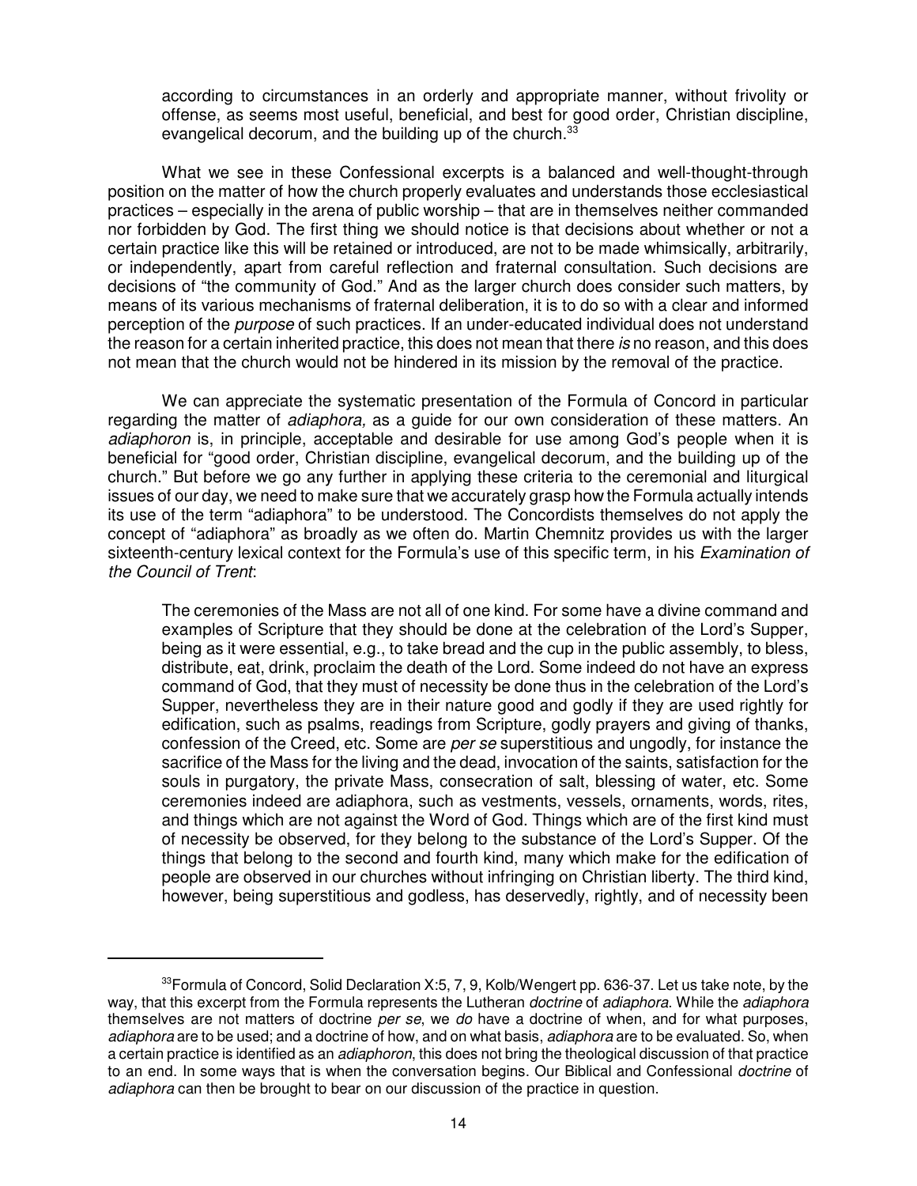> according to circumstances in an orderly and appropriate manner, without frivolity or offense, as seems most useful, beneficial, and best for good order, Christian discipline, evangelical decorum, and the building up of the church.[33]

What we see in these Confessional excerpts is a balanced and well-thought-through position on the matter of how the church properly evaluates and understands those ecclesiastical practices – especially in the arena of public worship – that are in themselves neither commanded nor forbidden by God. The first thing we should notice is that decisions about whether or not a certain practice like this will be retained or introduced, are not to be made whimsically, arbitrarily, or independently, apart from careful reflection and fraternal consultation. Such decisions are decisions of "the community of God." And as the larger church does consider such matters, by means of its various mechanisms of fraternal deliberation, it is to do so with a clear and informed perception of the *purpose* of such practices. If an under-educated individual does not understand the reason for a certain inherited practice, this does not mean that there *is* no reason, and this does not mean that the church would not be hindered in its mission by the removal of the practice.

We can appreciate the systematic presentation of the Formula of Concord in particular regarding the matter of *adiaphora,* as a guide for our own consideration of these matters. An *adiaphoron* is, in principle, acceptable and desirable for use among God's people when it is beneficial for "good order, Christian discipline, evangelical decorum, and the building up of the church." But before we go any further in applying these criteria to the ceremonial and liturgical issues of our day, we need to make sure that we accurately grasp how the Formula actually intends its use of the term "adiaphora" to be understood. The Concordists themselves do not apply the concept of "adiaphora" as broadly as we often do. Martin Chemnitz provides us with the larger sixteenth-century lexical context for the Formula's use of this specific term, in his *Examination of the Council of Trent*:

> The ceremonies of the Mass are not all of one kind. For some have a divine command and examples of Scripture that they should be done at the celebration of the Lord's Supper, being as it were essential, e.g., to take bread and the cup in the public assembly, to bless, distribute, eat, drink, proclaim the death of the Lord. Some indeed do not have an express command of God, that they must of necessity be done thus in the celebration of the Lord's Supper, nevertheless they are in their nature good and godly if they are used rightly for edification, such as psalms, readings from Scripture, godly prayers and giving of thanks, confession of the Creed, etc. Some are *per se* superstitious and ungodly, for instance the sacrifice of the Mass for the living and the dead, invocation of the saints, satisfaction for the souls in purgatory, the private Mass, consecration of salt, blessing of water, etc. Some ceremonies indeed are adiaphora, such as vestments, vessels, ornaments, words, rites, and things which are not against the Word of God. Things which are of the first kind must of necessity be observed, for they belong to the substance of the Lord's Supper. Of the things that belong to the second and fourth kind, many which make for the edification of people are observed in our churches without infringing on Christian liberty. The third kind, however, being superstitious and godless, has deservedly, rightly, and of necessity been

---

[33] Formula of Concord, Solid Declaration X:5, 7, 9, Kolb/Wengert pp. 636-37. Let us take note, by the way, that this excerpt from the Formula represents the Lutheran *doctrine* of *adiaphora.* While the *adiaphora* themselves are not matters of doctrine *per se*, we *do* have a doctrine of when, and for what purposes, *adiaphora* are to be used; and a doctrine of how, and on what basis, *adiaphora* are to be evaluated. So, when a certain practice is identified as an *adiaphoron*, this does not bring the theological discussion of that practice to an end. In some ways that is when the conversation begins. Our Biblical and Confessional *doctrine* of *adiaphora* can then be brought to bear on our discussion of the practice in question.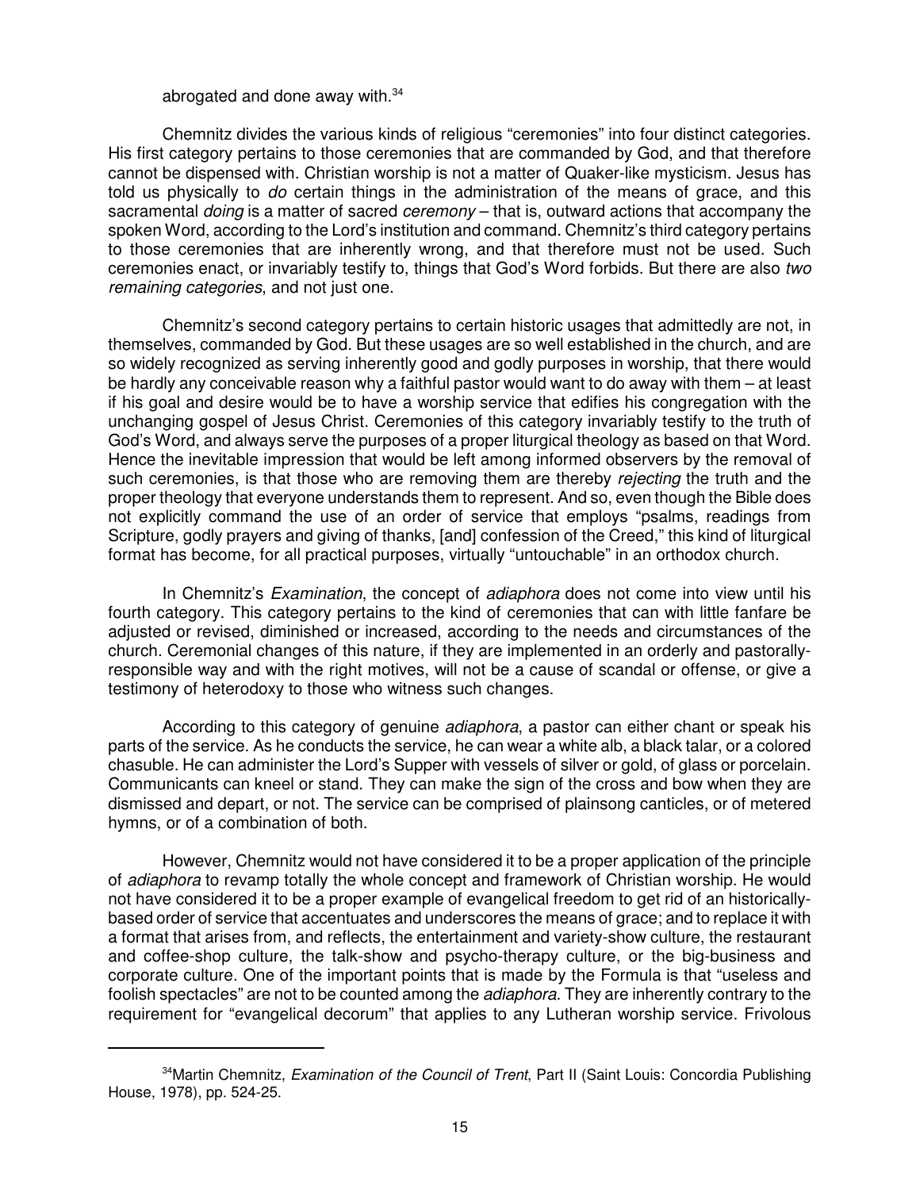abrogated and done away with.[34]

Chemnitz divides the various kinds of religious "ceremonies" into four distinct categories. His first category pertains to those ceremonies that are commanded by God, and that therefore cannot be dispensed with. Christian worship is not a matter of Quaker-like mysticism. Jesus has told us physically to *do* certain things in the administration of the means of grace, and this sacramental *doing* is a matter of sacred *ceremony* – that is, outward actions that accompany the spoken Word, according to the Lord's institution and command. Chemnitz's third category pertains to those ceremonies that are inherently wrong, and that therefore must not be used. Such ceremonies enact, or invariably testify to, things that God's Word forbids. But there are also *two remaining categories*, and not just one.

Chemnitz's second category pertains to certain historic usages that admittedly are not, in themselves, commanded by God. But these usages are so well established in the church, and are so widely recognized as serving inherently good and godly purposes in worship, that there would be hardly any conceivable reason why a faithful pastor would want to do away with them – at least if his goal and desire would be to have a worship service that edifies his congregation with the unchanging gospel of Jesus Christ. Ceremonies of this category invariably testify to the truth of God's Word, and always serve the purposes of a proper liturgical theology as based on that Word. Hence the inevitable impression that would be left among informed observers by the removal of such ceremonies, is that those who are removing them are thereby *rejecting* the truth and the proper theology that everyone understands them to represent. And so, even though the Bible does not explicitly command the use of an order of service that employs "psalms, readings from Scripture, godly prayers and giving of thanks, [and] confession of the Creed," this kind of liturgical format has become, for all practical purposes, virtually "untouchable" in an orthodox church.

In Chemnitz's *Examination*, the concept of *adiaphora* does not come into view until his fourth category. This category pertains to the kind of ceremonies that can with little fanfare be adjusted or revised, diminished or increased, according to the needs and circumstances of the church. Ceremonial changes of this nature, if they are implemented in an orderly and pastorally-responsible way and with the right motives, will not be a cause of scandal or offense, or give a testimony of heterodoxy to those who witness such changes.

According to this category of genuine *adiaphora*, a pastor can either chant or speak his parts of the service. As he conducts the service, he can wear a white alb, a black talar, or a colored chasuble. He can administer the Lord's Supper with vessels of silver or gold, of glass or porcelain. Communicants can kneel or stand. They can make the sign of the cross and bow when they are dismissed and depart, or not. The service can be comprised of plainsong canticles, or of metered hymns, or of a combination of both.

However, Chemnitz would not have considered it to be a proper application of the principle of *adiaphora* to revamp totally the whole concept and framework of Christian worship. He would not have considered it to be a proper example of evangelical freedom to get rid of an historically-based order of service that accentuates and underscores the means of grace; and to replace it with a format that arises from, and reflects, the entertainment and variety-show culture, the restaurant and coffee-shop culture, the talk-show and psycho-therapy culture, or the big-business and corporate culture. One of the important points that is made by the Formula is that "useless and foolish spectacles" are not to be counted among the *adiaphora*. They are inherently contrary to the requirement for "evangelical decorum" that applies to any Lutheran worship service. Frivolous

---

[34] Martin Chemnitz, *Examination of the Council of Trent*, Part II (Saint Louis: Concordia Publishing House, 1978), pp. 524-25.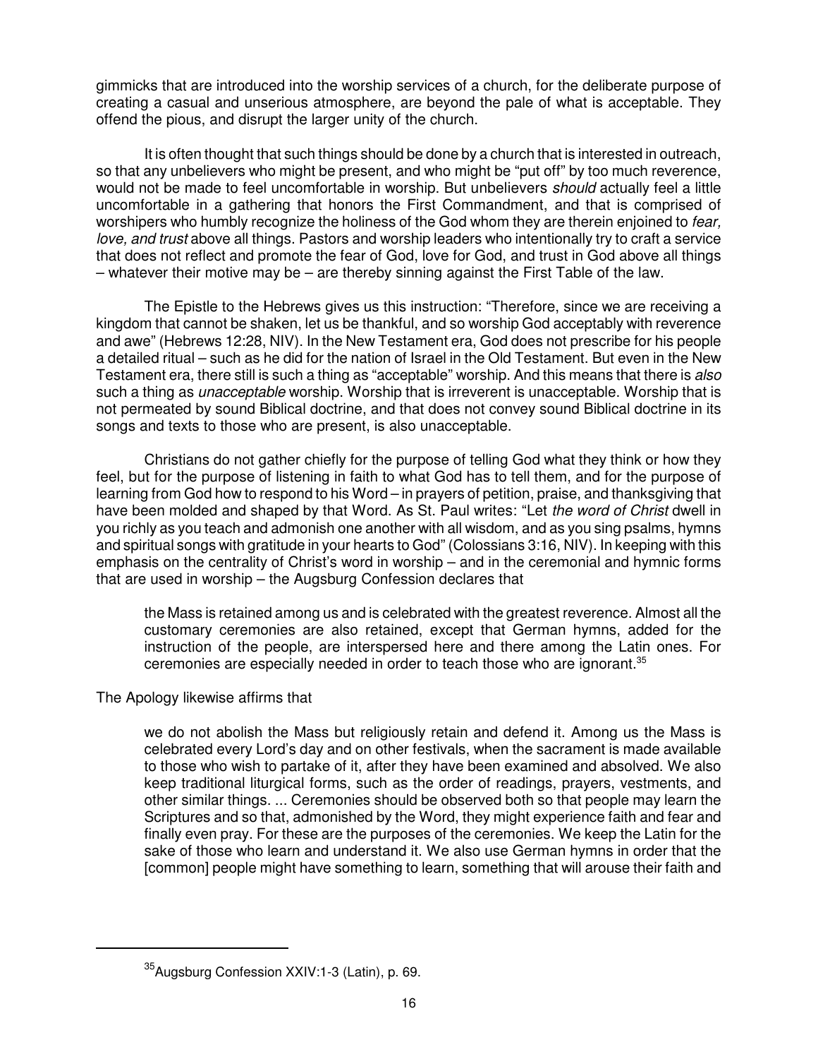gimmicks that are introduced into the worship services of a church, for the deliberate purpose of creating a casual and unserious atmosphere, are beyond the pale of what is acceptable. They offend the pious, and disrupt the larger unity of the church.

It is often thought that such things should be done by a church that is interested in outreach, so that any unbelievers who might be present, and who might be "put off" by too much reverence, would not be made to feel uncomfortable in worship. But unbelievers *should* actually feel a little uncomfortable in a gathering that honors the First Commandment, and that is comprised of worshipers who humbly recognize the holiness of the God whom they are therein enjoined to *fear, love, and trust* above all things. Pastors and worship leaders who intentionally try to craft a service that does not reflect and promote the fear of God, love for God, and trust in God above all things – whatever their motive may be – are thereby sinning against the First Table of the law.

The Epistle to the Hebrews gives us this instruction: "Therefore, since we are receiving a kingdom that cannot be shaken, let us be thankful, and so worship God acceptably with reverence and awe" (Hebrews 12:28, NIV). In the New Testament era, God does not prescribe for his people a detailed ritual – such as he did for the nation of Israel in the Old Testament. But even in the New Testament era, there still is such a thing as "acceptable" worship. And this means that there is *also* such a thing as *unacceptable* worship. Worship that is irreverent is unacceptable. Worship that is not permeated by sound Biblical doctrine, and that does not convey sound Biblical doctrine in its songs and texts to those who are present, is also unacceptable.

Christians do not gather chiefly for the purpose of telling God what they think or how they feel, but for the purpose of listening in faith to what God has to tell them, and for the purpose of learning from God how to respond to his Word – in prayers of petition, praise, and thanksgiving that have been molded and shaped by that Word. As St. Paul writes: "Let *the word of Christ* dwell in you richly as you teach and admonish one another with all wisdom, and as you sing psalms, hymns and spiritual songs with gratitude in your hearts to God" (Colossians 3:16, NIV). In keeping with this emphasis on the centrality of Christ's word in worship – and in the ceremonial and hymnic forms that are used in worship – the Augsburg Confession declares that

> the Mass is retained among us and is celebrated with the greatest reverence. Almost all the customary ceremonies are also retained, except that German hymns, added for the instruction of the people, are interspersed here and there among the Latin ones. For ceremonies are especially needed in order to teach those who are ignorant.[35]

The Apology likewise affirms that

> we do not abolish the Mass but religiously retain and defend it. Among us the Mass is celebrated every Lord's day and on other festivals, when the sacrament is made available to those who wish to partake of it, after they have been examined and absolved. We also keep traditional liturgical forms, such as the order of readings, prayers, vestments, and other similar things. ... Ceremonies should be observed both so that people may learn the Scriptures and so that, admonished by the Word, they might experience faith and fear and finally even pray. For these are the purposes of the ceremonies. We keep the Latin for the sake of those who learn and understand it. We also use German hymns in order that the [common] people might have something to learn, something that will arouse their faith and

---

[35] Augsburg Confession XXIV:1-3 (Latin), p. 69.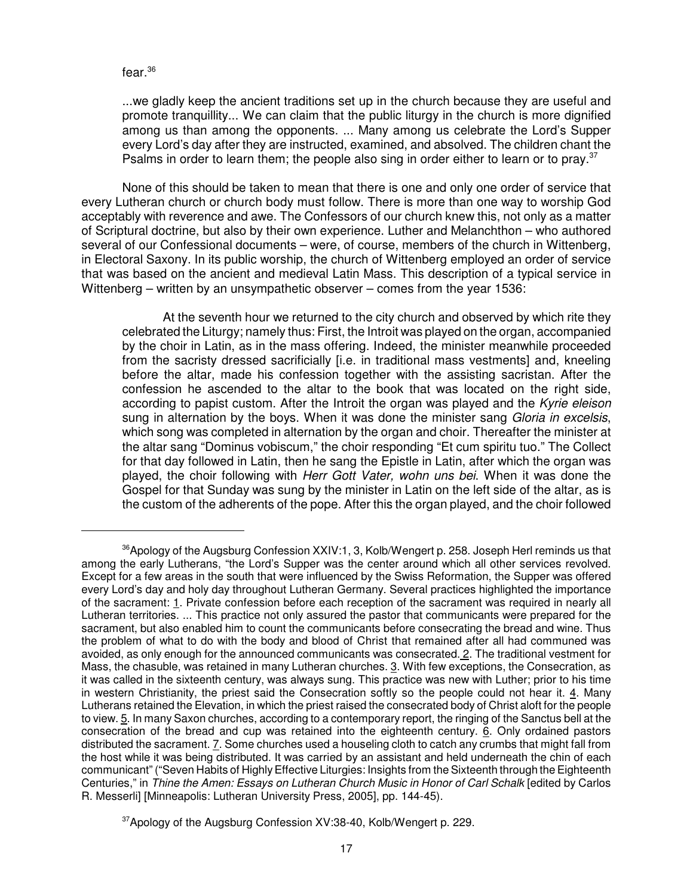fear.[36]

> ...we gladly keep the ancient traditions set up in the church because they are useful and promote tranquillity... We can claim that the public liturgy in the church is more dignified among us than among the opponents. ... Many among us celebrate the Lord's Supper every Lord's day after they are instructed, examined, and absolved. The children chant the Psalms in order to learn them; the people also sing in order either to learn or to pray.[37]

None of this should be taken to mean that there is one and only one order of service that every Lutheran church or church body must follow. There is more than one way to worship God acceptably with reverence and awe. The Confessors of our church knew this, not only as a matter of Scriptural doctrine, but also by their own experience. Luther and Melanchthon – who authored several of our Confessional documents – were, of course, members of the church in Wittenberg, in Electoral Saxony. In its public worship, the church of Wittenberg employed an order of service that was based on the ancient and medieval Latin Mass. This description of a typical service in Wittenberg – written by an unsympathetic observer – comes from the year 1536:

> At the seventh hour we returned to the city church and observed by which rite they celebrated the Liturgy; namely thus: First, the Introit was played on the organ, accompanied by the choir in Latin, as in the mass offering. Indeed, the minister meanwhile proceeded from the sacristy dressed sacrificially [i.e. in traditional mass vestments] and, kneeling before the altar, made his confession together with the assisting sacristan. After the confession he ascended to the altar to the book that was located on the right side, according to papist custom. After the Introit the organ was played and the *Kyrie eleison* sung in alternation by the boys. When it was done the minister sang *Gloria in excelsis*, which song was completed in alternation by the organ and choir. Thereafter the minister at the altar sang "Dominus vobiscum," the choir responding "Et cum spiritu tuo." The Collect for that day followed in Latin, then he sang the Epistle in Latin, after which the organ was played, the choir following with *Herr Gott Vater, wohn uns bei*. When it was done the Gospel for that Sunday was sung by the minister in Latin on the left side of the altar, as is the custom of the adherents of the pope. After this the organ played, and the choir followed

---

[36] Apology of the Augsburg Confession XXIV:1, 3, Kolb/Wengert p. 258. Joseph Herl reminds us that among the early Lutherans, "the Lord's Supper was the center around which all other services revolved. Except for a few areas in the south that were influenced by the Swiss Reformation, the Supper was offered every Lord's day and holy day throughout Lutheran Germany. Several practices highlighted the importance of the sacrament: 1. Private confession before each reception of the sacrament was required in nearly all Lutheran territories. ... This practice not only assured the pastor that communicants were prepared for the sacrament, but also enabled him to count the communicants before consecrating the bread and wine. Thus the problem of what to do with the body and blood of Christ that remained after all had communed was avoided, as only enough for the announced communicants was consecrated. 2. The traditional vestment for Mass, the chasuble, was retained in many Lutheran churches. 3. With few exceptions, the Consecration, as it was called in the sixteenth century, was always sung. This practice was new with Luther; prior to his time in western Christianity, the priest said the Consecration softly so the people could not hear it. 4. Many Lutherans retained the Elevation, in which the priest raised the consecrated body of Christ aloft for the people to view. 5. In many Saxon churches, according to a contemporary report, the ringing of the Sanctus bell at the consecration of the bread and cup was retained into the eighteenth century. 6. Only ordained pastors distributed the sacrament. 7. Some churches used a houseling cloth to catch any crumbs that might fall from the host while it was being distributed. It was carried by an assistant and held underneath the chin of each communicant" ("Seven Habits of Highly Effective Liturgies: Insights from the Sixteenth through the Eighteenth Centuries," in *Thine the Amen: Essays on Lutheran Church Music in Honor of Carl Schalk* [edited by Carlos R. Messerli] [Minneapolis: Lutheran University Press, 2005], pp. 144-45).

[37] Apology of the Augsburg Confession XV:38-40, Kolb/Wengert p. 229.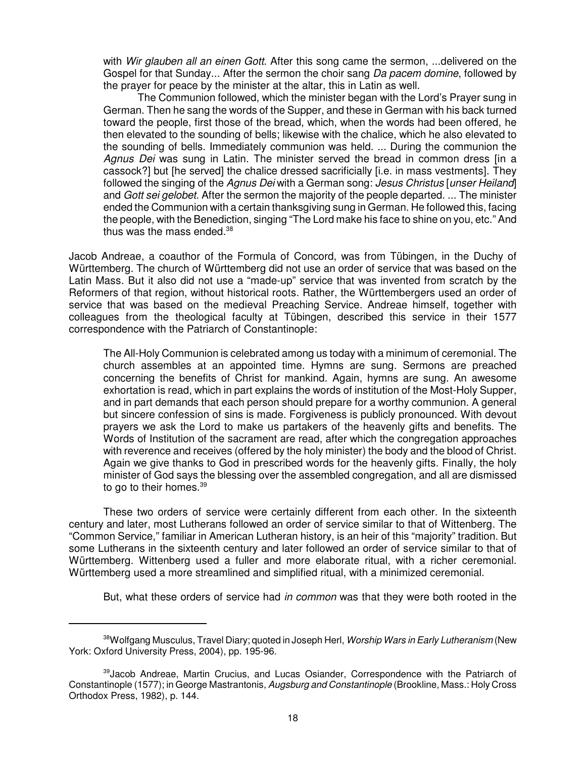> with *Wir glauben all an einen Gott*. After this song came the sermon, ...delivered on the Gospel for that Sunday... After the sermon the choir sang *Da pacem domine*, followed by the prayer for peace by the minister at the altar, this in Latin as well.
>
> The Communion followed, which the minister began with the Lord's Prayer sung in German. Then he sang the words of the Supper, and these in German with his back turned toward the people, first those of the bread, which, when the words had been offered, he then elevated to the sounding of bells; likewise with the chalice, which he also elevated to the sounding of bells. Immediately communion was held. ... During the communion the *Agnus Dei* was sung in Latin. The minister served the bread in common dress [in a cassock?] but [he served] the chalice dressed sacrificially [i.e. in mass vestments]. They followed the singing of the *Agnus Dei* with a German song: *Jesus Christus* [*unser Heiland*] and *Gott sei gelobet*. After the sermon the majority of the people departed. ... The minister ended the Communion with a certain thanksgiving sung in German. He followed this, facing the people, with the Benediction, singing "The Lord make his face to shine on you, etc." And thus was the mass ended.[38]

Jacob Andreae, a coauthor of the Formula of Concord, was from Tübingen, in the Duchy of Württemberg. The church of Württemberg did not use an order of service that was based on the Latin Mass. But it also did not use a "made-up" service that was invented from scratch by the Reformers of that region, without historical roots. Rather, the Württembergers used an order of service that was based on the medieval Preaching Service. Andreae himself, together with colleagues from the theological faculty at Tübingen, described this service in their 1577 correspondence with the Patriarch of Constantinople:

> The All-Holy Communion is celebrated among us today with a minimum of ceremonial. The church assembles at an appointed time. Hymns are sung. Sermons are preached concerning the benefits of Christ for mankind. Again, hymns are sung. An awesome exhortation is read, which in part explains the words of institution of the Most-Holy Supper, and in part demands that each person should prepare for a worthy communion. A general but sincere confession of sins is made. Forgiveness is publicly pronounced. With devout prayers we ask the Lord to make us partakers of the heavenly gifts and benefits. The Words of Institution of the sacrament are read, after which the congregation approaches with reverence and receives (offered by the holy minister) the body and the blood of Christ. Again we give thanks to God in prescribed words for the heavenly gifts. Finally, the holy minister of God says the blessing over the assembled congregation, and all are dismissed to go to their homes.[39]

These two orders of service were certainly different from each other. In the sixteenth century and later, most Lutherans followed an order of service similar to that of Wittenberg. The "Common Service," familiar in American Lutheran history, is an heir of this "majority" tradition. But some Lutherans in the sixteenth century and later followed an order of service similar to that of Württemberg. Wittenberg used a fuller and more elaborate ritual, with a richer ceremonial. Württemberg used a more streamlined and simplified ritual, with a minimized ceremonial.

But, what these orders of service had *in common* was that they were both rooted in the

---

[38] Wolfgang Musculus, Travel Diary; quoted in Joseph Herl, *Worship Wars in Early Lutheranism* (New York: Oxford University Press, 2004), pp. 195-96.

[39] Jacob Andreae, Martin Crucius, and Lucas Osiander, Correspondence with the Patriarch of Constantinople (1577); in George Mastrantonis, *Augsburg and Constantinople* (Brookline, Mass.: Holy Cross Orthodox Press, 1982), p. 144.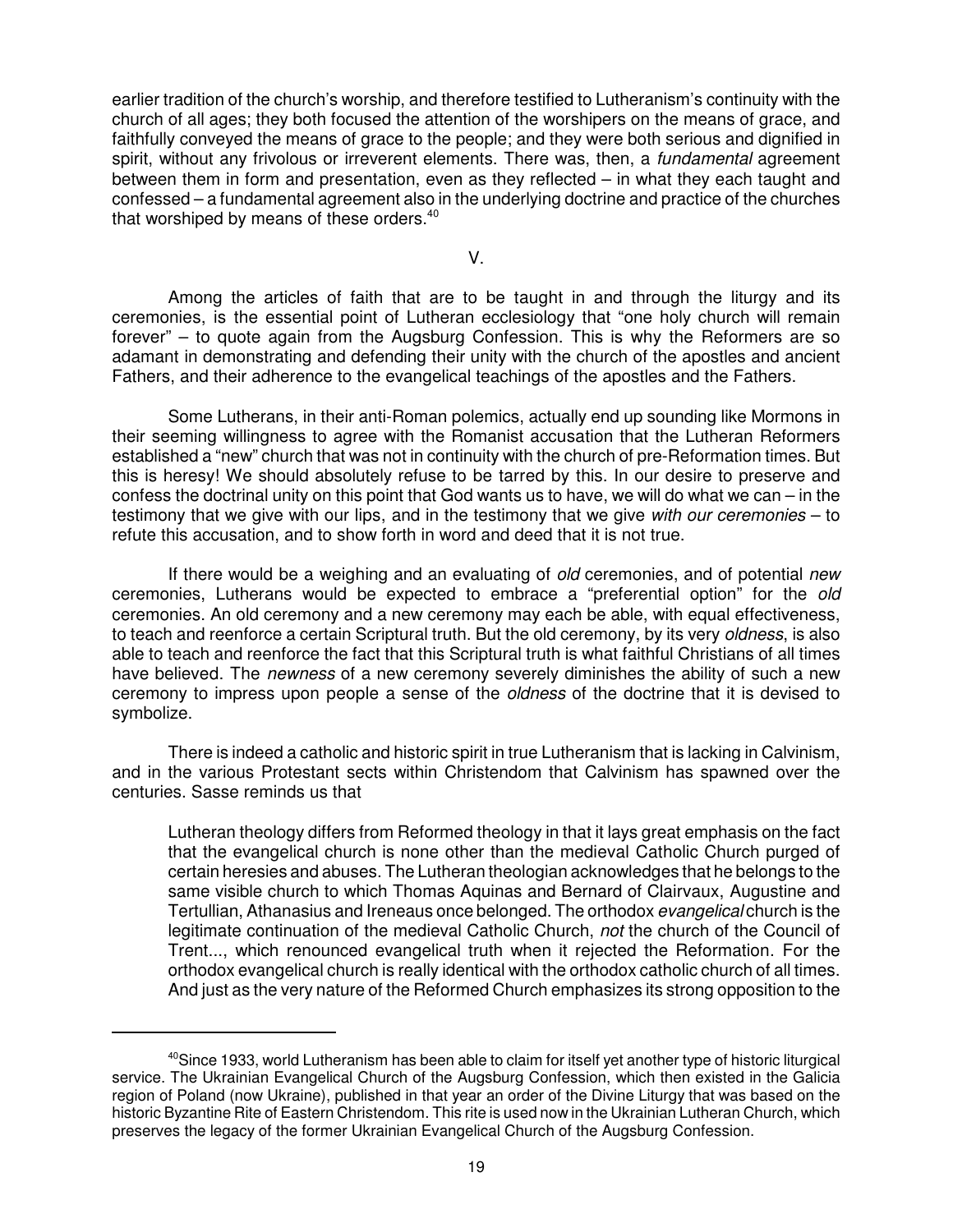earlier tradition of the church's worship, and therefore testified to Lutheranism's continuity with the church of all ages; they both focused the attention of the worshipers on the means of grace, and faithfully conveyed the means of grace to the people; and they were both serious and dignified in spirit, without any frivolous or irreverent elements. There was, then, a *fundamental* agreement between them in form and presentation, even as they reflected – in what they each taught and confessed – a fundamental agreement also in the underlying doctrine and practice of the churches that worshiped by means of these orders.[40]

V.

Among the articles of faith that are to be taught in and through the liturgy and its ceremonies, is the essential point of Lutheran ecclesiology that "one holy church will remain forever" – to quote again from the Augsburg Confession. This is why the Reformers are so adamant in demonstrating and defending their unity with the church of the apostles and ancient Fathers, and their adherence to the evangelical teachings of the apostles and the Fathers.

Some Lutherans, in their anti-Roman polemics, actually end up sounding like Mormons in their seeming willingness to agree with the Romanist accusation that the Lutheran Reformers established a "new" church that was not in continuity with the church of pre-Reformation times. But this is heresy! We should absolutely refuse to be tarred by this. In our desire to preserve and confess the doctrinal unity on this point that God wants us to have, we will do what we can – in the testimony that we give with our lips, and in the testimony that we give *with our ceremonies* – to refute this accusation, and to show forth in word and deed that it is not true.

If there would be a weighing and an evaluating of *old* ceremonies, and of potential *new* ceremonies, Lutherans would be expected to embrace a "preferential option" for the *old* ceremonies. An old ceremony and a new ceremony may each be able, with equal effectiveness, to teach and reenforce a certain Scriptural truth. But the old ceremony, by its very *oldness*, is also able to teach and reenforce the fact that this Scriptural truth is what faithful Christians of all times have believed. The *newness* of a new ceremony severely diminishes the ability of such a new ceremony to impress upon people a sense of the *oldness* of the doctrine that it is devised to symbolize.

There is indeed a catholic and historic spirit in true Lutheranism that is lacking in Calvinism, and in the various Protestant sects within Christendom that Calvinism has spawned over the centuries. Sasse reminds us that

> Lutheran theology differs from Reformed theology in that it lays great emphasis on the fact that the evangelical church is none other than the medieval Catholic Church purged of certain heresies and abuses. The Lutheran theologian acknowledges that he belongs to the same visible church to which Thomas Aquinas and Bernard of Clairvaux, Augustine and Tertullian, Athanasius and Ireneaus once belonged. The orthodox *evangelical* church is the legitimate continuation of the medieval Catholic Church, *not* the church of the Council of Trent..., which renounced evangelical truth when it rejected the Reformation. For the orthodox evangelical church is really identical with the orthodox catholic church of all times. And just as the very nature of the Reformed Church emphasizes its strong opposition to the

---

[40]Since 1933, world Lutheranism has been able to claim for itself yet another type of historic liturgical service. The Ukrainian Evangelical Church of the Augsburg Confession, which then existed in the Galicia region of Poland (now Ukraine), published in that year an order of the Divine Liturgy that was based on the historic Byzantine Rite of Eastern Christendom. This rite is used now in the Ukrainian Lutheran Church, which preserves the legacy of the former Ukrainian Evangelical Church of the Augsburg Confession.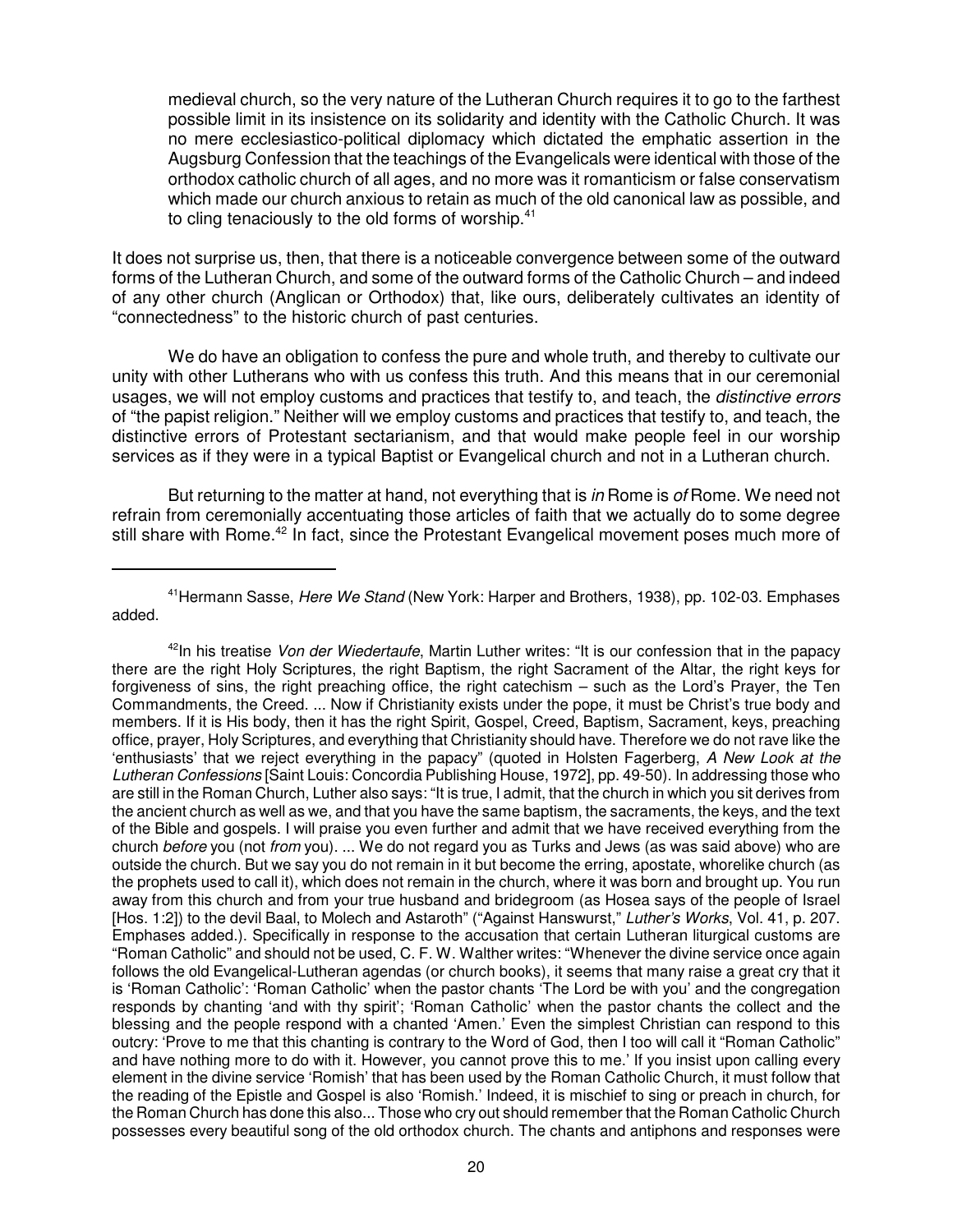> medieval church, so the very nature of the Lutheran Church requires it to go to the farthest possible limit in its insistence on its solidarity and identity with the Catholic Church. It was no mere ecclesiastico-political diplomacy which dictated the emphatic assertion in the Augsburg Confession that the teachings of the Evangelicals were identical with those of the orthodox catholic church of all ages, and no more was it romanticism or false conservatism which made our church anxious to retain as much of the old canonical law as possible, and to cling tenaciously to the old forms of worship.[41]

It does not surprise us, then, that there is a noticeable convergence between some of the outward forms of the Lutheran Church, and some of the outward forms of the Catholic Church – and indeed of any other church (Anglican or Orthodox) that, like ours, deliberately cultivates an identity of "connectedness" to the historic church of past centuries.

We do have an obligation to confess the pure and whole truth, and thereby to cultivate our unity with other Lutherans who with us confess this truth. And this means that in our ceremonial usages, we will not employ customs and practices that testify to, and teach, the *distinctive errors* of "the papist religion." Neither will we employ customs and practices that testify to, and teach, the distinctive errors of Protestant sectarianism, and that would make people feel in our worship services as if they were in a typical Baptist or Evangelical church and not in a Lutheran church.

But returning to the matter at hand, not everything that is *in* Rome is *of* Rome. We need not refrain from ceremonially accentuating those articles of faith that we actually do to some degree still share with Rome.[42] In fact, since the Protestant Evangelical movement poses much more of

---

[41] Hermann Sasse, *Here We Stand* (New York: Harper and Brothers, 1938), pp. 102-03. Emphases added.

[42] In his treatise *Von der Wiedertaufe*, Martin Luther writes: "It is our confession that in the papacy there are the right Holy Scriptures, the right Baptism, the right Sacrament of the Altar, the right keys for forgiveness of sins, the right preaching office, the right catechism – such as the Lord's Prayer, the Ten Commandments, the Creed. ... Now if Christianity exists under the pope, it must be Christ's true body and members. If it is His body, then it has the right Spirit, Gospel, Creed, Baptism, Sacrament, keys, preaching office, prayer, Holy Scriptures, and everything that Christianity should have. Therefore we do not rave like the 'enthusiasts' that we reject everything in the papacy" (quoted in Holsten Fagerberg, *A New Look at the Lutheran Confessions* [Saint Louis: Concordia Publishing House, 1972], pp. 49-50). In addressing those who are still in the Roman Church, Luther also says: "It is true, I admit, that the church in which you sit derives from the ancient church as well as we, and that you have the same baptism, the sacraments, the keys, and the text of the Bible and gospels. I will praise you even further and admit that we have received everything from the church *before* you (not *from* you). ... We do not regard you as Turks and Jews (as was said above) who are outside the church. But we say you do not remain in it but become the erring, apostate, whorelike church (as the prophets used to call it), which does not remain in the church, where it was born and brought up. You run away from this church and from your true husband and bridegroom (as Hosea says of the people of Israel [Hos. 1:2]) to the devil Baal, to Molech and Astaroth" ("Against Hanswurst," *Luther's Works*, Vol. 41, p. 207. Emphases added.). Specifically in response to the accusation that certain Lutheran liturgical customs are "Roman Catholic" and should not be used, C. F. W. Walther writes: "Whenever the divine service once again follows the old Evangelical-Lutheran agendas (or church books), it seems that many raise a great cry that it is 'Roman Catholic': 'Roman Catholic' when the pastor chants 'The Lord be with you' and the congregation responds by chanting 'and with thy spirit'; 'Roman Catholic' when the pastor chants the collect and the blessing and the people respond with a chanted 'Amen.' Even the simplest Christian can respond to this outcry: 'Prove to me that this chanting is contrary to the Word of God, then I too will call it "Roman Catholic" and have nothing more to do with it. However, you cannot prove this to me.' If you insist upon calling every element in the divine service 'Romish' that has been used by the Roman Catholic Church, it must follow that the reading of the Epistle and Gospel is also 'Romish.' Indeed, it is mischief to sing or preach in church, for the Roman Church has done this also... Those who cry out should remember that the Roman Catholic Church possesses every beautiful song of the old orthodox church. The chants and antiphons and responses were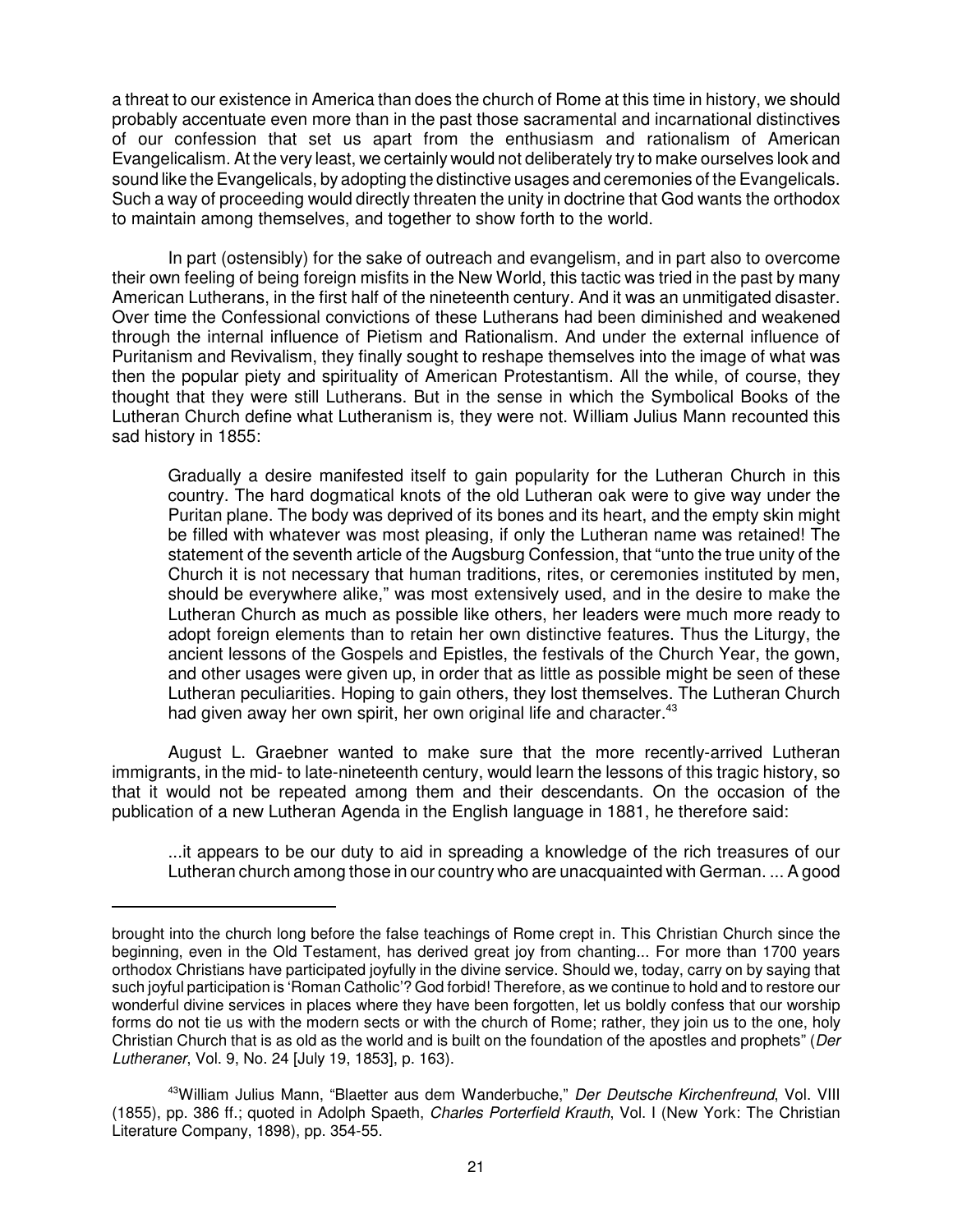a threat to our existence in America than does the church of Rome at this time in history, we should probably accentuate even more than in the past those sacramental and incarnational distinctives of our confession that set us apart from the enthusiasm and rationalism of American Evangelicalism. At the very least, we certainly would not deliberately try to make ourselves look and sound like the Evangelicals, by adopting the distinctive usages and ceremonies of the Evangelicals. Such a way of proceeding would directly threaten the unity in doctrine that God wants the orthodox to maintain among themselves, and together to show forth to the world.

In part (ostensibly) for the sake of outreach and evangelism, and in part also to overcome their own feeling of being foreign misfits in the New World, this tactic was tried in the past by many American Lutherans, in the first half of the nineteenth century. And it was an unmitigated disaster. Over time the Confessional convictions of these Lutherans had been diminished and weakened through the internal influence of Pietism and Rationalism. And under the external influence of Puritanism and Revivalism, they finally sought to reshape themselves into the image of what was then the popular piety and spirituality of American Protestantism. All the while, of course, they thought that they were still Lutherans. But in the sense in which the Symbolical Books of the Lutheran Church define what Lutheranism is, they were not. William Julius Mann recounted this sad history in 1855:

> Gradually a desire manifested itself to gain popularity for the Lutheran Church in this country. The hard dogmatical knots of the old Lutheran oak were to give way under the Puritan plane. The body was deprived of its bones and its heart, and the empty skin might be filled with whatever was most pleasing, if only the Lutheran name was retained! The statement of the seventh article of the Augsburg Confession, that "unto the true unity of the Church it is not necessary that human traditions, rites, or ceremonies instituted by men, should be everywhere alike," was most extensively used, and in the desire to make the Lutheran Church as much as possible like others, her leaders were much more ready to adopt foreign elements than to retain her own distinctive features. Thus the Liturgy, the ancient lessons of the Gospels and Epistles, the festivals of the Church Year, the gown, and other usages were given up, in order that as little as possible might be seen of these Lutheran peculiarities. Hoping to gain others, they lost themselves. The Lutheran Church had given away her own spirit, her own original life and character.[43]

August L. Graebner wanted to make sure that the more recently-arrived Lutheran immigrants, in the mid- to late-nineteenth century, would learn the lessons of this tragic history, so that it would not be repeated among them and their descendants. On the occasion of the publication of a new Lutheran Agenda in the English language in 1881, he therefore said:

> ...it appears to be our duty to aid in spreading a knowledge of the rich treasures of our Lutheran church among those in our country who are unacquainted with German. ... A good

---

brought into the church long before the false teachings of Rome crept in. This Christian Church since the beginning, even in the Old Testament, has derived great joy from chanting... For more than 1700 years orthodox Christians have participated joyfully in the divine service. Should we, today, carry on by saying that such joyful participation is 'Roman Catholic'? God forbid! Therefore, as we continue to hold and to restore our wonderful divine services in places where they have been forgotten, let us boldly confess that our worship forms do not tie us with the modern sects or with the church of Rome; rather, they join us to the one, holy Christian Church that is as old as the world and is built on the foundation of the apostles and prophets" (*Der Lutheraner*, Vol. 9, No. 24 [July 19, 1853], p. 163).

[43] William Julius Mann, "Blaetter aus dem Wanderbuche," *Der Deutsche Kirchenfreund*, Vol. VIII (1855), pp. 386 ff.; quoted in Adolph Spaeth, *Charles Porterfield Krauth*, Vol. I (New York: The Christian Literature Company, 1898), pp. 354-55.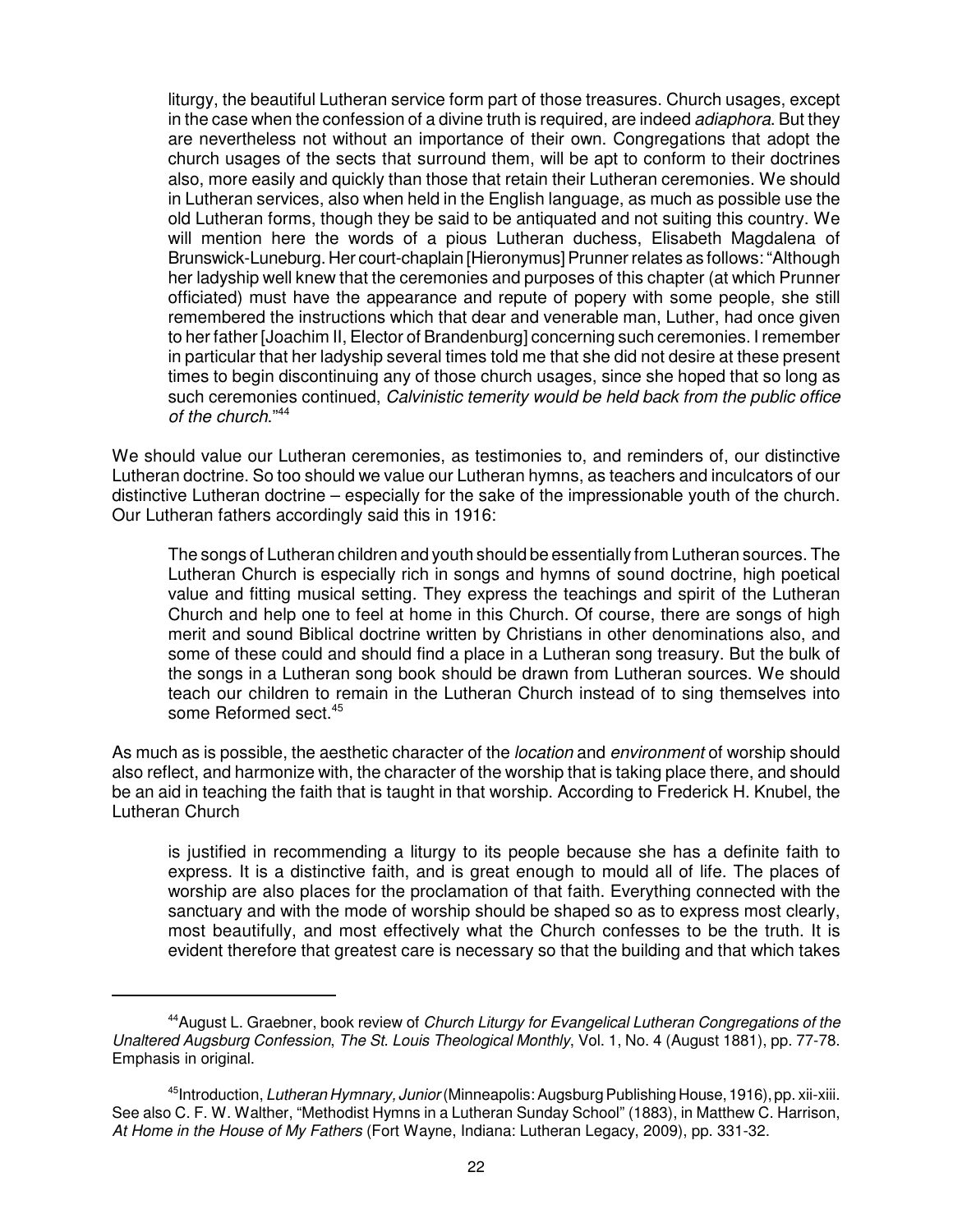> liturgy, the beautiful Lutheran service form part of those treasures. Church usages, except in the case when the confession of a divine truth is required, are indeed *adiaphora*. But they are nevertheless not without an importance of their own. Congregations that adopt the church usages of the sects that surround them, will be apt to conform to their doctrines also, more easily and quickly than those that retain their Lutheran ceremonies. We should in Lutheran services, also when held in the English language, as much as possible use the old Lutheran forms, though they be said to be antiquated and not suiting this country. We will mention here the words of a pious Lutheran duchess, Elisabeth Magdalena of Brunswick-Luneburg. Her court-chaplain [Hieronymus] Prunner relates as follows: "Although her ladyship well knew that the ceremonies and purposes of this chapter (at which Prunner officiated) must have the appearance and repute of popery with some people, she still remembered the instructions which that dear and venerable man, Luther, had once given to her father [Joachim II, Elector of Brandenburg] concerning such ceremonies. I remember in particular that her ladyship several times told me that she did not desire at these present times to begin discontinuing any of those church usages, since she hoped that so long as such ceremonies continued, *Calvinistic temerity would be held back from the public office of the church*."[44]

We should value our Lutheran ceremonies, as testimonies to, and reminders of, our distinctive Lutheran doctrine. So too should we value our Lutheran hymns, as teachers and inculcators of our distinctive Lutheran doctrine – especially for the sake of the impressionable youth of the church. Our Lutheran fathers accordingly said this in 1916:

> The songs of Lutheran children and youth should be essentially from Lutheran sources. The Lutheran Church is especially rich in songs and hymns of sound doctrine, high poetical value and fitting musical setting. They express the teachings and spirit of the Lutheran Church and help one to feel at home in this Church. Of course, there are songs of high merit and sound Biblical doctrine written by Christians in other denominations also, and some of these could and should find a place in a Lutheran song treasury. But the bulk of the songs in a Lutheran song book should be drawn from Lutheran sources. We should teach our children to remain in the Lutheran Church instead of to sing themselves into some Reformed sect.[45]

As much as is possible, the aesthetic character of the *location* and *environment* of worship should also reflect, and harmonize with, the character of the worship that is taking place there, and should be an aid in teaching the faith that is taught in that worship. According to Frederick H. Knubel, the Lutheran Church

> is justified in recommending a liturgy to its people because she has a definite faith to express. It is a distinctive faith, and is great enough to mould all of life. The places of worship are also places for the proclamation of that faith. Everything connected with the sanctuary and with the mode of worship should be shaped so as to express most clearly, most beautifully, and most effectively what the Church confesses to be the truth. It is evident therefore that greatest care is necessary so that the building and that which takes

---

[44] August L. Graebner, book review of *Church Liturgy for Evangelical Lutheran Congregations of the Unaltered Augsburg Confession*, *The St. Louis Theological Monthly*, Vol. 1, No. 4 (August 1881), pp. 77-78. Emphasis in original.

[45] Introduction, *Lutheran Hymnary, Junior* (Minneapolis: Augsburg Publishing House, 1916), pp. xii-xiii. See also C. F. W. Walther, "Methodist Hymns in a Lutheran Sunday School" (1883), in Matthew C. Harrison, *At Home in the House of My Fathers* (Fort Wayne, Indiana: Lutheran Legacy, 2009), pp. 331-32.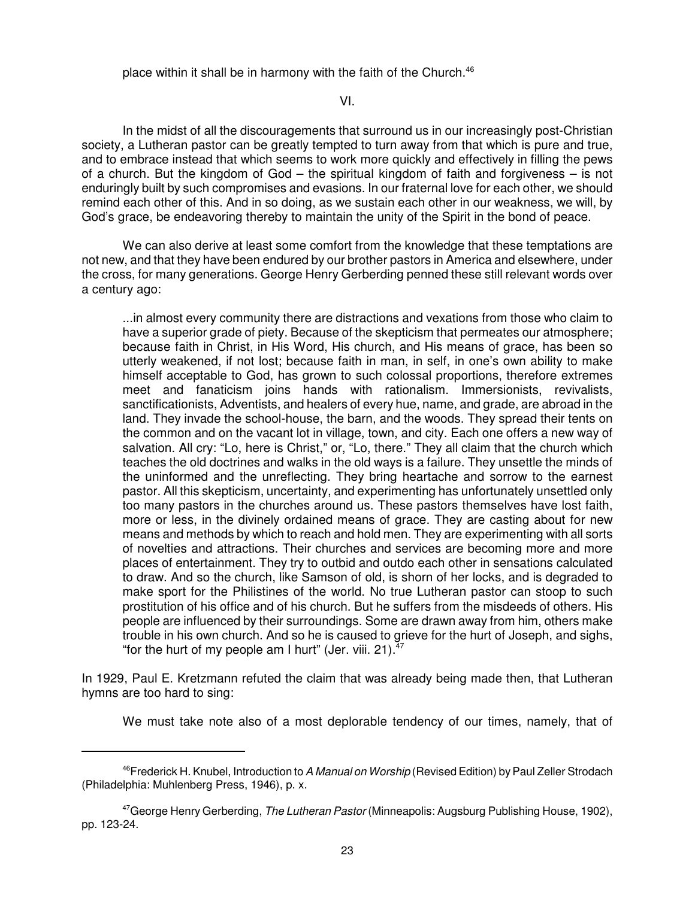place within it shall be in harmony with the faith of the Church.[46]

VI.

In the midst of all the discouragements that surround us in our increasingly post-Christian society, a Lutheran pastor can be greatly tempted to turn away from that which is pure and true, and to embrace instead that which seems to work more quickly and effectively in filling the pews of a church. But the kingdom of God – the spiritual kingdom of faith and forgiveness – is not enduringly built by such compromises and evasions. In our fraternal love for each other, we should remind each other of this. And in so doing, as we sustain each other in our weakness, we will, by God's grace, be endeavoring thereby to maintain the unity of the Spirit in the bond of peace.

We can also derive at least some comfort from the knowledge that these temptations are not new, and that they have been endured by our brother pastors in America and elsewhere, under the cross, for many generations. George Henry Gerberding penned these still relevant words over a century ago:

> ...in almost every community there are distractions and vexations from those who claim to have a superior grade of piety. Because of the skepticism that permeates our atmosphere; because faith in Christ, in His Word, His church, and His means of grace, has been so utterly weakened, if not lost; because faith in man, in self, in one's own ability to make himself acceptable to God, has grown to such colossal proportions, therefore extremes meet and fanaticism joins hands with rationalism. Immersionists, revivalists, sanctificationists, Adventists, and healers of every hue, name, and grade, are abroad in the land. They invade the school-house, the barn, and the woods. They spread their tents on the common and on the vacant lot in village, town, and city. Each one offers a new way of salvation. All cry: "Lo, here is Christ," or, "Lo, there." They all claim that the church which teaches the old doctrines and walks in the old ways is a failure. They unsettle the minds of the uninformed and the unreflecting. They bring heartache and sorrow to the earnest pastor. All this skepticism, uncertainty, and experimenting has unfortunately unsettled only too many pastors in the churches around us. These pastors themselves have lost faith, more or less, in the divinely ordained means of grace. They are casting about for new means and methods by which to reach and hold men. They are experimenting with all sorts of novelties and attractions. Their churches and services are becoming more and more places of entertainment. They try to outbid and outdo each other in sensations calculated to draw. And so the church, like Samson of old, is shorn of her locks, and is degraded to make sport for the Philistines of the world. No true Lutheran pastor can stoop to such prostitution of his office and of his church. But he suffers from the misdeeds of others. His people are influenced by their surroundings. Some are drawn away from him, others make trouble in his own church. And so he is caused to grieve for the hurt of Joseph, and sighs, "for the hurt of my people am I hurt" (Jer. viii. 21).[47]

In 1929, Paul E. Kretzmann refuted the claim that was already being made then, that Lutheran hymns are too hard to sing:

> We must take note also of a most deplorable tendency of our times, namely, that of

---

[46] Frederick H. Knubel, Introduction to *A Manual on Worship* (Revised Edition) by Paul Zeller Strodach (Philadelphia: Muhlenberg Press, 1946), p. x.

[47] George Henry Gerberding, *The Lutheran Pastor* (Minneapolis: Augsburg Publishing House, 1902), pp. 123-24.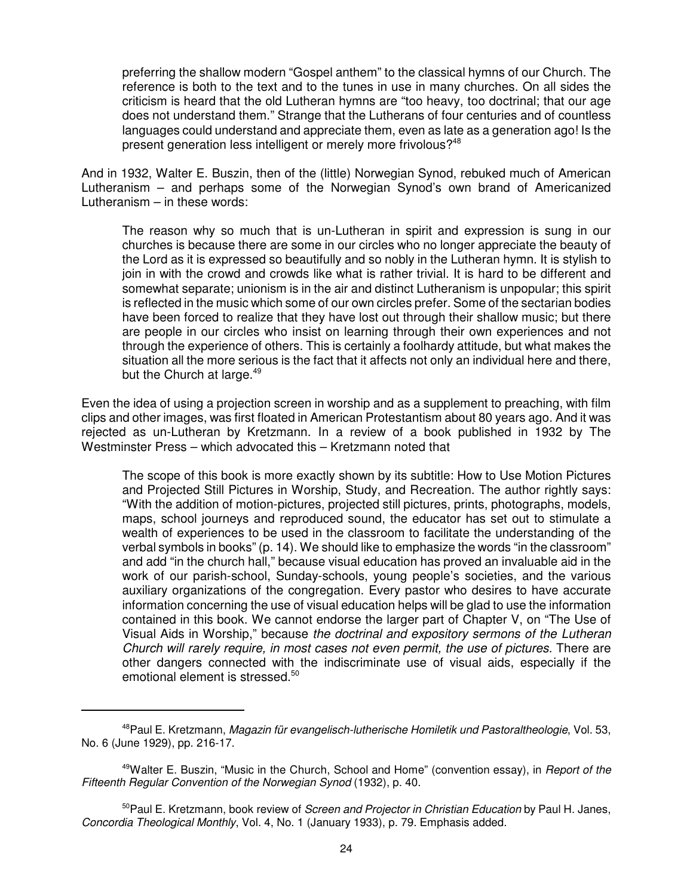> preferring the shallow modern "Gospel anthem" to the classical hymns of our Church. The reference is both to the text and to the tunes in use in many churches. On all sides the criticism is heard that the old Lutheran hymns are "too heavy, too doctrinal; that our age does not understand them." Strange that the Lutherans of four centuries and of countless languages could understand and appreciate them, even as late as a generation ago! Is the present generation less intelligent or merely more frivolous?[48]

And in 1932, Walter E. Buszin, then of the (little) Norwegian Synod, rebuked much of American Lutheranism – and perhaps some of the Norwegian Synod's own brand of Americanized Lutheranism – in these words:

> The reason why so much that is un-Lutheran in spirit and expression is sung in our churches is because there are some in our circles who no longer appreciate the beauty of the Lord as it is expressed so beautifully and so nobly in the Lutheran hymn. It is stylish to join in with the crowd and crowds like what is rather trivial. It is hard to be different and somewhat separate; unionism is in the air and distinct Lutheranism is unpopular; this spirit is reflected in the music which some of our own circles prefer. Some of the sectarian bodies have been forced to realize that they have lost out through their shallow music; but there are people in our circles who insist on learning through their own experiences and not through the experience of others. This is certainly a foolhardy attitude, but what makes the situation all the more serious is the fact that it affects not only an individual here and there, but the Church at large.[49]

Even the idea of using a projection screen in worship and as a supplement to preaching, with film clips and other images, was first floated in American Protestantism about 80 years ago. And it was rejected as un-Lutheran by Kretzmann. In a review of a book published in 1932 by The Westminster Press – which advocated this – Kretzmann noted that

> The scope of this book is more exactly shown by its subtitle: How to Use Motion Pictures and Projected Still Pictures in Worship, Study, and Recreation. The author rightly says: "With the addition of motion-pictures, projected still pictures, prints, photographs, models, maps, school journeys and reproduced sound, the educator has set out to stimulate a wealth of experiences to be used in the classroom to facilitate the understanding of the verbal symbols in books" (p. 14). We should like to emphasize the words "in the classroom" and add "in the church hall," because visual education has proved an invaluable aid in the work of our parish-school, Sunday-schools, young people's societies, and the various auxiliary organizations of the congregation. Every pastor who desires to have accurate information concerning the use of visual education helps will be glad to use the information contained in this book. We cannot endorse the larger part of Chapter V, on "The Use of Visual Aids in Worship," because *the doctrinal and expository sermons of the Lutheran Church will rarely require, in most cases not even permit, the use of pictures.* There are other dangers connected with the indiscriminate use of visual aids, especially if the emotional element is stressed.[50]

---

[48] Paul E. Kretzmann, *Magazin für evangelisch-lutherische Homiletik und Pastoraltheologie*, Vol. 53, No. 6 (June 1929), pp. 216-17.

[49] Walter E. Buszin, "Music in the Church, School and Home" (convention essay), in *Report of the Fifteenth Regular Convention of the Norwegian Synod* (1932), p. 40.

[50] Paul E. Kretzmann, book review of *Screen and Projector in Christian Education* by Paul H. Janes, *Concordia Theological Monthly*, Vol. 4, No. 1 (January 1933), p. 79. Emphasis added.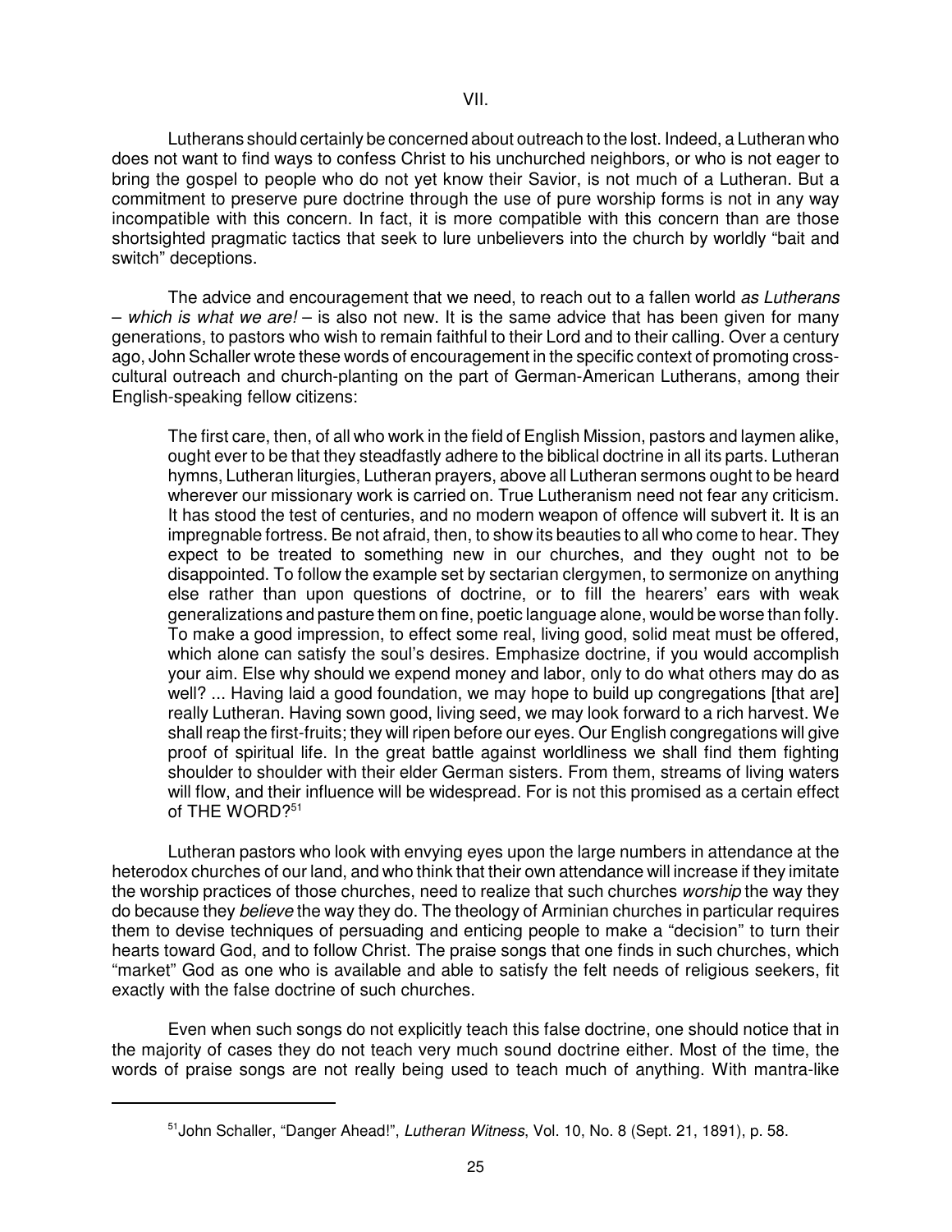## VII.

Lutherans should certainly be concerned about outreach to the lost. Indeed, a Lutheran who does not want to find ways to confess Christ to his unchurched neighbors, or who is not eager to bring the gospel to people who do not yet know their Savior, is not much of a Lutheran. But a commitment to preserve pure doctrine through the use of pure worship forms is not in any way incompatible with this concern. In fact, it is more compatible with this concern than are those shortsighted pragmatic tactics that seek to lure unbelievers into the church by worldly "bait and switch" deceptions.

The advice and encouragement that we need, to reach out to a fallen world *as Lutherans – which is what we are!* – is also not new. It is the same advice that has been given for many generations, to pastors who wish to remain faithful to their Lord and to their calling. Over a century ago, John Schaller wrote these words of encouragement in the specific context of promoting cross-cultural outreach and church-planting on the part of German-American Lutherans, among their English-speaking fellow citizens:

> The first care, then, of all who work in the field of English Mission, pastors and laymen alike, ought ever to be that they steadfastly adhere to the biblical doctrine in all its parts. Lutheran hymns, Lutheran liturgies, Lutheran prayers, above all Lutheran sermons ought to be heard wherever our missionary work is carried on. True Lutheranism need not fear any criticism. It has stood the test of centuries, and no modern weapon of offence will subvert it. It is an impregnable fortress. Be not afraid, then, to show its beauties to all who come to hear. They expect to be treated to something new in our churches, and they ought not to be disappointed. To follow the example set by sectarian clergymen, to sermonize on anything else rather than upon questions of doctrine, or to fill the hearers' ears with weak generalizations and pasture them on fine, poetic language alone, would be worse than folly. To make a good impression, to effect some real, living good, solid meat must be offered, which alone can satisfy the soul's desires. Emphasize doctrine, if you would accomplish your aim. Else why should we expend money and labor, only to do what others may do as well? ... Having laid a good foundation, we may hope to build up congregations [that are] really Lutheran. Having sown good, living seed, we may look forward to a rich harvest. We shall reap the first-fruits; they will ripen before our eyes. Our English congregations will give proof of spiritual life. In the great battle against worldliness we shall find them fighting shoulder to shoulder with their elder German sisters. From them, streams of living waters will flow, and their influence will be widespread. For is not this promised as a certain effect of THE WORD?[51]

Lutheran pastors who look with envying eyes upon the large numbers in attendance at the heterodox churches of our land, and who think that their own attendance will increase if they imitate the worship practices of those churches, need to realize that such churches *worship* the way they do because they *believe* the way they do. The theology of Arminian churches in particular requires them to devise techniques of persuading and enticing people to make a "decision" to turn their hearts toward God, and to follow Christ. The praise songs that one finds in such churches, which "market" God as one who is available and able to satisfy the felt needs of religious seekers, fit exactly with the false doctrine of such churches.

Even when such songs do not explicitly teach this false doctrine, one should notice that in the majority of cases they do not teach very much sound doctrine either. Most of the time, the words of praise songs are not really being used to teach much of anything. With mantra-like

---

[51] John Schaller, "Danger Ahead!", *Lutheran Witness*, Vol. 10, No. 8 (Sept. 21, 1891), p. 58.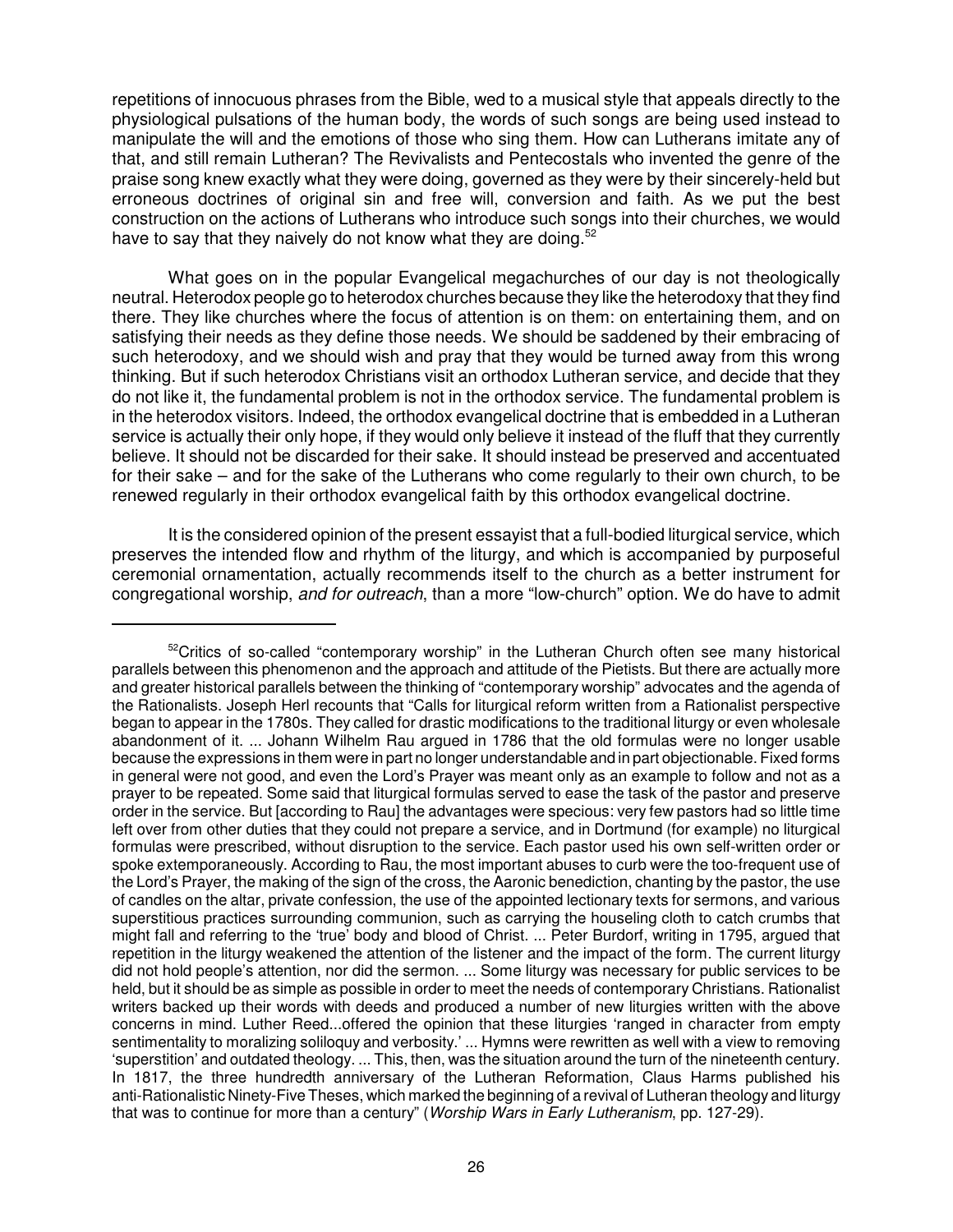repetitions of innocuous phrases from the Bible, wed to a musical style that appeals directly to the physiological pulsations of the human body, the words of such songs are being used instead to manipulate the will and the emotions of those who sing them. How can Lutherans imitate any of that, and still remain Lutheran? The Revivalists and Pentecostals who invented the genre of the praise song knew exactly what they were doing, governed as they were by their sincerely-held but erroneous doctrines of original sin and free will, conversion and faith. As we put the best construction on the actions of Lutherans who introduce such songs into their churches, we would have to say that they naively do not know what they are doing.[52]

What goes on in the popular Evangelical megachurches of our day is not theologically neutral. Heterodox people go to heterodox churches because they like the heterodoxy that they find there. They like churches where the focus of attention is on them: on entertaining them, and on satisfying their needs as they define those needs. We should be saddened by their embracing of such heterodoxy, and we should wish and pray that they would be turned away from this wrong thinking. But if such heterodox Christians visit an orthodox Lutheran service, and decide that they do not like it, the fundamental problem is not in the orthodox service. The fundamental problem is in the heterodox visitors. Indeed, the orthodox evangelical doctrine that is embedded in a Lutheran service is actually their only hope, if they would only believe it instead of the fluff that they currently believe. It should not be discarded for their sake. It should instead be preserved and accentuated for their sake – and for the sake of the Lutherans who come regularly to their own church, to be renewed regularly in their orthodox evangelical faith by this orthodox evangelical doctrine.

It is the considered opinion of the present essayist that a full-bodied liturgical service, which preserves the intended flow and rhythm of the liturgy, and which is accompanied by purposeful ceremonial ornamentation, actually recommends itself to the church as a better instrument for congregational worship, *and for outreach*, than a more "low-church" option. We do have to admit

---

[52]Critics of so-called "contemporary worship" in the Lutheran Church often see many historical parallels between this phenomenon and the approach and attitude of the Pietists. But there are actually more and greater historical parallels between the thinking of "contemporary worship" advocates and the agenda of the Rationalists. Joseph Herl recounts that "Calls for liturgical reform written from a Rationalist perspective began to appear in the 1780s. They called for drastic modifications to the traditional liturgy or even wholesale abandonment of it. ... Johann Wilhelm Rau argued in 1786 that the old formulas were no longer usable because the expressions in them were in part no longer understandable and in part objectionable. Fixed forms in general were not good, and even the Lord's Prayer was meant only as an example to follow and not as a prayer to be repeated. Some said that liturgical formulas served to ease the task of the pastor and preserve order in the service. But [according to Rau] the advantages were specious: very few pastors had so little time left over from other duties that they could not prepare a service, and in Dortmund (for example) no liturgical formulas were prescribed, without disruption to the service. Each pastor used his own self-written order or spoke extemporaneously. According to Rau, the most important abuses to curb were the too-frequent use of the Lord's Prayer, the making of the sign of the cross, the Aaronic benediction, chanting by the pastor, the use of candles on the altar, private confession, the use of the appointed lectionary texts for sermons, and various superstitious practices surrounding communion, such as carrying the houseling cloth to catch crumbs that might fall and referring to the 'true' body and blood of Christ. ... Peter Burdorf, writing in 1795, argued that repetition in the liturgy weakened the attention of the listener and the impact of the form. The current liturgy did not hold people's attention, nor did the sermon. ... Some liturgy was necessary for public services to be held, but it should be as simple as possible in order to meet the needs of contemporary Christians. Rationalist writers backed up their words with deeds and produced a number of new liturgies written with the above concerns in mind. Luther Reed...offered the opinion that these liturgies 'ranged in character from empty sentimentality to moralizing soliloquy and verbosity.' ... Hymns were rewritten as well with a view to removing 'superstition' and outdated theology. ... This, then, was the situation around the turn of the nineteenth century. In 1817, the three hundredth anniversary of the Lutheran Reformation, Claus Harms published his anti-Rationalistic Ninety-Five Theses, which marked the beginning of a revival of Lutheran theology and liturgy that was to continue for more than a century" (*Worship Wars in Early Lutheranism*, pp. 127-29).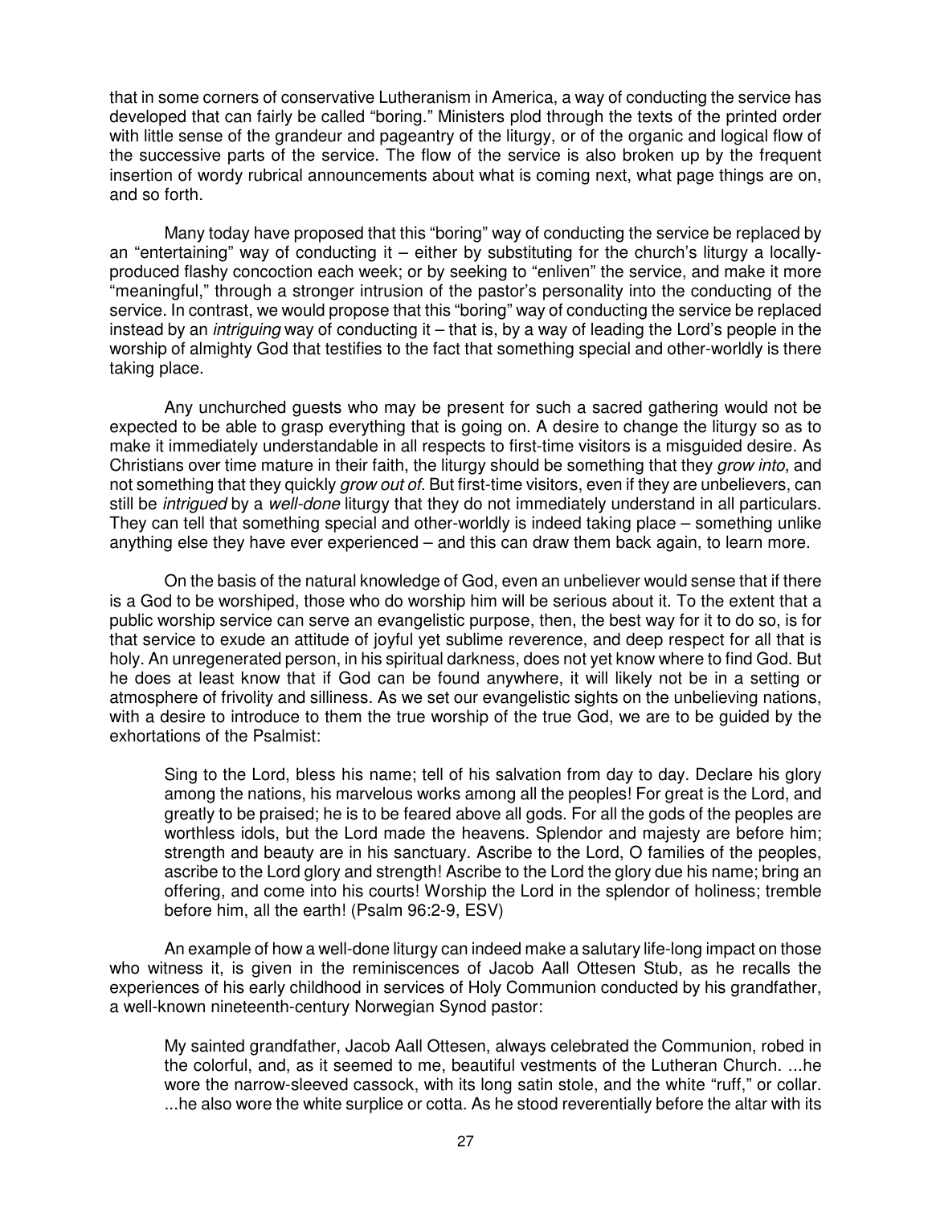that in some corners of conservative Lutheranism in America, a way of conducting the service has developed that can fairly be called "boring." Ministers plod through the texts of the printed order with little sense of the grandeur and pageantry of the liturgy, or of the organic and logical flow of the successive parts of the service. The flow of the service is also broken up by the frequent insertion of wordy rubrical announcements about what is coming next, what page things are on, and so forth.

Many today have proposed that this "boring" way of conducting the service be replaced by an "entertaining" way of conducting it – either by substituting for the church's liturgy a locally-produced flashy concoction each week; or by seeking to "enliven" the service, and make it more "meaningful," through a stronger intrusion of the pastor's personality into the conducting of the service. In contrast, we would propose that this "boring" way of conducting the service be replaced instead by an *intriguing* way of conducting it – that is, by a way of leading the Lord's people in the worship of almighty God that testifies to the fact that something special and other-worldly is there taking place.

Any unchurched guests who may be present for such a sacred gathering would not be expected to be able to grasp everything that is going on. A desire to change the liturgy so as to make it immediately understandable in all respects to first-time visitors is a misguided desire. As Christians over time mature in their faith, the liturgy should be something that they *grow into*, and not something that they quickly *grow out of*. But first-time visitors, even if they are unbelievers, can still be *intrigued* by a *well-done* liturgy that they do not immediately understand in all particulars. They can tell that something special and other-worldly is indeed taking place – something unlike anything else they have ever experienced – and this can draw them back again, to learn more.

On the basis of the natural knowledge of God, even an unbeliever would sense that if there is a God to be worshiped, those who do worship him will be serious about it. To the extent that a public worship service can serve an evangelistic purpose, then, the best way for it to do so, is for that service to exude an attitude of joyful yet sublime reverence, and deep respect for all that is holy. An unregenerated person, in his spiritual darkness, does not yet know where to find God. But he does at least know that if God can be found anywhere, it will likely not be in a setting or atmosphere of frivolity and silliness. As we set our evangelistic sights on the unbelieving nations, with a desire to introduce to them the true worship of the true God, we are to be guided by the exhortations of the Psalmist:

> Sing to the Lord, bless his name; tell of his salvation from day to day. Declare his glory among the nations, his marvelous works among all the peoples! For great is the Lord, and greatly to be praised; he is to be feared above all gods. For all the gods of the peoples are worthless idols, but the Lord made the heavens. Splendor and majesty are before him; strength and beauty are in his sanctuary. Ascribe to the Lord, O families of the peoples, ascribe to the Lord glory and strength! Ascribe to the Lord the glory due his name; bring an offering, and come into his courts! Worship the Lord in the splendor of holiness; tremble before him, all the earth! (Psalm 96:2-9, ESV)

An example of how a well-done liturgy can indeed make a salutary life-long impact on those who witness it, is given in the reminiscences of Jacob Aall Ottesen Stub, as he recalls the experiences of his early childhood in services of Holy Communion conducted by his grandfather, a well-known nineteenth-century Norwegian Synod pastor:

> My sainted grandfather, Jacob Aall Ottesen, always celebrated the Communion, robed in the colorful, and, as it seemed to me, beautiful vestments of the Lutheran Church. ...he wore the narrow-sleeved cassock, with its long satin stole, and the white "ruff," or collar. ...he also wore the white surplice or cotta. As he stood reverentially before the altar with its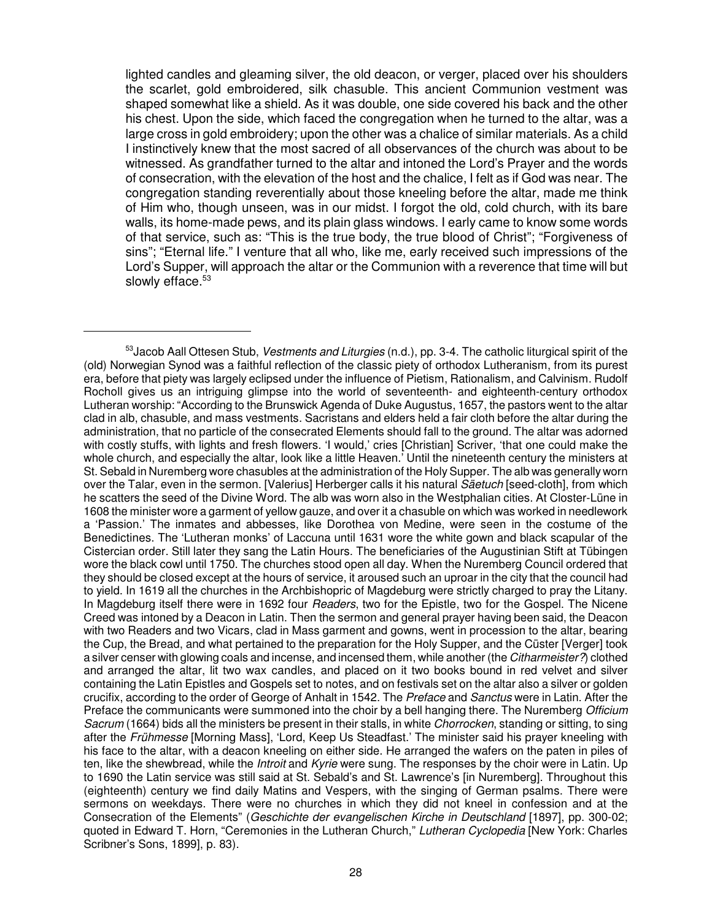> lighted candles and gleaming silver, the old deacon, or verger, placed over his shoulders the scarlet, gold embroidered, silk chasuble. This ancient Communion vestment was shaped somewhat like a shield. As it was double, one side covered his back and the other his chest. Upon the side, which faced the congregation when he turned to the altar, was a large cross in gold embroidery; upon the other was a chalice of similar materials. As a child I instinctively knew that the most sacred of all observances of the church was about to be witnessed. As grandfather turned to the altar and intoned the Lord's Prayer and the words of consecration, with the elevation of the host and the chalice, I felt as if God was near. The congregation standing reverentially about those kneeling before the altar, made me think of Him who, though unseen, was in our midst. I forgot the old, cold church, with its bare walls, its home-made pews, and its plain glass windows. I early came to know some words of that service, such as: "This is the true body, the true blood of Christ"; "Forgiveness of sins"; "Eternal life." I venture that all who, like me, early received such impressions of the Lord's Supper, will approach the altar or the Communion with a reverence that time will but slowly efface.[53]

---

[53] Jacob Aall Ottesen Stub, *Vestments and Liturgies* (n.d.), pp. 3-4. The catholic liturgical spirit of the (old) Norwegian Synod was a faithful reflection of the classic piety of orthodox Lutheranism, from its purest era, before that piety was largely eclipsed under the influence of Pietism, Rationalism, and Calvinism. Rudolf Rocholl gives us an intriguing glimpse into the world of seventeenth- and eighteenth-century orthodox Lutheran worship: "According to the Brunswick Agenda of Duke Augustus, 1657, the pastors went to the altar clad in alb, chasuble, and mass vestments. Sacristans and elders held a fair cloth before the altar during the administration, that no particle of the consecrated Elements should fall to the ground. The altar was adorned with costly stuffs, with lights and fresh flowers. 'I would,' cries [Christian] Scriver, 'that one could make the whole church, and especially the altar, look like a little Heaven.' Until the nineteenth century the ministers at St. Sebald in Nuremberg wore chasubles at the administration of the Holy Supper. The alb was generally worn over the Talar, even in the sermon. [Valerius] Herberger calls it his natural *Säetuch* [seed-cloth], from which he scatters the seed of the Divine Word. The alb was worn also in the Westphalian cities. At Closter-Lüne in 1608 the minister wore a garment of yellow gauze, and over it a chasuble on which was worked in needlework a 'Passion.' The inmates and abbesses, like Dorothea von Medine, were seen in the costume of the Benedictines. The 'Lutheran monks' of Laccuna until 1631 wore the white gown and black scapular of the Cistercian order. Still later they sang the Latin Hours. The beneficiaries of the Augustinian Stift at Tübingen wore the black cowl until 1750. The churches stood open all day. When the Nuremberg Council ordered that they should be closed except at the hours of service, it aroused such an uproar in the city that the council had to yield. In 1619 all the churches in the Archbishopric of Magdeburg were strictly charged to pray the Litany. In Magdeburg itself there were in 1692 four *Readers*, two for the Epistle, two for the Gospel. The Nicene Creed was intoned by a Deacon in Latin. Then the sermon and general prayer having been said, the Deacon with two Readers and two Vicars, clad in Mass garment and gowns, went in procession to the altar, bearing the Cup, the Bread, and what pertained to the preparation for the Holy Supper, and the Cüster [Verger] took a silver censer with glowing coals and incense, and incensed them, while another (the *Citharmeister?*) clothed and arranged the altar, lit two wax candles, and placed on it two books bound in red velvet and silver containing the Latin Epistles and Gospels set to notes, and on festivals set on the altar also a silver or golden crucifix, according to the order of George of Anhalt in 1542. The *Preface* and *Sanctus* were in Latin. After the Preface the communicants were summoned into the choir by a bell hanging there. The Nuremberg *Officium Sacrum* (1664) bids all the ministers be present in their stalls, in white *Chorrocken*, standing or sitting, to sing after the *Frühmesse* [Morning Mass], 'Lord, Keep Us Steadfast.' The minister said his prayer kneeling with his face to the altar, with a deacon kneeling on either side. He arranged the wafers on the paten in piles of ten, like the shewbread, while the *Introit* and *Kyrie* were sung. The responses by the choir were in Latin. Up to 1690 the Latin service was still said at St. Sebald's and St. Lawrence's [in Nuremberg]. Throughout this (eighteenth) century we find daily Matins and Vespers, with the singing of German psalms. There were sermons on weekdays. There were no churches in which they did not kneel in confession and at the Consecration of the Elements" (*Geschichte der evangelischen Kirche in Deutschland* [1897], pp. 300-02; quoted in Edward T. Horn, "Ceremonies in the Lutheran Church," *Lutheran Cyclopedia* [New York: Charles Scribner's Sons, 1899], p. 83).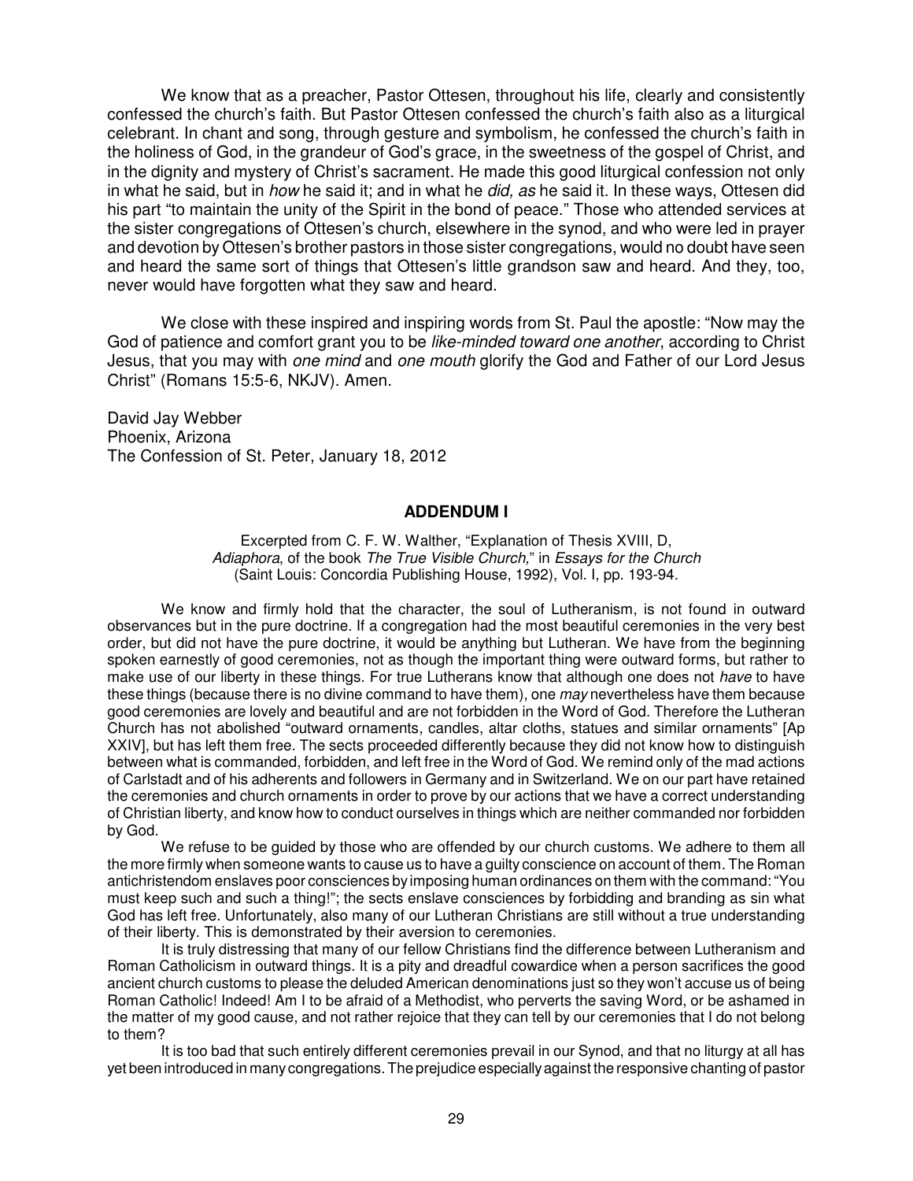We know that as a preacher, Pastor Ottesen, throughout his life, clearly and consistently confessed the church's faith. But Pastor Ottesen confessed the church's faith also as a liturgical celebrant. In chant and song, through gesture and symbolism, he confessed the church's faith in the holiness of God, in the grandeur of God's grace, in the sweetness of the gospel of Christ, and in the dignity and mystery of Christ's sacrament. He made this good liturgical confession not only in what he said, but in *how* he said it; and in what he *did, as* he said it. In these ways, Ottesen did his part "to maintain the unity of the Spirit in the bond of peace." Those who attended services at the sister congregations of Ottesen's church, elsewhere in the synod, and who were led in prayer and devotion by Ottesen's brother pastors in those sister congregations, would no doubt have seen and heard the same sort of things that Ottesen's little grandson saw and heard. And they, too, never would have forgotten what they saw and heard.

We close with these inspired and inspiring words from St. Paul the apostle: "Now may the God of patience and comfort grant you to be *like-minded toward one another*, according to Christ Jesus, that you may with *one mind* and *one mouth* glorify the God and Father of our Lord Jesus Christ" (Romans 15:5-6, NKJV). Amen.

David Jay Webber
Phoenix, Arizona
The Confession of St. Peter, January 18, 2012

## ADDENDUM I

Excerpted from C. F. W. Walther, "Explanation of Thesis XVIII, D, *Adiaphora*, of the book *The True Visible Church*," in *Essays for the Church* (Saint Louis: Concordia Publishing House, 1992), Vol. I, pp. 193-94.

We know and firmly hold that the character, the soul of Lutheranism, is not found in outward observances but in the pure doctrine. If a congregation had the most beautiful ceremonies in the very best order, but did not have the pure doctrine, it would be anything but Lutheran. We have from the beginning spoken earnestly of good ceremonies, not as though the important thing were outward forms, but rather to make use of our liberty in these things. For true Lutherans know that although one does not *have* to have these things (because there is no divine command to have them), one *may* nevertheless have them because good ceremonies are lovely and beautiful and are not forbidden in the Word of God. Therefore the Lutheran Church has not abolished "outward ornaments, candles, altar cloths, statues and similar ornaments" [Ap XXIV], but has left them free. The sects proceeded differently because they did not know how to distinguish between what is commanded, forbidden, and left free in the Word of God. We remind only of the mad actions of Carlstadt and of his adherents and followers in Germany and in Switzerland. We on our part have retained the ceremonies and church ornaments in order to prove by our actions that we have a correct understanding of Christian liberty, and know how to conduct ourselves in things which are neither commanded nor forbidden by God.

We refuse to be guided by those who are offended by our church customs. We adhere to them all the more firmly when someone wants to cause us to have a guilty conscience on account of them. The Roman antichristendom enslaves poor consciences by imposing human ordinances on them with the command: "You must keep such and such a thing!"; the sects enslave consciences by forbidding and branding as sin what God has left free. Unfortunately, also many of our Lutheran Christians are still without a true understanding of their liberty. This is demonstrated by their aversion to ceremonies.

It is truly distressing that many of our fellow Christians find the difference between Lutheranism and Roman Catholicism in outward things. It is a pity and dreadful cowardice when a person sacrifices the good ancient church customs to please the deluded American denominations just so they won't accuse us of being Roman Catholic! Indeed! Am I to be afraid of a Methodist, who perverts the saving Word, or be ashamed in the matter of my good cause, and not rather rejoice that they can tell by our ceremonies that I do not belong to them?

It is too bad that such entirely different ceremonies prevail in our Synod, and that no liturgy at all has yet been introduced in many congregations. The prejudice especially against the responsive chanting of pastor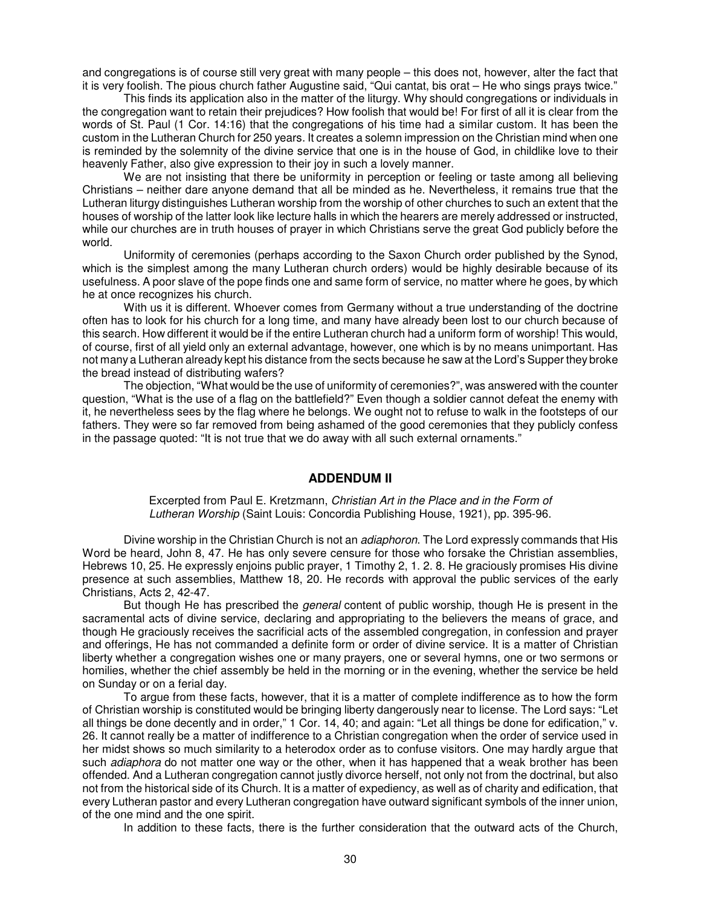and congregations is of course still very great with many people – this does not, however, alter the fact that it is very foolish. The pious church father Augustine said, "Qui cantat, bis orat – He who sings prays twice."

This finds its application also in the matter of the liturgy. Why should congregations or individuals in the congregation want to retain their prejudices? How foolish that would be! For first of all it is clear from the words of St. Paul (1 Cor. 14:16) that the congregations of his time had a similar custom. It has been the custom in the Lutheran Church for 250 years. It creates a solemn impression on the Christian mind when one is reminded by the solemnity of the divine service that one is in the house of God, in childlike love to their heavenly Father, also give expression to their joy in such a lovely manner.

We are not insisting that there be uniformity in perception or feeling or taste among all believing Christians – neither dare anyone demand that all be minded as he. Nevertheless, it remains true that the Lutheran liturgy distinguishes Lutheran worship from the worship of other churches to such an extent that the houses of worship of the latter look like lecture halls in which the hearers are merely addressed or instructed, while our churches are in truth houses of prayer in which Christians serve the great God publicly before the world.

Uniformity of ceremonies (perhaps according to the Saxon Church order published by the Synod, which is the simplest among the many Lutheran church orders) would be highly desirable because of its usefulness. A poor slave of the pope finds one and same form of service, no matter where he goes, by which he at once recognizes his church.

With us it is different. Whoever comes from Germany without a true understanding of the doctrine often has to look for his church for a long time, and many have already been lost to our church because of this search. How different it would be if the entire Lutheran church had a uniform form of worship! This would, of course, first of all yield only an external advantage, however, one which is by no means unimportant. Has not many a Lutheran already kept his distance from the sects because he saw at the Lord's Supper they broke the bread instead of distributing wafers?

The objection, "What would be the use of uniformity of ceremonies?", was answered with the counter question, "What is the use of a flag on the battlefield?" Even though a soldier cannot defeat the enemy with it, he nevertheless sees by the flag where he belongs. We ought not to refuse to walk in the footsteps of our fathers. They were so far removed from being ashamed of the good ceremonies that they publicly confess in the passage quoted: "It is not true that we do away with all such external ornaments."

## ADDENDUM II

Excerpted from Paul E. Kretzmann, *Christian Art in the Place and in the Form of Lutheran Worship* (Saint Louis: Concordia Publishing House, 1921), pp. 395-96.

Divine worship in the Christian Church is not an *adiaphoron*. The Lord expressly commands that His Word be heard, John 8, 47. He has only severe censure for those who forsake the Christian assemblies, Hebrews 10, 25. He expressly enjoins public prayer, 1 Timothy 2, 1. 2. 8. He graciously promises His divine presence at such assemblies, Matthew 18, 20. He records with approval the public services of the early Christians, Acts 2, 42-47.

But though He has prescribed the *general* content of public worship, though He is present in the sacramental acts of divine service, declaring and appropriating to the believers the means of grace, and though He graciously receives the sacrificial acts of the assembled congregation, in confession and prayer and offerings, He has not commanded a definite form or order of divine service. It is a matter of Christian liberty whether a congregation wishes one or many prayers, one or several hymns, one or two sermons or homilies, whether the chief assembly be held in the morning or in the evening, whether the service be held on Sunday or on a ferial day.

To argue from these facts, however, that it is a matter of complete indifference as to how the form of Christian worship is constituted would be bringing liberty dangerously near to license. The Lord says: "Let all things be done decently and in order," 1 Cor. 14, 40; and again: "Let all things be done for edification," v. 26. It cannot really be a matter of indifference to a Christian congregation when the order of service used in her midst shows so much similarity to a heterodox order as to confuse visitors. One may hardly argue that such *adiaphora* do not matter one way or the other, when it has happened that a weak brother has been offended. And a Lutheran congregation cannot justly divorce herself, not only not from the doctrinal, but also not from the historical side of its Church. It is a matter of expediency, as well as of charity and edification, that every Lutheran pastor and every Lutheran congregation have outward significant symbols of the inner union, of the one mind and the one spirit.

In addition to these facts, there is the further consideration that the outward acts of the Church,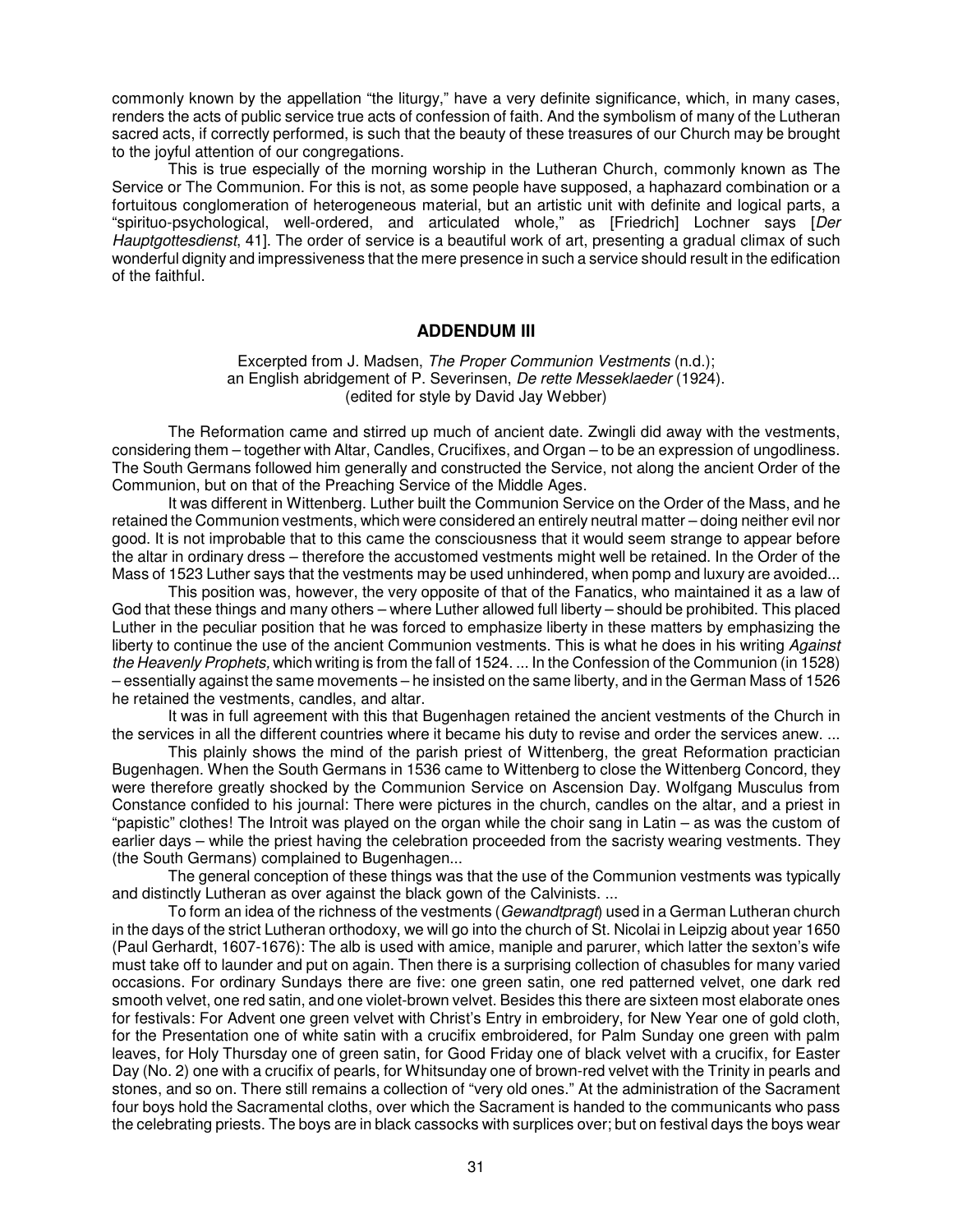commonly known by the appellation "the liturgy," have a very definite significance, which, in many cases, renders the acts of public service true acts of confession of faith. And the symbolism of many of the Lutheran sacred acts, if correctly performed, is such that the beauty of these treasures of our Church may be brought to the joyful attention of our congregations.

This is true especially of the morning worship in the Lutheran Church, commonly known as The Service or The Communion. For this is not, as some people have supposed, a haphazard combination or a fortuitous conglomeration of heterogeneous material, but an artistic unit with definite and logical parts, a "spirituo-psychological, well-ordered, and articulated whole," as [Friedrich] Lochner says [*Der Hauptgottesdienst*, 41]. The order of service is a beautiful work of art, presenting a gradual climax of such wonderful dignity and impressiveness that the mere presence in such a service should result in the edification of the faithful.

## ADDENDUM III

Excerpted from J. Madsen, *The Proper Communion Vestments* (n.d.);
an English abridgement of P. Severinsen, *De rette Messeklaeder* (1924).
(edited for style by David Jay Webber)

The Reformation came and stirred up much of ancient date. Zwingli did away with the vestments, considering them – together with Altar, Candles, Crucifixes, and Organ – to be an expression of ungodliness. The South Germans followed him generally and constructed the Service, not along the ancient Order of the Communion, but on that of the Preaching Service of the Middle Ages.

It was different in Wittenberg. Luther built the Communion Service on the Order of the Mass, and he retained the Communion vestments, which were considered an entirely neutral matter – doing neither evil nor good. It is not improbable that to this came the consciousness that it would seem strange to appear before the altar in ordinary dress – therefore the accustomed vestments might well be retained. In the Order of the Mass of 1523 Luther says that the vestments may be used unhindered, when pomp and luxury are avoided...

This position was, however, the very opposite of that of the Fanatics, who maintained it as a law of God that these things and many others – where Luther allowed full liberty – should be prohibited. This placed Luther in the peculiar position that he was forced to emphasize liberty in these matters by emphasizing the liberty to continue the use of the ancient Communion vestments. This is what he does in his writing *Against the Heavenly Prophets,* which writing is from the fall of 1524. ... In the Confession of the Communion (in 1528) – essentially against the same movements – he insisted on the same liberty, and in the German Mass of 1526 he retained the vestments, candles, and altar.

It was in full agreement with this that Bugenhagen retained the ancient vestments of the Church in the services in all the different countries where it became his duty to revise and order the services anew. ...

This plainly shows the mind of the parish priest of Wittenberg, the great Reformation practician Bugenhagen. When the South Germans in 1536 came to Wittenberg to close the Wittenberg Concord, they were therefore greatly shocked by the Communion Service on Ascension Day. Wolfgang Musculus from Constance confided to his journal: There were pictures in the church, candles on the altar, and a priest in "papistic" clothes! The Introit was played on the organ while the choir sang in Latin – as was the custom of earlier days – while the priest having the celebration proceeded from the sacristy wearing vestments. They (the South Germans) complained to Bugenhagen...

The general conception of these things was that the use of the Communion vestments was typically and distinctly Lutheran as over against the black gown of the Calvinists. ...

To form an idea of the richness of the vestments (*Gewandtpragt*) used in a German Lutheran church in the days of the strict Lutheran orthodoxy, we will go into the church of St. Nicolai in Leipzig about year 1650 (Paul Gerhardt, 1607-1676): The alb is used with amice, maniple and parurer, which latter the sexton's wife must take off to launder and put on again. Then there is a surprising collection of chasubles for many varied occasions. For ordinary Sundays there are five: one green satin, one red patterned velvet, one dark red smooth velvet, one red satin, and one violet-brown velvet. Besides this there are sixteen most elaborate ones for festivals: For Advent one green velvet with Christ's Entry in embroidery, for New Year one of gold cloth, for the Presentation one of white satin with a crucifix embroidered, for Palm Sunday one green with palm leaves, for Holy Thursday one of green satin, for Good Friday one of black velvet with a crucifix, for Easter Day (No. 2) one with a crucifix of pearls, for Whitsunday one of brown-red velvet with the Trinity in pearls and stones, and so on. There still remains a collection of "very old ones." At the administration of the Sacrament four boys hold the Sacramental cloths, over which the Sacrament is handed to the communicants who pass the celebrating priests. The boys are in black cassocks with surplices over; but on festival days the boys wear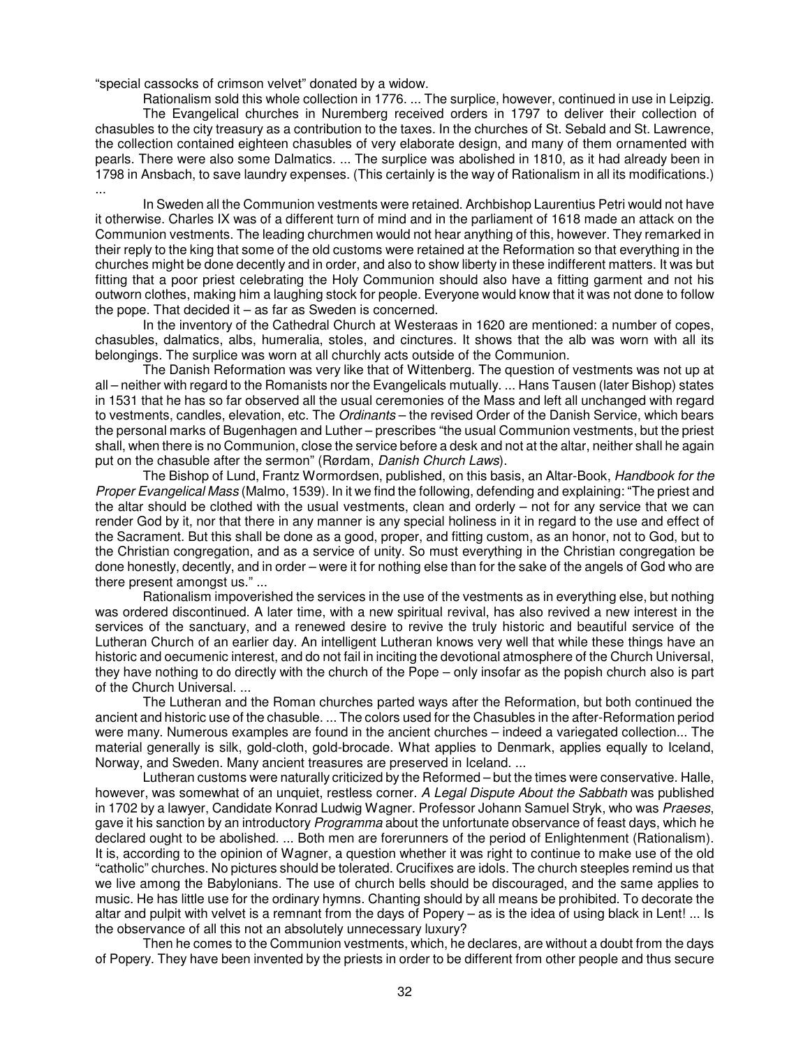"special cassocks of crimson velvet" donated by a widow.

Rationalism sold this whole collection in 1776. ... The surplice, however, continued in use in Leipzig.

The Evangelical churches in Nuremberg received orders in 1797 to deliver their collection of chasubles to the city treasury as a contribution to the taxes. In the churches of St. Sebald and St. Lawrence, the collection contained eighteen chasubles of very elaborate design, and many of them ornamented with pearls. There were also some Dalmatics. ... The surplice was abolished in 1810, as it had already been in 1798 in Ansbach, to save laundry expenses. (This certainly is the way of Rationalism in all its modifications.) ...

In Sweden all the Communion vestments were retained. Archbishop Laurentius Petri would not have it otherwise. Charles IX was of a different turn of mind and in the parliament of 1618 made an attack on the Communion vestments. The leading churchmen would not hear anything of this, however. They remarked in their reply to the king that some of the old customs were retained at the Reformation so that everything in the churches might be done decently and in order, and also to show liberty in these indifferent matters. It was but fitting that a poor priest celebrating the Holy Communion should also have a fitting garment and not his outworn clothes, making him a laughing stock for people. Everyone would know that it was not done to follow the pope. That decided it – as far as Sweden is concerned.

In the inventory of the Cathedral Church at Westeraas in 1620 are mentioned: a number of copes, chasubles, dalmatics, albs, humeralia, stoles, and cinctures. It shows that the alb was worn with all its belongings. The surplice was worn at all churchly acts outside of the Communion.

The Danish Reformation was very like that of Wittenberg. The question of vestments was not up at all – neither with regard to the Romanists nor the Evangelicals mutually. ... Hans Tausen (later Bishop) states in 1531 that he has so far observed all the usual ceremonies of the Mass and left all unchanged with regard to vestments, candles, elevation, etc. The *Ordinants* – the revised Order of the Danish Service, which bears the personal marks of Bugenhagen and Luther – prescribes "the usual Communion vestments, but the priest shall, when there is no Communion, close the service before a desk and not at the altar, neither shall he again put on the chasuble after the sermon" (Rørdam, *Danish Church Laws*).

The Bishop of Lund, Frantz Wormordsen, published, on this basis, an Altar-Book, *Handbook for the Proper Evangelical Mass* (Malmo, 1539). In it we find the following, defending and explaining: "The priest and the altar should be clothed with the usual vestments, clean and orderly – not for any service that we can render God by it, nor that there in any manner is any special holiness in it in regard to the use and effect of the Sacrament. But this shall be done as a good, proper, and fitting custom, as an honor, not to God, but to the Christian congregation, and as a service of unity. So must everything in the Christian congregation be done honestly, decently, and in order – were it for nothing else than for the sake of the angels of God who are there present amongst us." ...

Rationalism impoverished the services in the use of the vestments as in everything else, but nothing was ordered discontinued. A later time, with a new spiritual revival, has also revived a new interest in the services of the sanctuary, and a renewed desire to revive the truly historic and beautiful service of the Lutheran Church of an earlier day. An intelligent Lutheran knows very well that while these things have an historic and oecumenic interest, and do not fail in inciting the devotional atmosphere of the Church Universal, they have nothing to do directly with the church of the Pope – only insofar as the popish church also is part of the Church Universal. ...

The Lutheran and the Roman churches parted ways after the Reformation, but both continued the ancient and historic use of the chasuble. ... The colors used for the Chasubles in the after-Reformation period were many. Numerous examples are found in the ancient churches – indeed a variegated collection... The material generally is silk, gold-cloth, gold-brocade. What applies to Denmark, applies equally to Iceland, Norway, and Sweden. Many ancient treasures are preserved in Iceland. ...

Lutheran customs were naturally criticized by the Reformed – but the times were conservative. Halle, however, was somewhat of an unquiet, restless corner. *A Legal Dispute About the Sabbath* was published in 1702 by a lawyer, Candidate Konrad Ludwig Wagner. Professor Johann Samuel Stryk, who was *Praeses*, gave it his sanction by an introductory *Programma* about the unfortunate observance of feast days, which he declared ought to be abolished. ... Both men are forerunners of the period of Enlightenment (Rationalism). It is, according to the opinion of Wagner, a question whether it was right to continue to make use of the old "catholic" churches. No pictures should be tolerated. Crucifixes are idols. The church steeples remind us that we live among the Babylonians. The use of church bells should be discouraged, and the same applies to music. He has little use for the ordinary hymns. Chanting should by all means be prohibited. To decorate the altar and pulpit with velvet is a remnant from the days of Popery – as is the idea of using black in Lent! ... Is the observance of all this not an absolutely unnecessary luxury?

Then he comes to the Communion vestments, which, he declares, are without a doubt from the days of Popery. They have been invented by the priests in order to be different from other people and thus secure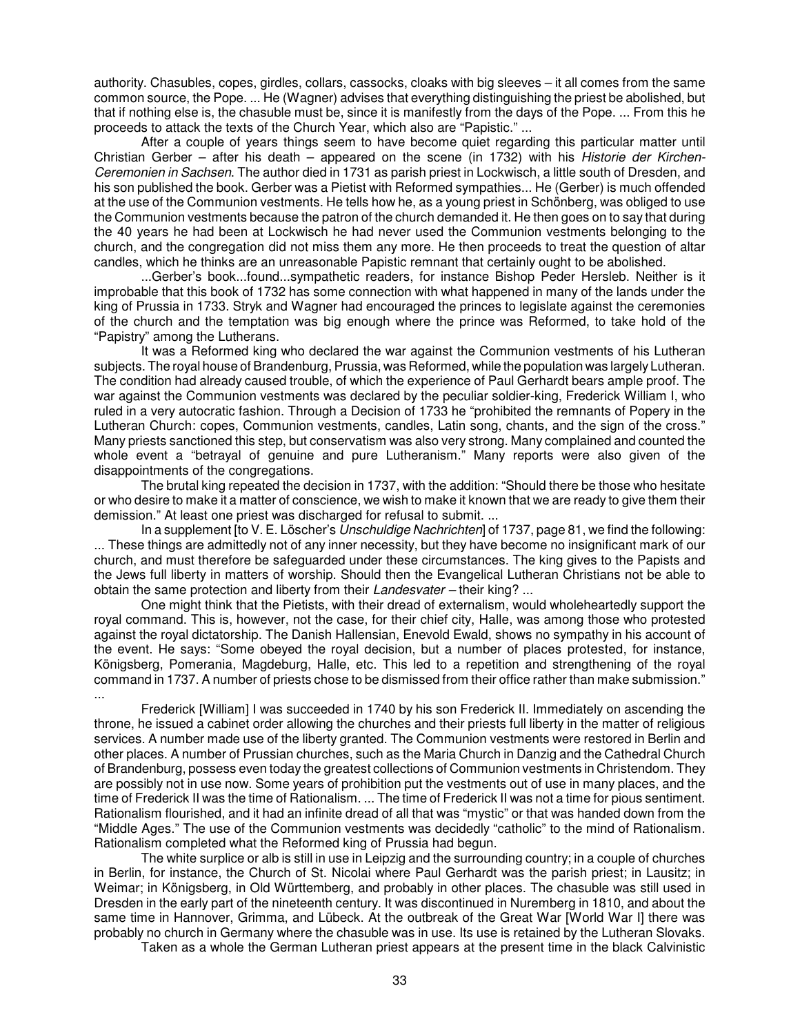authority. Chasubles, copes, girdles, collars, cassocks, cloaks with big sleeves – it all comes from the same common source, the Pope. ... He (Wagner) advises that everything distinguishing the priest be abolished, but that if nothing else is, the chasuble must be, since it is manifestly from the days of the Pope. ... From this he proceeds to attack the texts of the Church Year, which also are "Papistic." ...

After a couple of years things seem to have become quiet regarding this particular matter until Christian Gerber – after his death – appeared on the scene (in 1732) with his *Historie der Kirchen-Ceremonien in Sachsen*. The author died in 1731 as parish priest in Lockwisch, a little south of Dresden, and his son published the book. Gerber was a Pietist with Reformed sympathies... He (Gerber) is much offended at the use of the Communion vestments. He tells how he, as a young priest in Schönberg, was obliged to use the Communion vestments because the patron of the church demanded it. He then goes on to say that during the 40 years he had been at Lockwisch he had never used the Communion vestments belonging to the church, and the congregation did not miss them any more. He then proceeds to treat the question of altar candles, which he thinks are an unreasonable Papistic remnant that certainly ought to be abolished.

...Gerber's book...found...sympathetic readers, for instance Bishop Peder Hersleb. Neither is it improbable that this book of 1732 has some connection with what happened in many of the lands under the king of Prussia in 1733. Stryk and Wagner had encouraged the princes to legislate against the ceremonies of the church and the temptation was big enough where the prince was Reformed, to take hold of the "Papistry" among the Lutherans.

It was a Reformed king who declared the war against the Communion vestments of his Lutheran subjects. The royal house of Brandenburg, Prussia, was Reformed, while the population was largely Lutheran. The condition had already caused trouble, of which the experience of Paul Gerhardt bears ample proof. The war against the Communion vestments was declared by the peculiar soldier-king, Frederick William I, who ruled in a very autocratic fashion. Through a Decision of 1733 he "prohibited the remnants of Popery in the Lutheran Church: copes, Communion vestments, candles, Latin song, chants, and the sign of the cross." Many priests sanctioned this step, but conservatism was also very strong. Many complained and counted the whole event a "betrayal of genuine and pure Lutheranism." Many reports were also given of the disappointments of the congregations.

The brutal king repeated the decision in 1737, with the addition: "Should there be those who hesitate or who desire to make it a matter of conscience, we wish to make it known that we are ready to give them their demission." At least one priest was discharged for refusal to submit. ...

In a supplement [to V. E. Löscher's *Unschuldige Nachrichten*] of 1737, page 81, we find the following: ... These things are admittedly not of any inner necessity, but they have become no insignificant mark of our church, and must therefore be safeguarded under these circumstances. The king gives to the Papists and the Jews full liberty in matters of worship. Should then the Evangelical Lutheran Christians not be able to obtain the same protection and liberty from their *Landesvater* – their king? ...

One might think that the Pietists, with their dread of externalism, would wholeheartedly support the royal command. This is, however, not the case, for their chief city, Halle, was among those who protested against the royal dictatorship. The Danish Hallensian, Enevold Ewald, shows no sympathy in his account of the event. He says: "Some obeyed the royal decision, but a number of places protested, for instance, Königsberg, Pomerania, Magdeburg, Halle, etc. This led to a repetition and strengthening of the royal command in 1737. A number of priests chose to be dismissed from their office rather than make submission." ...

Frederick [William] I was succeeded in 1740 by his son Frederick II. Immediately on ascending the throne, he issued a cabinet order allowing the churches and their priests full liberty in the matter of religious services. A number made use of the liberty granted. The Communion vestments were restored in Berlin and other places. A number of Prussian churches, such as the Maria Church in Danzig and the Cathedral Church of Brandenburg, possess even today the greatest collections of Communion vestments in Christendom. They are possibly not in use now. Some years of prohibition put the vestments out of use in many places, and the time of Frederick II was the time of Rationalism. ... The time of Frederick II was not a time for pious sentiment. Rationalism flourished, and it had an infinite dread of all that was "mystic" or that was handed down from the "Middle Ages." The use of the Communion vestments was decidedly "catholic" to the mind of Rationalism. Rationalism completed what the Reformed king of Prussia had begun.

The white surplice or alb is still in use in Leipzig and the surrounding country; in a couple of churches in Berlin, for instance, the Church of St. Nicolai where Paul Gerhardt was the parish priest; in Lausitz; in Weimar; in Königsberg, in Old Württemberg, and probably in other places. The chasuble was still used in Dresden in the early part of the nineteenth century. It was discontinued in Nuremberg in 1810, and about the same time in Hannover, Grimma, and Lübeck. At the outbreak of the Great War [World War I] there was probably no church in Germany where the chasuble was in use. Its use is retained by the Lutheran Slovaks.

Taken as a whole the German Lutheran priest appears at the present time in the black Calvinistic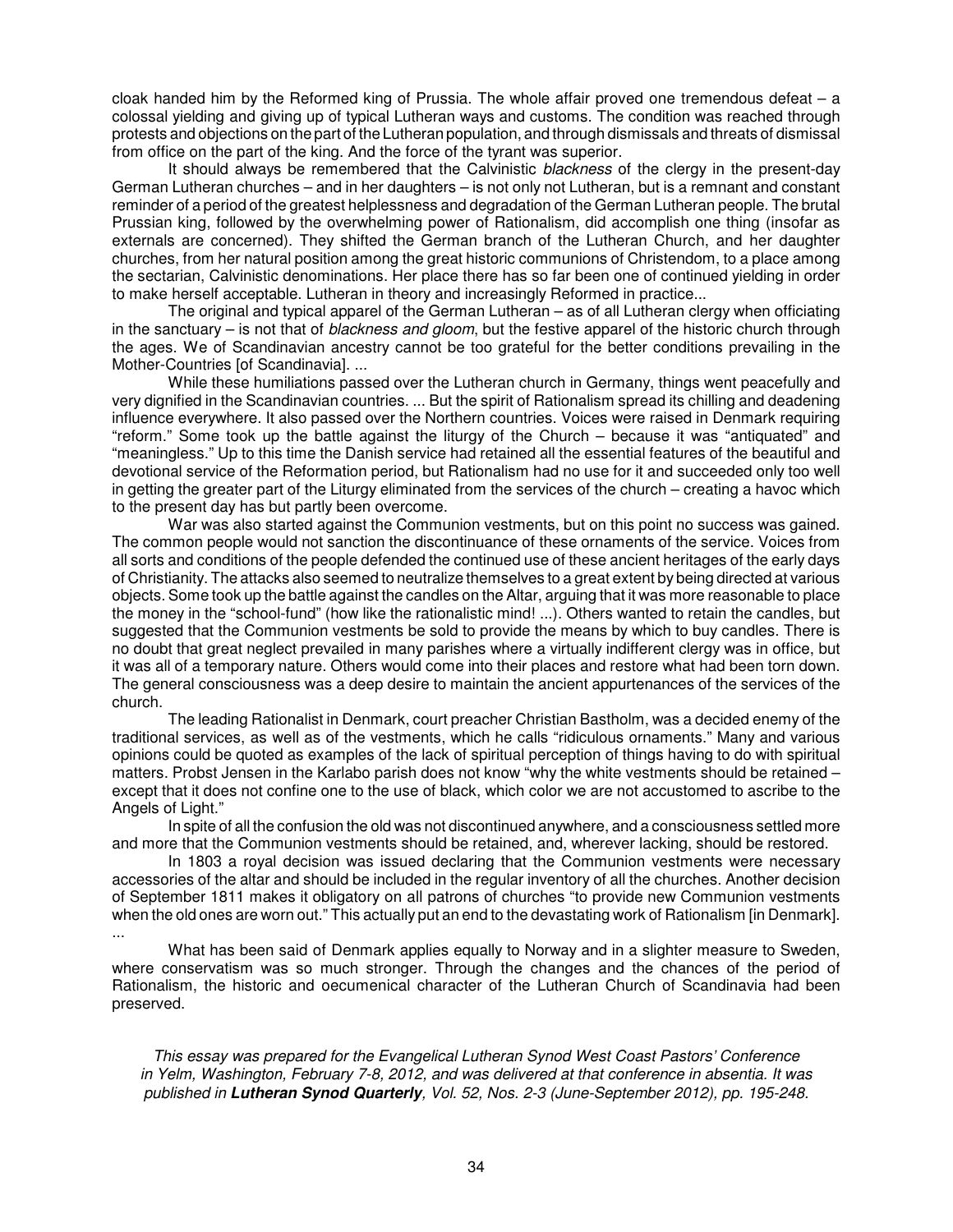cloak handed him by the Reformed king of Prussia. The whole affair proved one tremendous defeat – a colossal yielding and giving up of typical Lutheran ways and customs. The condition was reached through protests and objections on the part of the Lutheran population, and through dismissals and threats of dismissal from office on the part of the king. And the force of the tyrant was superior.

It should always be remembered that the Calvinistic *blackness* of the clergy in the present-day German Lutheran churches – and in her daughters – is not only not Lutheran, but is a remnant and constant reminder of a period of the greatest helplessness and degradation of the German Lutheran people. The brutal Prussian king, followed by the overwhelming power of Rationalism, did accomplish one thing (insofar as externals are concerned). They shifted the German branch of the Lutheran Church, and her daughter churches, from her natural position among the great historic communions of Christendom, to a place among the sectarian, Calvinistic denominations. Her place there has so far been one of continued yielding in order to make herself acceptable. Lutheran in theory and increasingly Reformed in practice...

The original and typical apparel of the German Lutheran – as of all Lutheran clergy when officiating in the sanctuary – is not that of *blackness and gloom*, but the festive apparel of the historic church through the ages. We of Scandinavian ancestry cannot be too grateful for the better conditions prevailing in the Mother-Countries [of Scandinavia]. ...

While these humiliations passed over the Lutheran church in Germany, things went peacefully and very dignified in the Scandinavian countries. ... But the spirit of Rationalism spread its chilling and deadening influence everywhere. It also passed over the Northern countries. Voices were raised in Denmark requiring "reform." Some took up the battle against the liturgy of the Church – because it was "antiquated" and "meaningless." Up to this time the Danish service had retained all the essential features of the beautiful and devotional service of the Reformation period, but Rationalism had no use for it and succeeded only too well in getting the greater part of the Liturgy eliminated from the services of the church – creating a havoc which to the present day has but partly been overcome.

War was also started against the Communion vestments, but on this point no success was gained. The common people would not sanction the discontinuance of these ornaments of the service. Voices from all sorts and conditions of the people defended the continued use of these ancient heritages of the early days of Christianity. The attacks also seemed to neutralize themselves to a great extent by being directed at various objects. Some took up the battle against the candles on the Altar, arguing that it was more reasonable to place the money in the "school-fund" (how like the rationalistic mind! ...). Others wanted to retain the candles, but suggested that the Communion vestments be sold to provide the means by which to buy candles. There is no doubt that great neglect prevailed in many parishes where a virtually indifferent clergy was in office, but it was all of a temporary nature. Others would come into their places and restore what had been torn down. The general consciousness was a deep desire to maintain the ancient appurtenances of the services of the church.

The leading Rationalist in Denmark, court preacher Christian Bastholm, was a decided enemy of the traditional services, as well as of the vestments, which he calls "ridiculous ornaments." Many and various opinions could be quoted as examples of the lack of spiritual perception of things having to do with spiritual matters. Probst Jensen in the Karlabo parish does not know "why the white vestments should be retained – except that it does not confine one to the use of black, which color we are not accustomed to ascribe to the Angels of Light."

In spite of all the confusion the old was not discontinued anywhere, and a consciousness settled more and more that the Communion vestments should be retained, and, wherever lacking, should be restored.

In 1803 a royal decision was issued declaring that the Communion vestments were necessary accessories of the altar and should be included in the regular inventory of all the churches. Another decision of September 1811 makes it obligatory on all patrons of churches "to provide new Communion vestments when the old ones are worn out." This actually put an end to the devastating work of Rationalism [in Denmark]. ...

What has been said of Denmark applies equally to Norway and in a slighter measure to Sweden, where conservatism was so much stronger. Through the changes and the chances of the period of Rationalism, the historic and oecumenical character of the Lutheran Church of Scandinavia had been preserved.

*This essay was prepared for the Evangelical Lutheran Synod West Coast Pastors' Conference in Yelm, Washington, February 7-8, 2012, and was delivered at that conference in absentia. It was published in* ***Lutheran Synod Quarterly****, Vol. 52, Nos. 2-3 (June-September 2012), pp. 195-248.*